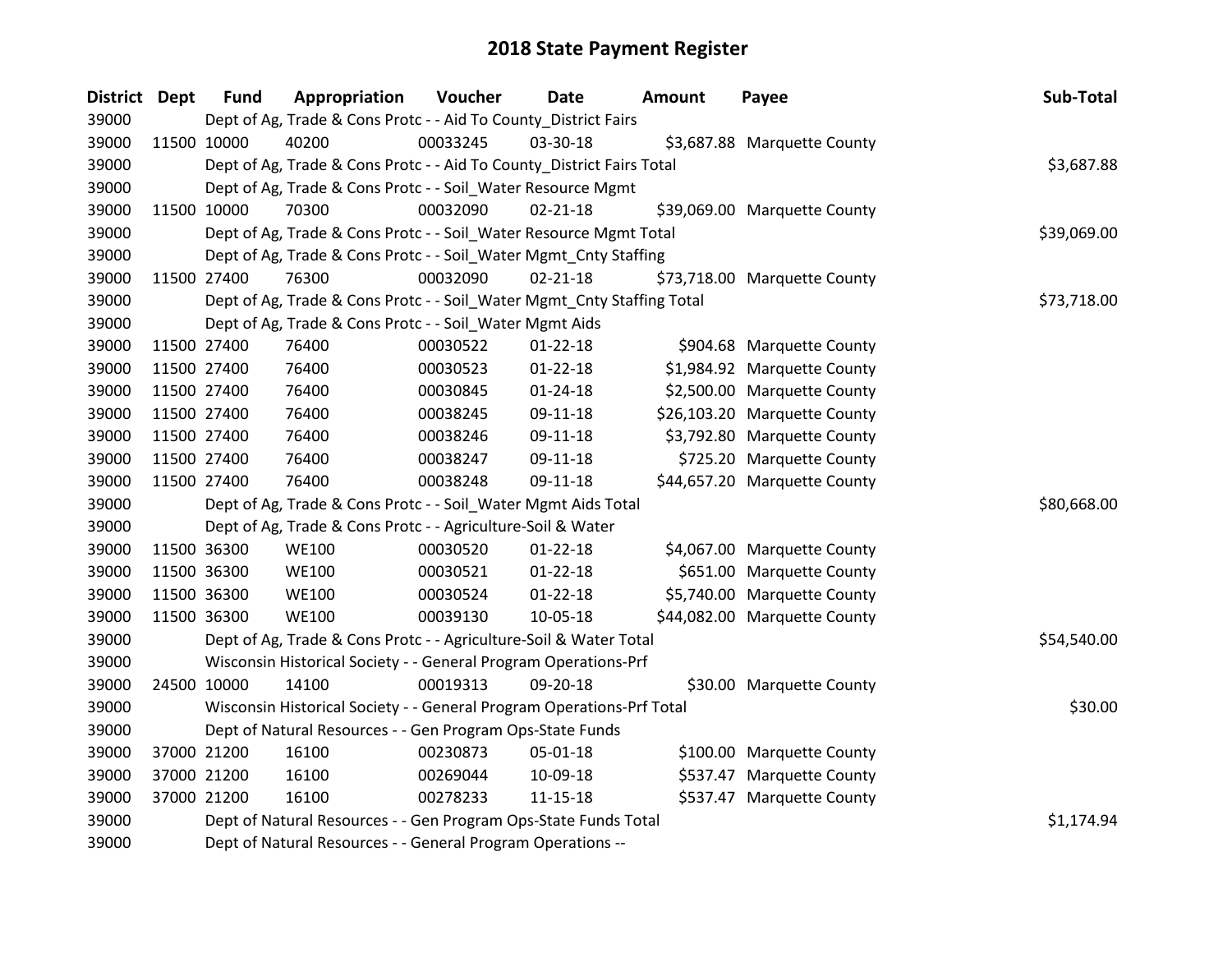# 2018 State Payment Register

| District | Dept | Fund | Appropriation | Voucher | Date | Amount | Payee | Sub-Total |
|---|---|---|---|---|---|---|---|---|
| 39000 | | Dept of Ag, Trade & Cons Protc - - Aid To County_District Fairs | | | | | | |
| 39000 | 11500 | 10000 | 40200 | 00033245 | 03-30-18 | $3,687.88 | Marquette County | |
| 39000 | | Dept of Ag, Trade & Cons Protc - - Aid To County_District Fairs Total | | | | | | $3,687.88 |
| 39000 | | Dept of Ag, Trade & Cons Protc - - Soil_Water Resource Mgmt | | | | | | |
| 39000 | 11500 | 10000 | 70300 | 00032090 | 02-21-18 | $39,069.00 | Marquette County | |
| 39000 | | Dept of Ag, Trade & Cons Protc - - Soil_Water Resource Mgmt Total | | | | | | $39,069.00 |
| 39000 | | Dept of Ag, Trade & Cons Protc - - Soil_Water Mgmt_Cnty Staffing | | | | | | |
| 39000 | 11500 | 27400 | 76300 | 00032090 | 02-21-18 | $73,718.00 | Marquette County | |
| 39000 | | Dept of Ag, Trade & Cons Protc - - Soil_Water Mgmt_Cnty Staffing Total | | | | | | $73,718.00 |
| 39000 | | Dept of Ag, Trade & Cons Protc - - Soil_Water Mgmt Aids | | | | | | |
| 39000 | 11500 | 27400 | 76400 | 00030522 | 01-22-18 | $904.68 | Marquette County | |
| 39000 | 11500 | 27400 | 76400 | 00030523 | 01-22-18 | $1,984.92 | Marquette County | |
| 39000 | 11500 | 27400 | 76400 | 00030845 | 01-24-18 | $2,500.00 | Marquette County | |
| 39000 | 11500 | 27400 | 76400 | 00038245 | 09-11-18 | $26,103.20 | Marquette County | |
| 39000 | 11500 | 27400 | 76400 | 00038246 | 09-11-18 | $3,792.80 | Marquette County | |
| 39000 | 11500 | 27400 | 76400 | 00038247 | 09-11-18 | $725.20 | Marquette County | |
| 39000 | 11500 | 27400 | 76400 | 00038248 | 09-11-18 | $44,657.20 | Marquette County | |
| 39000 | | Dept of Ag, Trade & Cons Protc - - Soil_Water Mgmt Aids Total | | | | | | $80,668.00 |
| 39000 | | Dept of Ag, Trade & Cons Protc - - Agriculture-Soil & Water | | | | | | |
| 39000 | 11500 | 36300 | WE100 | 00030520 | 01-22-18 | $4,067.00 | Marquette County | |
| 39000 | 11500 | 36300 | WE100 | 00030521 | 01-22-18 | $651.00 | Marquette County | |
| 39000 | 11500 | 36300 | WE100 | 00030524 | 01-22-18 | $5,740.00 | Marquette County | |
| 39000 | 11500 | 36300 | WE100 | 00039130 | 10-05-18 | $44,082.00 | Marquette County | |
| 39000 | | Dept of Ag, Trade & Cons Protc - - Agriculture-Soil & Water Total | | | | | | $54,540.00 |
| 39000 | | Wisconsin Historical Society - - General Program Operations-Prf | | | | | | |
| 39000 | 24500 | 10000 | 14100 | 00019313 | 09-20-18 | $30.00 | Marquette County | |
| 39000 | | Wisconsin Historical Society - - General Program Operations-Prf Total | | | | | | $30.00 |
| 39000 | | Dept of Natural Resources - - Gen Program Ops-State Funds | | | | | | |
| 39000 | 37000 | 21200 | 16100 | 00230873 | 05-01-18 | $100.00 | Marquette County | |
| 39000 | 37000 | 21200 | 16100 | 00269044 | 10-09-18 | $537.47 | Marquette County | |
| 39000 | 37000 | 21200 | 16100 | 00278233 | 11-15-18 | $537.47 | Marquette County | |
| 39000 | | Dept of Natural Resources - - Gen Program Ops-State Funds Total | | | | | | $1,174.94 |
| 39000 | | Dept of Natural Resources - - General Program Operations -- | | | | | | |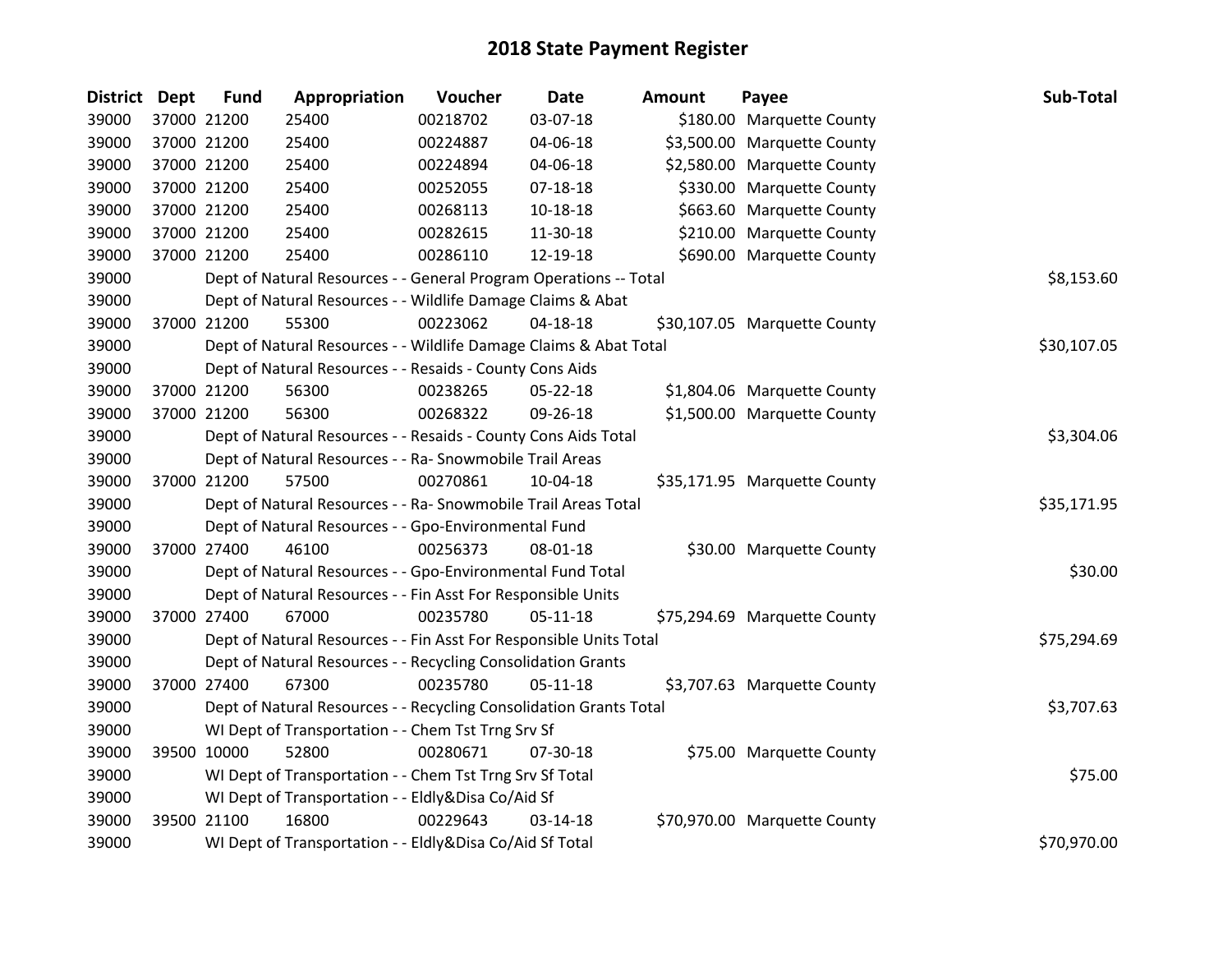# 2018 State Payment Register

| District | Dept | Fund | Appropriation | Voucher | Date | Amount | Payee | Sub-Total |
|---|---|---|---|---|---|---|---|---|
| 39000 | 37000 | 21200 | 25400 | 00218702 | 03-07-18 | $180.00 | Marquette County | |
| 39000 | 37000 | 21200 | 25400 | 00224887 | 04-06-18 | $3,500.00 | Marquette County | |
| 39000 | 37000 | 21200 | 25400 | 00224894 | 04-06-18 | $2,580.00 | Marquette County | |
| 39000 | 37000 | 21200 | 25400 | 00252055 | 07-18-18 | $330.00 | Marquette County | |
| 39000 | 37000 | 21200 | 25400 | 00268113 | 10-18-18 | $663.60 | Marquette County | |
| 39000 | 37000 | 21200 | 25400 | 00282615 | 11-30-18 | $210.00 | Marquette County | |
| 39000 | 37000 | 21200 | 25400 | 00286110 | 12-19-18 | $690.00 | Marquette County | |
| 39000 | | Dept of Natural Resources - - General Program Operations -- Total | | | | | | $8,153.60 |
| 39000 | | Dept of Natural Resources - - Wildlife Damage Claims & Abat | | | | | | |
| 39000 | 37000 | 21200 | 55300 | 00223062 | 04-18-18 | $30,107.05 | Marquette County | |
| 39000 | | Dept of Natural Resources - - Wildlife Damage Claims & Abat Total | | | | | | $30,107.05 |
| 39000 | | Dept of Natural Resources - - Resaids - County Cons Aids | | | | | | |
| 39000 | 37000 | 21200 | 56300 | 00238265 | 05-22-18 | $1,804.06 | Marquette County | |
| 39000 | 37000 | 21200 | 56300 | 00268322 | 09-26-18 | $1,500.00 | Marquette County | |
| 39000 | | Dept of Natural Resources - - Resaids - County Cons Aids Total | | | | | | $3,304.06 |
| 39000 | | Dept of Natural Resources - - Ra- Snowmobile Trail Areas | | | | | | |
| 39000 | 37000 | 21200 | 57500 | 00270861 | 10-04-18 | $35,171.95 | Marquette County | |
| 39000 | | Dept of Natural Resources - - Ra- Snowmobile Trail Areas Total | | | | | | $35,171.95 |
| 39000 | | Dept of Natural Resources - - Gpo-Environmental Fund | | | | | | |
| 39000 | 37000 | 27400 | 46100 | 00256373 | 08-01-18 | $30.00 | Marquette County | |
| 39000 | | Dept of Natural Resources - - Gpo-Environmental Fund Total | | | | | | $30.00 |
| 39000 | | Dept of Natural Resources - - Fin Asst For Responsible Units | | | | | | |
| 39000 | 37000 | 27400 | 67000 | 00235780 | 05-11-18 | $75,294.69 | Marquette County | |
| 39000 | | Dept of Natural Resources - - Fin Asst For Responsible Units Total | | | | | | $75,294.69 |
| 39000 | | Dept of Natural Resources - - Recycling Consolidation Grants | | | | | | |
| 39000 | 37000 | 27400 | 67300 | 00235780 | 05-11-18 | $3,707.63 | Marquette County | |
| 39000 | | Dept of Natural Resources - - Recycling Consolidation Grants Total | | | | | | $3,707.63 |
| 39000 | | WI Dept of Transportation - - Chem Tst Trng Srv Sf | | | | | | |
| 39000 | 39500 | 10000 | 52800 | 00280671 | 07-30-18 | $75.00 | Marquette County | |
| 39000 | | WI Dept of Transportation - - Chem Tst Trng Srv Sf Total | | | | | | $75.00 |
| 39000 | | WI Dept of Transportation - - Eldly&Disa Co/Aid Sf | | | | | | |
| 39000 | 39500 | 21100 | 16800 | 00229643 | 03-14-18 | $70,970.00 | Marquette County | |
| 39000 | | WI Dept of Transportation - - Eldly&Disa Co/Aid Sf Total | | | | | | $70,970.00 |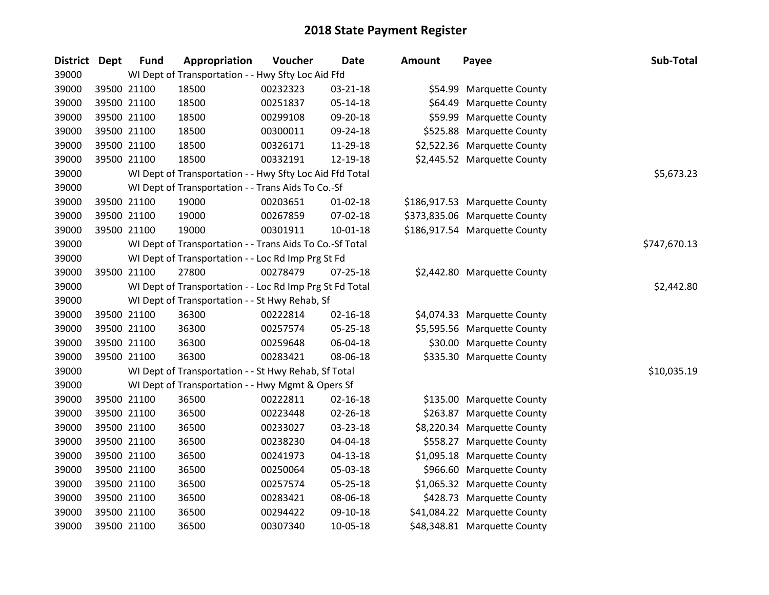# 2018 State Payment Register

| District | Dept | Fund | Appropriation | Voucher | Date | Amount | Payee | Sub-Total |
|---|---|---|---|---|---|---|---|---|
| 39000 | | WI Dept of Transportation - - Hwy Sfty Loc Aid Ffd | | | | | | |
| 39000 | 39500 | 21100 | 18500 | 00232323 | 03-21-18 | $54.99 | Marquette County | |
| 39000 | 39500 | 21100 | 18500 | 00251837 | 05-14-18 | $64.49 | Marquette County | |
| 39000 | 39500 | 21100 | 18500 | 00299108 | 09-20-18 | $59.99 | Marquette County | |
| 39000 | 39500 | 21100 | 18500 | 00300011 | 09-24-18 | $525.88 | Marquette County | |
| 39000 | 39500 | 21100 | 18500 | 00326171 | 11-29-18 | $2,522.36 | Marquette County | |
| 39000 | 39500 | 21100 | 18500 | 00332191 | 12-19-18 | $2,445.52 | Marquette County | |
| 39000 | | WI Dept of Transportation - - Hwy Sfty Loc Aid Ffd Total | | | | | | $5,673.23 |
| 39000 | | WI Dept of Transportation - - Trans Aids To Co.-Sf | | | | | | |
| 39000 | 39500 | 21100 | 19000 | 00203651 | 01-02-18 | $186,917.53 | Marquette County | |
| 39000 | 39500 | 21100 | 19000 | 00267859 | 07-02-18 | $373,835.06 | Marquette County | |
| 39000 | 39500 | 21100 | 19000 | 00301911 | 10-01-18 | $186,917.54 | Marquette County | |
| 39000 | | WI Dept of Transportation - - Trans Aids To Co.-Sf Total | | | | | | $747,670.13 |
| 39000 | | WI Dept of Transportation - - Loc Rd Imp Prg St Fd | | | | | | |
| 39000 | 39500 | 21100 | 27800 | 00278479 | 07-25-18 | $2,442.80 | Marquette County | |
| 39000 | | WI Dept of Transportation - - Loc Rd Imp Prg St Fd Total | | | | | | $2,442.80 |
| 39000 | | WI Dept of Transportation - - St Hwy Rehab, Sf | | | | | | |
| 39000 | 39500 | 21100 | 36300 | 00222814 | 02-16-18 | $4,074.33 | Marquette County | |
| 39000 | 39500 | 21100 | 36300 | 00257574 | 05-25-18 | $5,595.56 | Marquette County | |
| 39000 | 39500 | 21100 | 36300 | 00259648 | 06-04-18 | $30.00 | Marquette County | |
| 39000 | 39500 | 21100 | 36300 | 00283421 | 08-06-18 | $335.30 | Marquette County | |
| 39000 | | WI Dept of Transportation - - St Hwy Rehab, Sf Total | | | | | | $10,035.19 |
| 39000 | | WI Dept of Transportation - - Hwy Mgmt & Opers Sf | | | | | | |
| 39000 | 39500 | 21100 | 36500 | 00222811 | 02-16-18 | $135.00 | Marquette County | |
| 39000 | 39500 | 21100 | 36500 | 00223448 | 02-26-18 | $263.87 | Marquette County | |
| 39000 | 39500 | 21100 | 36500 | 00233027 | 03-23-18 | $8,220.34 | Marquette County | |
| 39000 | 39500 | 21100 | 36500 | 00238230 | 04-04-18 | $558.27 | Marquette County | |
| 39000 | 39500 | 21100 | 36500 | 00241973 | 04-13-18 | $1,095.18 | Marquette County | |
| 39000 | 39500 | 21100 | 36500 | 00250064 | 05-03-18 | $966.60 | Marquette County | |
| 39000 | 39500 | 21100 | 36500 | 00257574 | 05-25-18 | $1,065.32 | Marquette County | |
| 39000 | 39500 | 21100 | 36500 | 00283421 | 08-06-18 | $428.73 | Marquette County | |
| 39000 | 39500 | 21100 | 36500 | 00294422 | 09-10-18 | $41,084.22 | Marquette County | |
| 39000 | 39500 | 21100 | 36500 | 00307340 | 10-05-18 | $48,348.81 | Marquette County | |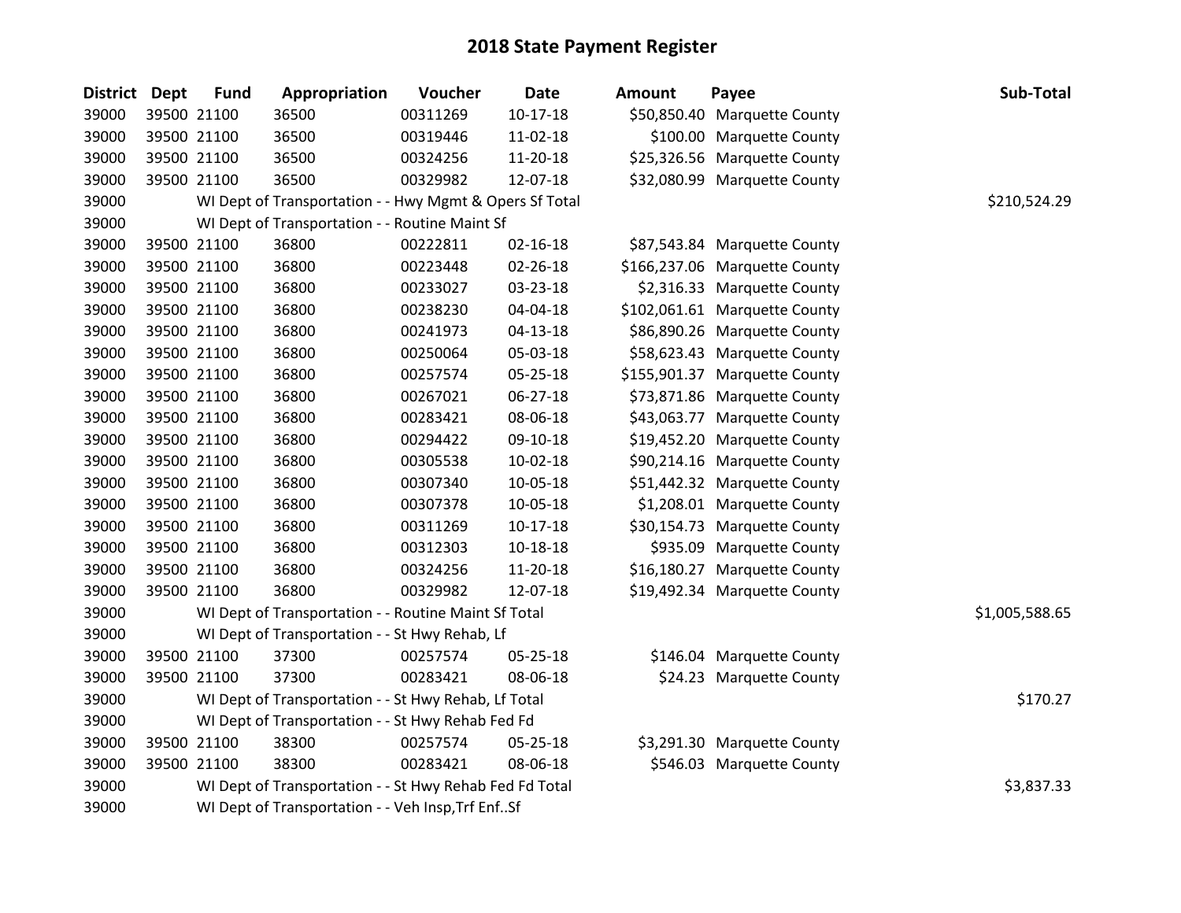# 2018 State Payment Register

| District | Dept | Fund | Appropriation | Voucher | Date | Amount | Payee | Sub-Total |
|---|---|---|---|---|---|---|---|---|
| 39000 | 39500 | 21100 | 36500 | 00311269 | 10-17-18 | $50,850.40 | Marquette County | |
| 39000 | 39500 | 21100 | 36500 | 00319446 | 11-02-18 | $100.00 | Marquette County | |
| 39000 | 39500 | 21100 | 36500 | 00324256 | 11-20-18 | $25,326.56 | Marquette County | |
| 39000 | 39500 | 21100 | 36500 | 00329982 | 12-07-18 | $32,080.99 | Marquette County | |
| 39000 | | WI Dept of Transportation - - Hwy Mgmt & Opers Sf Total | | | | | | $210,524.29 |
| 39000 | | WI Dept of Transportation - - Routine Maint Sf | | | | | | |
| 39000 | 39500 | 21100 | 36800 | 00222811 | 02-16-18 | $87,543.84 | Marquette County | |
| 39000 | 39500 | 21100 | 36800 | 00223448 | 02-26-18 | $166,237.06 | Marquette County | |
| 39000 | 39500 | 21100 | 36800 | 00233027 | 03-23-18 | $2,316.33 | Marquette County | |
| 39000 | 39500 | 21100 | 36800 | 00238230 | 04-04-18 | $102,061.61 | Marquette County | |
| 39000 | 39500 | 21100 | 36800 | 00241973 | 04-13-18 | $86,890.26 | Marquette County | |
| 39000 | 39500 | 21100 | 36800 | 00250064 | 05-03-18 | $58,623.43 | Marquette County | |
| 39000 | 39500 | 21100 | 36800 | 00257574 | 05-25-18 | $155,901.37 | Marquette County | |
| 39000 | 39500 | 21100 | 36800 | 00267021 | 06-27-18 | $73,871.86 | Marquette County | |
| 39000 | 39500 | 21100 | 36800 | 00283421 | 08-06-18 | $43,063.77 | Marquette County | |
| 39000 | 39500 | 21100 | 36800 | 00294422 | 09-10-18 | $19,452.20 | Marquette County | |
| 39000 | 39500 | 21100 | 36800 | 00305538 | 10-02-18 | $90,214.16 | Marquette County | |
| 39000 | 39500 | 21100 | 36800 | 00307340 | 10-05-18 | $51,442.32 | Marquette County | |
| 39000 | 39500 | 21100 | 36800 | 00307378 | 10-05-18 | $1,208.01 | Marquette County | |
| 39000 | 39500 | 21100 | 36800 | 00311269 | 10-17-18 | $30,154.73 | Marquette County | |
| 39000 | 39500 | 21100 | 36800 | 00312303 | 10-18-18 | $935.09 | Marquette County | |
| 39000 | 39500 | 21100 | 36800 | 00324256 | 11-20-18 | $16,180.27 | Marquette County | |
| 39000 | 39500 | 21100 | 36800 | 00329982 | 12-07-18 | $19,492.34 | Marquette County | |
| 39000 | | WI Dept of Transportation - - Routine Maint Sf Total | | | | | | $1,005,588.65 |
| 39000 | | WI Dept of Transportation - - St Hwy Rehab, Lf | | | | | | |
| 39000 | 39500 | 21100 | 37300 | 00257574 | 05-25-18 | $146.04 | Marquette County | |
| 39000 | 39500 | 21100 | 37300 | 00283421 | 08-06-18 | $24.23 | Marquette County | |
| 39000 | | WI Dept of Transportation - - St Hwy Rehab, Lf Total | | | | | | $170.27 |
| 39000 | | WI Dept of Transportation - - St Hwy Rehab Fed Fd | | | | | | |
| 39000 | 39500 | 21100 | 38300 | 00257574 | 05-25-18 | $3,291.30 | Marquette County | |
| 39000 | 39500 | 21100 | 38300 | 00283421 | 08-06-18 | $546.03 | Marquette County | |
| 39000 | | WI Dept of Transportation - - St Hwy Rehab Fed Fd Total | | | | | | $3,837.33 |
| 39000 | | WI Dept of Transportation - - Veh Insp,Trf Enf..Sf | | | | | | |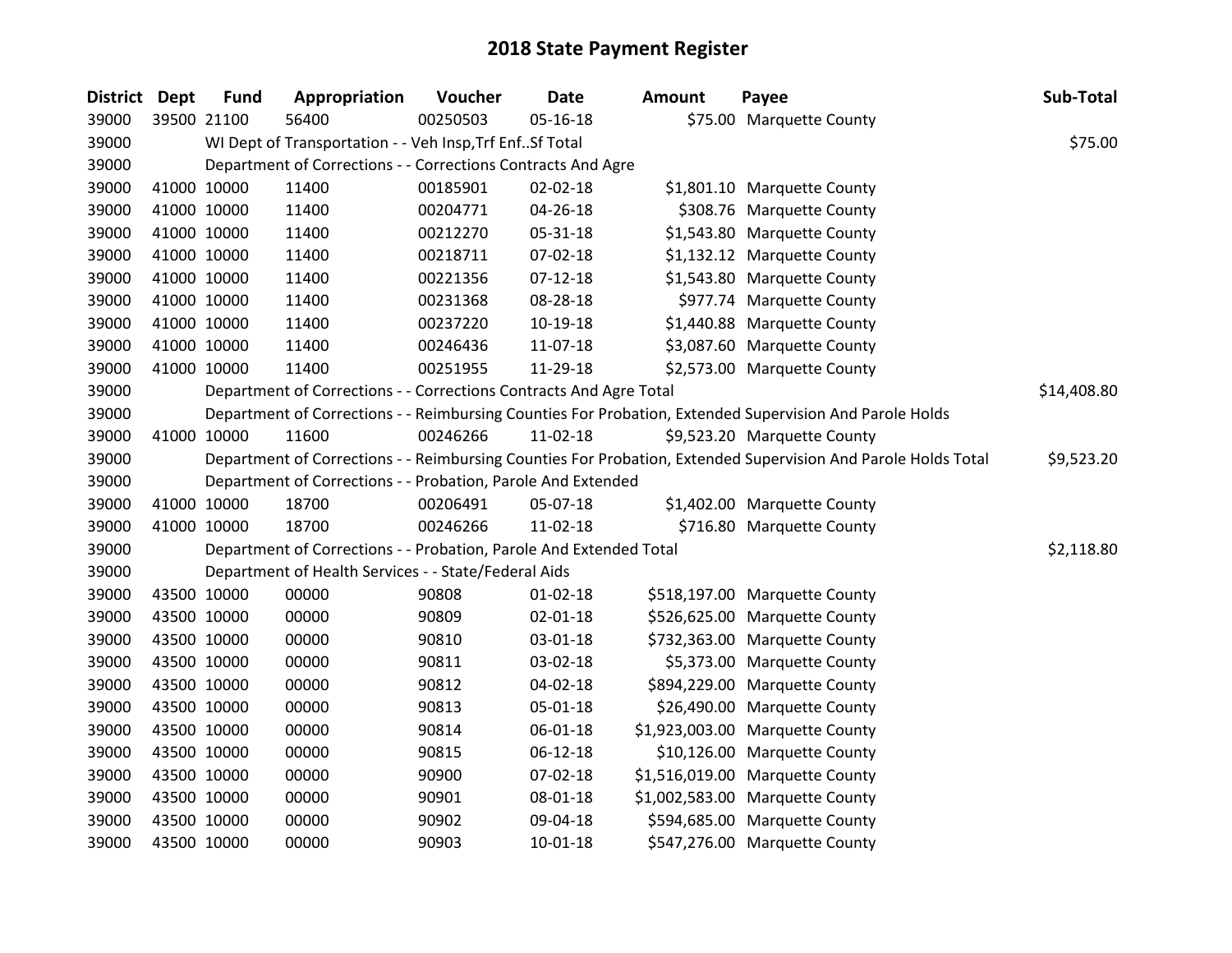# 2018 State Payment Register

| District | Dept | Fund | Appropriation | Voucher | Date | Amount | Payee | Sub-Total |
|---|---|---|---|---|---|---|---|---|
| 39000 | 39500 | 21100 | 56400 | 00250503 | 05-16-18 | $75.00 | Marquette County | |
| 39000 | | WI Dept of Transportation - - Veh Insp,Trf Enf..Sf Total | | | | | | $75.00 |
| 39000 | | Department of Corrections - - Corrections Contracts And Agre | | | | | | |
| 39000 | 41000 | 10000 | 11400 | 00185901 | 02-02-18 | $1,801.10 | Marquette County | |
| 39000 | 41000 | 10000 | 11400 | 00204771 | 04-26-18 | $308.76 | Marquette County | |
| 39000 | 41000 | 10000 | 11400 | 00212270 | 05-31-18 | $1,543.80 | Marquette County | |
| 39000 | 41000 | 10000 | 11400 | 00218711 | 07-02-18 | $1,132.12 | Marquette County | |
| 39000 | 41000 | 10000 | 11400 | 00221356 | 07-12-18 | $1,543.80 | Marquette County | |
| 39000 | 41000 | 10000 | 11400 | 00231368 | 08-28-18 | $977.74 | Marquette County | |
| 39000 | 41000 | 10000 | 11400 | 00237220 | 10-19-18 | $1,440.88 | Marquette County | |
| 39000 | 41000 | 10000 | 11400 | 00246436 | 11-07-18 | $3,087.60 | Marquette County | |
| 39000 | 41000 | 10000 | 11400 | 00251955 | 11-29-18 | $2,573.00 | Marquette County | |
| 39000 | | Department of Corrections - - Corrections Contracts And Agre Total | | | | | | $14,408.80 |
| 39000 | | Department of Corrections - - Reimbursing Counties For Probation, Extended Supervision And Parole Holds | | | | | | |
| 39000 | 41000 | 10000 | 11600 | 00246266 | 11-02-18 | $9,523.20 | Marquette County | |
| 39000 | | Department of Corrections - - Reimbursing Counties For Probation, Extended Supervision And Parole Holds Total | | | | | | $9,523.20 |
| 39000 | | Department of Corrections - - Probation, Parole And Extended | | | | | | |
| 39000 | 41000 | 10000 | 18700 | 00206491 | 05-07-18 | $1,402.00 | Marquette County | |
| 39000 | 41000 | 10000 | 18700 | 00246266 | 11-02-18 | $716.80 | Marquette County | |
| 39000 | | Department of Corrections - - Probation, Parole And Extended Total | | | | | | $2,118.80 |
| 39000 | | Department of Health Services - - State/Federal Aids | | | | | | |
| 39000 | 43500 | 10000 | 00000 | 90808 | 01-02-18 | $518,197.00 | Marquette County | |
| 39000 | 43500 | 10000 | 00000 | 90809 | 02-01-18 | $526,625.00 | Marquette County | |
| 39000 | 43500 | 10000 | 00000 | 90810 | 03-01-18 | $732,363.00 | Marquette County | |
| 39000 | 43500 | 10000 | 00000 | 90811 | 03-02-18 | $5,373.00 | Marquette County | |
| 39000 | 43500 | 10000 | 00000 | 90812 | 04-02-18 | $894,229.00 | Marquette County | |
| 39000 | 43500 | 10000 | 00000 | 90813 | 05-01-18 | $26,490.00 | Marquette County | |
| 39000 | 43500 | 10000 | 00000 | 90814 | 06-01-18 | $1,923,003.00 | Marquette County | |
| 39000 | 43500 | 10000 | 00000 | 90815 | 06-12-18 | $10,126.00 | Marquette County | |
| 39000 | 43500 | 10000 | 00000 | 90900 | 07-02-18 | $1,516,019.00 | Marquette County | |
| 39000 | 43500 | 10000 | 00000 | 90901 | 08-01-18 | $1,002,583.00 | Marquette County | |
| 39000 | 43500 | 10000 | 00000 | 90902 | 09-04-18 | $594,685.00 | Marquette County | |
| 39000 | 43500 | 10000 | 00000 | 90903 | 10-01-18 | $547,276.00 | Marquette County | |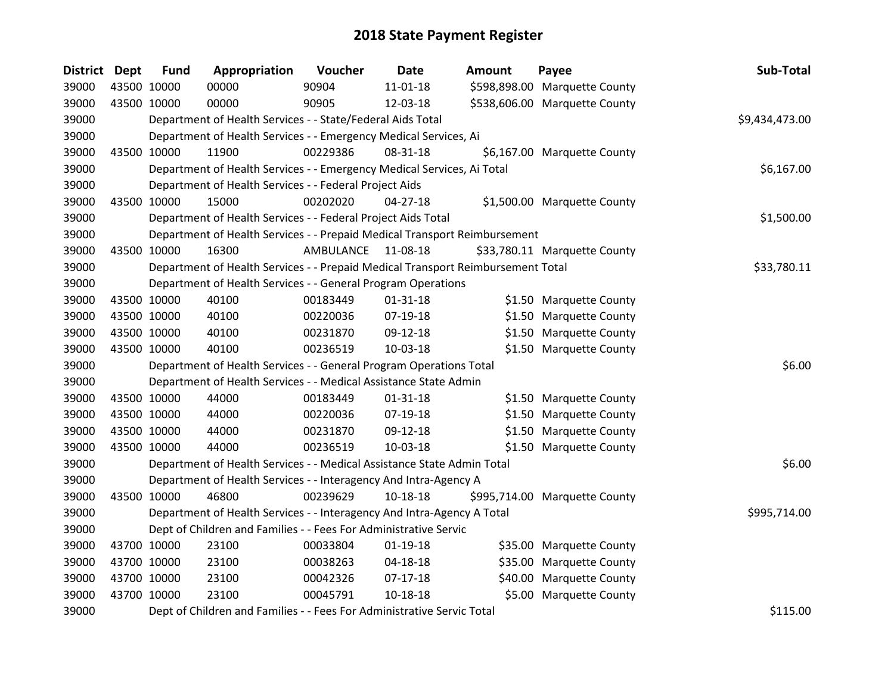# 2018 State Payment Register

| District | Dept | Fund | Appropriation | Voucher | Date | Amount | Payee | Sub-Total |
|---|---|---|---|---|---|---|---|---|
| 39000 | 43500 | 10000 | 00000 | 90904 | 11-01-18 | $598,898.00 | Marquette County | |
| 39000 | 43500 | 10000 | 00000 | 90905 | 12-03-18 | $538,606.00 | Marquette County | |
| 39000 | | Department of Health Services - - State/Federal Aids Total | | | | | | $9,434,473.00 |
| 39000 | | Department of Health Services - - Emergency Medical Services, Ai | | | | | | |
| 39000 | 43500 | 10000 | 11900 | 00229386 | 08-31-18 | $6,167.00 | Marquette County | |
| 39000 | | Department of Health Services - - Emergency Medical Services, Ai Total | | | | | | $6,167.00 |
| 39000 | | Department of Health Services - - Federal Project Aids | | | | | | |
| 39000 | 43500 | 10000 | 15000 | 00202020 | 04-27-18 | $1,500.00 | Marquette County | |
| 39000 | | Department of Health Services - - Federal Project Aids Total | | | | | | $1,500.00 |
| 39000 | | Department of Health Services - - Prepaid Medical Transport Reimbursement | | | | | | |
| 39000 | 43500 | 10000 | 16300 | AMBULANCE | 11-08-18 | $33,780.11 | Marquette County | |
| 39000 | | Department of Health Services - - Prepaid Medical Transport Reimbursement Total | | | | | | $33,780.11 |
| 39000 | | Department of Health Services - - General Program Operations | | | | | | |
| 39000 | 43500 | 10000 | 40100 | 00183449 | 01-31-18 | $1.50 | Marquette County | |
| 39000 | 43500 | 10000 | 40100 | 00220036 | 07-19-18 | $1.50 | Marquette County | |
| 39000 | 43500 | 10000 | 40100 | 00231870 | 09-12-18 | $1.50 | Marquette County | |
| 39000 | 43500 | 10000 | 40100 | 00236519 | 10-03-18 | $1.50 | Marquette County | |
| 39000 | | Department of Health Services - - General Program Operations Total | | | | | | $6.00 |
| 39000 | | Department of Health Services - - Medical Assistance State Admin | | | | | | |
| 39000 | 43500 | 10000 | 44000 | 00183449 | 01-31-18 | $1.50 | Marquette County | |
| 39000 | 43500 | 10000 | 44000 | 00220036 | 07-19-18 | $1.50 | Marquette County | |
| 39000 | 43500 | 10000 | 44000 | 00231870 | 09-12-18 | $1.50 | Marquette County | |
| 39000 | 43500 | 10000 | 44000 | 00236519 | 10-03-18 | $1.50 | Marquette County | |
| 39000 | | Department of Health Services - - Medical Assistance State Admin Total | | | | | | $6.00 |
| 39000 | | Department of Health Services - - Interagency And Intra-Agency A | | | | | | |
| 39000 | 43500 | 10000 | 46800 | 00239629 | 10-18-18 | $995,714.00 | Marquette County | |
| 39000 | | Department of Health Services - - Interagency And Intra-Agency A Total | | | | | | $995,714.00 |
| 39000 | | Dept of Children and Families - - Fees For Administrative Servic | | | | | | |
| 39000 | 43700 | 10000 | 23100 | 00033804 | 01-19-18 | $35.00 | Marquette County | |
| 39000 | 43700 | 10000 | 23100 | 00038263 | 04-18-18 | $35.00 | Marquette County | |
| 39000 | 43700 | 10000 | 23100 | 00042326 | 07-17-18 | $40.00 | Marquette County | |
| 39000 | 43700 | 10000 | 23100 | 00045791 | 10-18-18 | $5.00 | Marquette County | |
| 39000 | | Dept of Children and Families - - Fees For Administrative Servic Total | | | | | | $115.00 |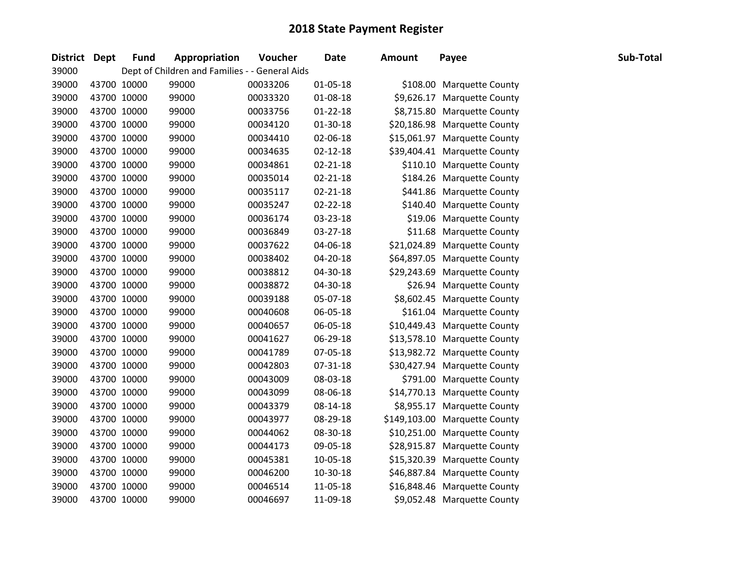# 2018 State Payment Register

| District | Dept | Fund | Appropriation | Voucher | Date | Amount | Payee | Sub-Total |
|---|---|---|---|---|---|---|---|---|
| 39000 | | Dept of Children and Families - - General Aids | | | | | | |
| 39000 | 43700 | 10000 | 99000 | 00033206 | 01-05-18 | $108.00 | Marquette County | |
| 39000 | 43700 | 10000 | 99000 | 00033320 | 01-08-18 | $9,626.17 | Marquette County | |
| 39000 | 43700 | 10000 | 99000 | 00033756 | 01-22-18 | $8,715.80 | Marquette County | |
| 39000 | 43700 | 10000 | 99000 | 00034120 | 01-30-18 | $20,186.98 | Marquette County | |
| 39000 | 43700 | 10000 | 99000 | 00034410 | 02-06-18 | $15,061.97 | Marquette County | |
| 39000 | 43700 | 10000 | 99000 | 00034635 | 02-12-18 | $39,404.41 | Marquette County | |
| 39000 | 43700 | 10000 | 99000 | 00034861 | 02-21-18 | $110.10 | Marquette County | |
| 39000 | 43700 | 10000 | 99000 | 00035014 | 02-21-18 | $184.26 | Marquette County | |
| 39000 | 43700 | 10000 | 99000 | 00035117 | 02-21-18 | $441.86 | Marquette County | |
| 39000 | 43700 | 10000 | 99000 | 00035247 | 02-22-18 | $140.40 | Marquette County | |
| 39000 | 43700 | 10000 | 99000 | 00036174 | 03-23-18 | $19.06 | Marquette County | |
| 39000 | 43700 | 10000 | 99000 | 00036849 | 03-27-18 | $11.68 | Marquette County | |
| 39000 | 43700 | 10000 | 99000 | 00037622 | 04-06-18 | $21,024.89 | Marquette County | |
| 39000 | 43700 | 10000 | 99000 | 00038402 | 04-20-18 | $64,897.05 | Marquette County | |
| 39000 | 43700 | 10000 | 99000 | 00038812 | 04-30-18 | $29,243.69 | Marquette County | |
| 39000 | 43700 | 10000 | 99000 | 00038872 | 04-30-18 | $26.94 | Marquette County | |
| 39000 | 43700 | 10000 | 99000 | 00039188 | 05-07-18 | $8,602.45 | Marquette County | |
| 39000 | 43700 | 10000 | 99000 | 00040608 | 06-05-18 | $161.04 | Marquette County | |
| 39000 | 43700 | 10000 | 99000 | 00040657 | 06-05-18 | $10,449.43 | Marquette County | |
| 39000 | 43700 | 10000 | 99000 | 00041627 | 06-29-18 | $13,578.10 | Marquette County | |
| 39000 | 43700 | 10000 | 99000 | 00041789 | 07-05-18 | $13,982.72 | Marquette County | |
| 39000 | 43700 | 10000 | 99000 | 00042803 | 07-31-18 | $30,427.94 | Marquette County | |
| 39000 | 43700 | 10000 | 99000 | 00043009 | 08-03-18 | $791.00 | Marquette County | |
| 39000 | 43700 | 10000 | 99000 | 00043099 | 08-06-18 | $14,770.13 | Marquette County | |
| 39000 | 43700 | 10000 | 99000 | 00043379 | 08-14-18 | $8,955.17 | Marquette County | |
| 39000 | 43700 | 10000 | 99000 | 00043977 | 08-29-18 | $149,103.00 | Marquette County | |
| 39000 | 43700 | 10000 | 99000 | 00044062 | 08-30-18 | $10,251.00 | Marquette County | |
| 39000 | 43700 | 10000 | 99000 | 00044173 | 09-05-18 | $28,915.87 | Marquette County | |
| 39000 | 43700 | 10000 | 99000 | 00045381 | 10-05-18 | $15,320.39 | Marquette County | |
| 39000 | 43700 | 10000 | 99000 | 00046200 | 10-30-18 | $46,887.84 | Marquette County | |
| 39000 | 43700 | 10000 | 99000 | 00046514 | 11-05-18 | $16,848.46 | Marquette County | |
| 39000 | 43700 | 10000 | 99000 | 00046697 | 11-09-18 | $9,052.48 | Marquette County | |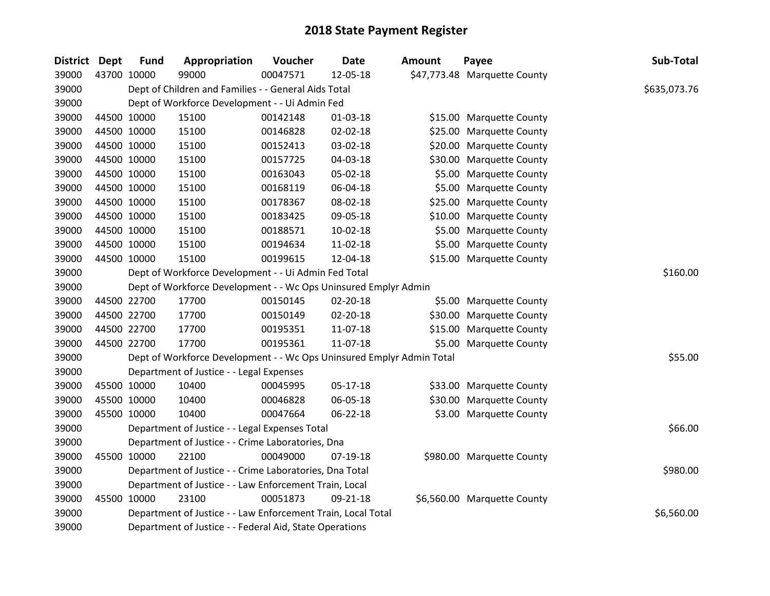# 2018 State Payment Register

| District | Dept | Fund | Appropriation | Voucher | Date | Amount | Payee | Sub-Total |
|---|---|---|---|---|---|---|---|---|
| 39000 | 43700 | 10000 | 99000 | 00047571 | 12-05-18 | $47,773.48 | Marquette County | |
| 39000 | | Dept of Children and Families - - General Aids Total | | | | | | $635,073.76 |
| 39000 | | Dept of Workforce Development - - Ui Admin Fed | | | | | | |
| 39000 | 44500 | 10000 | 15100 | 00142148 | 01-03-18 | $15.00 | Marquette County | |
| 39000 | 44500 | 10000 | 15100 | 00146828 | 02-02-18 | $25.00 | Marquette County | |
| 39000 | 44500 | 10000 | 15100 | 00152413 | 03-02-18 | $20.00 | Marquette County | |
| 39000 | 44500 | 10000 | 15100 | 00157725 | 04-03-18 | $30.00 | Marquette County | |
| 39000 | 44500 | 10000 | 15100 | 00163043 | 05-02-18 | $5.00 | Marquette County | |
| 39000 | 44500 | 10000 | 15100 | 00168119 | 06-04-18 | $5.00 | Marquette County | |
| 39000 | 44500 | 10000 | 15100 | 00178367 | 08-02-18 | $25.00 | Marquette County | |
| 39000 | 44500 | 10000 | 15100 | 00183425 | 09-05-18 | $10.00 | Marquette County | |
| 39000 | 44500 | 10000 | 15100 | 00188571 | 10-02-18 | $5.00 | Marquette County | |
| 39000 | 44500 | 10000 | 15100 | 00194634 | 11-02-18 | $5.00 | Marquette County | |
| 39000 | 44500 | 10000 | 15100 | 00199615 | 12-04-18 | $15.00 | Marquette County | |
| 39000 | | Dept of Workforce Development - - Ui Admin Fed Total | | | | | | $160.00 |
| 39000 | | Dept of Workforce Development - - Wc Ops Uninsured Emplyr Admin | | | | | | |
| 39000 | 44500 | 22700 | 17700 | 00150145 | 02-20-18 | $5.00 | Marquette County | |
| 39000 | 44500 | 22700 | 17700 | 00150149 | 02-20-18 | $30.00 | Marquette County | |
| 39000 | 44500 | 22700 | 17700 | 00195351 | 11-07-18 | $15.00 | Marquette County | |
| 39000 | 44500 | 22700 | 17700 | 00195361 | 11-07-18 | $5.00 | Marquette County | |
| 39000 | | Dept of Workforce Development - - Wc Ops Uninsured Emplyr Admin Total | | | | | | $55.00 |
| 39000 | | Department of Justice - - Legal Expenses | | | | | | |
| 39000 | 45500 | 10000 | 10400 | 00045995 | 05-17-18 | $33.00 | Marquette County | |
| 39000 | 45500 | 10000 | 10400 | 00046828 | 06-05-18 | $30.00 | Marquette County | |
| 39000 | 45500 | 10000 | 10400 | 00047664 | 06-22-18 | $3.00 | Marquette County | |
| 39000 | | Department of Justice - - Legal Expenses Total | | | | | | $66.00 |
| 39000 | | Department of Justice - - Crime Laboratories, Dna | | | | | | |
| 39000 | 45500 | 10000 | 22100 | 00049000 | 07-19-18 | $980.00 | Marquette County | |
| 39000 | | Department of Justice - - Crime Laboratories, Dna Total | | | | | | $980.00 |
| 39000 | | Department of Justice - - Law Enforcement Train, Local | | | | | | |
| 39000 | 45500 | 10000 | 23100 | 00051873 | 09-21-18 | $6,560.00 | Marquette County | |
| 39000 | | Department of Justice - - Law Enforcement Train, Local Total | | | | | | $6,560.00 |
| 39000 | | Department of Justice - - Federal Aid, State Operations | | | | | | |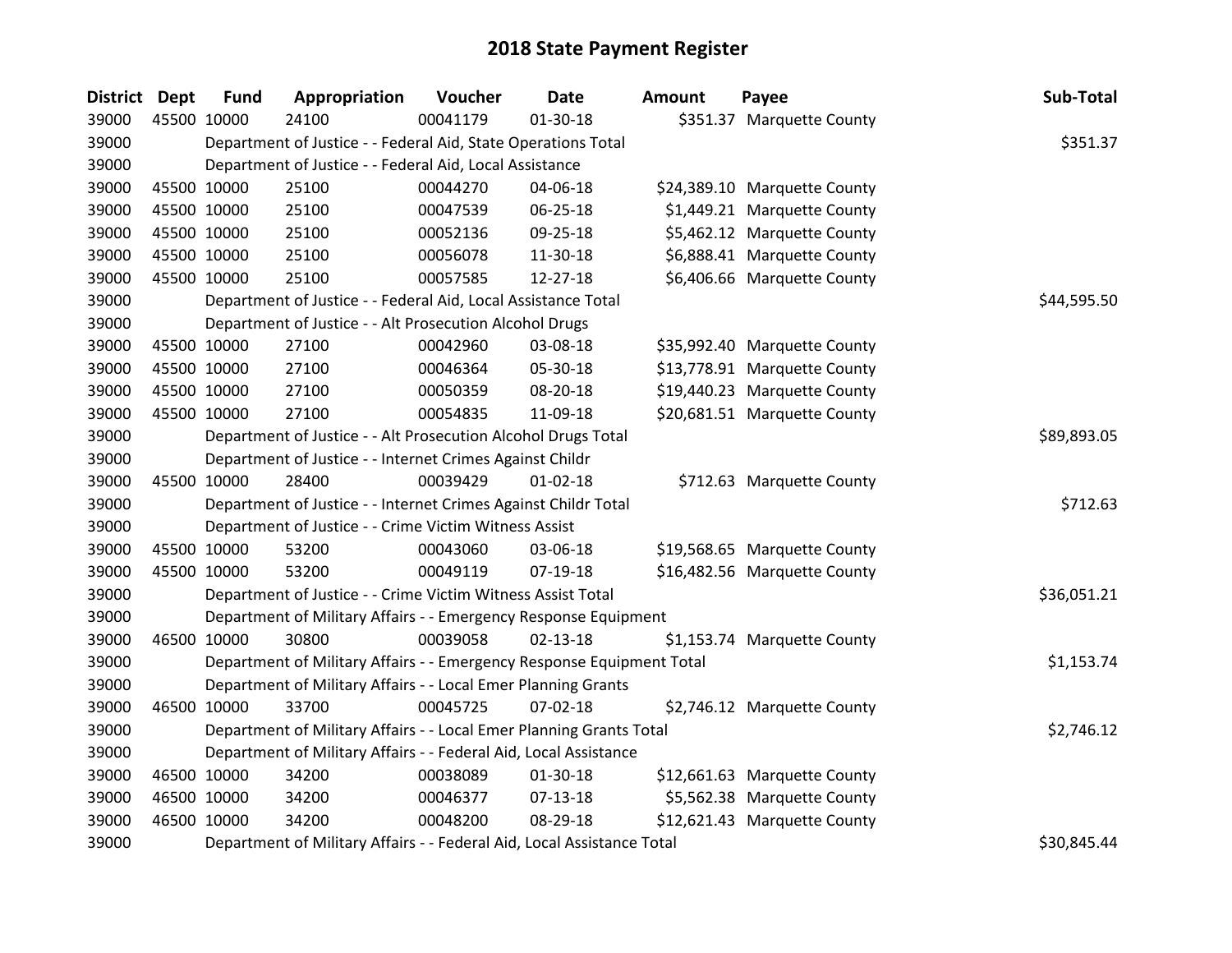# 2018 State Payment Register

| District | Dept | Fund | Appropriation | Voucher | Date | Amount | Payee | Sub-Total |
|---|---|---|---|---|---|---|---|---|
| 39000 | 45500 | 10000 | 24100 | 00041179 | 01-30-18 | $351.37 | Marquette County | |
| 39000 | | Department of Justice - - Federal Aid, State Operations Total | | | | | | $351.37 |
| 39000 | | Department of Justice - - Federal Aid, Local Assistance | | | | | | |
| 39000 | 45500 | 10000 | 25100 | 00044270 | 04-06-18 | $24,389.10 | Marquette County | |
| 39000 | 45500 | 10000 | 25100 | 00047539 | 06-25-18 | $1,449.21 | Marquette County | |
| 39000 | 45500 | 10000 | 25100 | 00052136 | 09-25-18 | $5,462.12 | Marquette County | |
| 39000 | 45500 | 10000 | 25100 | 00056078 | 11-30-18 | $6,888.41 | Marquette County | |
| 39000 | 45500 | 10000 | 25100 | 00057585 | 12-27-18 | $6,406.66 | Marquette County | |
| 39000 | | Department of Justice - - Federal Aid, Local Assistance Total | | | | | | $44,595.50 |
| 39000 | | Department of Justice - - Alt Prosecution Alcohol Drugs | | | | | | |
| 39000 | 45500 | 10000 | 27100 | 00042960 | 03-08-18 | $35,992.40 | Marquette County | |
| 39000 | 45500 | 10000 | 27100 | 00046364 | 05-30-18 | $13,778.91 | Marquette County | |
| 39000 | 45500 | 10000 | 27100 | 00050359 | 08-20-18 | $19,440.23 | Marquette County | |
| 39000 | 45500 | 10000 | 27100 | 00054835 | 11-09-18 | $20,681.51 | Marquette County | |
| 39000 | | Department of Justice - - Alt Prosecution Alcohol Drugs Total | | | | | | $89,893.05 |
| 39000 | | Department of Justice - - Internet Crimes Against Childr | | | | | | |
| 39000 | 45500 | 10000 | 28400 | 00039429 | 01-02-18 | $712.63 | Marquette County | |
| 39000 | | Department of Justice - - Internet Crimes Against Childr Total | | | | | | $712.63 |
| 39000 | | Department of Justice - - Crime Victim Witness Assist | | | | | | |
| 39000 | 45500 | 10000 | 53200 | 00043060 | 03-06-18 | $19,568.65 | Marquette County | |
| 39000 | 45500 | 10000 | 53200 | 00049119 | 07-19-18 | $16,482.56 | Marquette County | |
| 39000 | | Department of Justice - - Crime Victim Witness Assist Total | | | | | | $36,051.21 |
| 39000 | | Department of Military Affairs - - Emergency Response Equipment | | | | | | |
| 39000 | 46500 | 10000 | 30800 | 00039058 | 02-13-18 | $1,153.74 | Marquette County | |
| 39000 | | Department of Military Affairs - - Emergency Response Equipment Total | | | | | | $1,153.74 |
| 39000 | | Department of Military Affairs - - Local Emer Planning Grants | | | | | | |
| 39000 | 46500 | 10000 | 33700 | 00045725 | 07-02-18 | $2,746.12 | Marquette County | |
| 39000 | | Department of Military Affairs - - Local Emer Planning Grants Total | | | | | | $2,746.12 |
| 39000 | | Department of Military Affairs - - Federal Aid, Local Assistance | | | | | | |
| 39000 | 46500 | 10000 | 34200 | 00038089 | 01-30-18 | $12,661.63 | Marquette County | |
| 39000 | 46500 | 10000 | 34200 | 00046377 | 07-13-18 | $5,562.38 | Marquette County | |
| 39000 | 46500 | 10000 | 34200 | 00048200 | 08-29-18 | $12,621.43 | Marquette County | |
| 39000 | | Department of Military Affairs - - Federal Aid, Local Assistance Total | | | | | | $30,845.44 |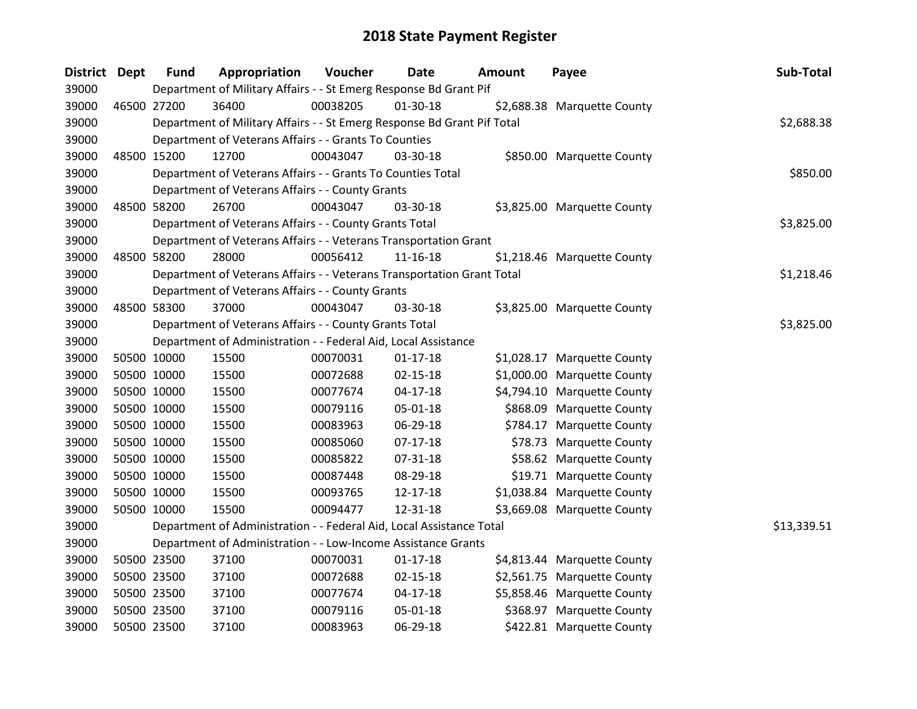# 2018 State Payment Register

| District | Dept | Fund | Appropriation | Voucher | Date | Amount | Payee | Sub-Total |
|---|---|---|---|---|---|---|---|---|
| 39000 | | Department of Military Affairs - - St Emerg Response Bd Grant Pif | | | | | | |
| 39000 | 46500 | 27200 | 36400 | 00038205 | 01-30-18 | $2,688.38 | Marquette County | |
| 39000 | | Department of Military Affairs - - St Emerg Response Bd Grant Pif Total | | | | | | $2,688.38 |
| 39000 | | Department of Veterans Affairs - - Grants To Counties | | | | | | |
| 39000 | 48500 | 15200 | 12700 | 00043047 | 03-30-18 | $850.00 | Marquette County | |
| 39000 | | Department of Veterans Affairs - - Grants To Counties Total | | | | | | $850.00 |
| 39000 | | Department of Veterans Affairs - - County Grants | | | | | | |
| 39000 | 48500 | 58200 | 26700 | 00043047 | 03-30-18 | $3,825.00 | Marquette County | |
| 39000 | | Department of Veterans Affairs - - County Grants Total | | | | | | $3,825.00 |
| 39000 | | Department of Veterans Affairs - - Veterans Transportation Grant | | | | | | |
| 39000 | 48500 | 58200 | 28000 | 00056412 | 11-16-18 | $1,218.46 | Marquette County | |
| 39000 | | Department of Veterans Affairs - - Veterans Transportation Grant Total | | | | | | $1,218.46 |
| 39000 | | Department of Veterans Affairs - - County Grants | | | | | | |
| 39000 | 48500 | 58300 | 37000 | 00043047 | 03-30-18 | $3,825.00 | Marquette County | |
| 39000 | | Department of Veterans Affairs - - County Grants Total | | | | | | $3,825.00 |
| 39000 | | Department of Administration - - Federal Aid, Local Assistance | | | | | | |
| 39000 | 50500 | 10000 | 15500 | 00070031 | 01-17-18 | $1,028.17 | Marquette County | |
| 39000 | 50500 | 10000 | 15500 | 00072688 | 02-15-18 | $1,000.00 | Marquette County | |
| 39000 | 50500 | 10000 | 15500 | 00077674 | 04-17-18 | $4,794.10 | Marquette County | |
| 39000 | 50500 | 10000 | 15500 | 00079116 | 05-01-18 | $868.09 | Marquette County | |
| 39000 | 50500 | 10000 | 15500 | 00083963 | 06-29-18 | $784.17 | Marquette County | |
| 39000 | 50500 | 10000 | 15500 | 00085060 | 07-17-18 | $78.73 | Marquette County | |
| 39000 | 50500 | 10000 | 15500 | 00085822 | 07-31-18 | $58.62 | Marquette County | |
| 39000 | 50500 | 10000 | 15500 | 00087448 | 08-29-18 | $19.71 | Marquette County | |
| 39000 | 50500 | 10000 | 15500 | 00093765 | 12-17-18 | $1,038.84 | Marquette County | |
| 39000 | 50500 | 10000 | 15500 | 00094477 | 12-31-18 | $3,669.08 | Marquette County | |
| 39000 | | Department of Administration - - Federal Aid, Local Assistance Total | | | | | | $13,339.51 |
| 39000 | | Department of Administration - - Low-Income Assistance Grants | | | | | | |
| 39000 | 50500 | 23500 | 37100 | 00070031 | 01-17-18 | $4,813.44 | Marquette County | |
| 39000 | 50500 | 23500 | 37100 | 00072688 | 02-15-18 | $2,561.75 | Marquette County | |
| 39000 | 50500 | 23500 | 37100 | 00077674 | 04-17-18 | $5,858.46 | Marquette County | |
| 39000 | 50500 | 23500 | 37100 | 00079116 | 05-01-18 | $368.97 | Marquette County | |
| 39000 | 50500 | 23500 | 37100 | 00083963 | 06-29-18 | $422.81 | Marquette County | |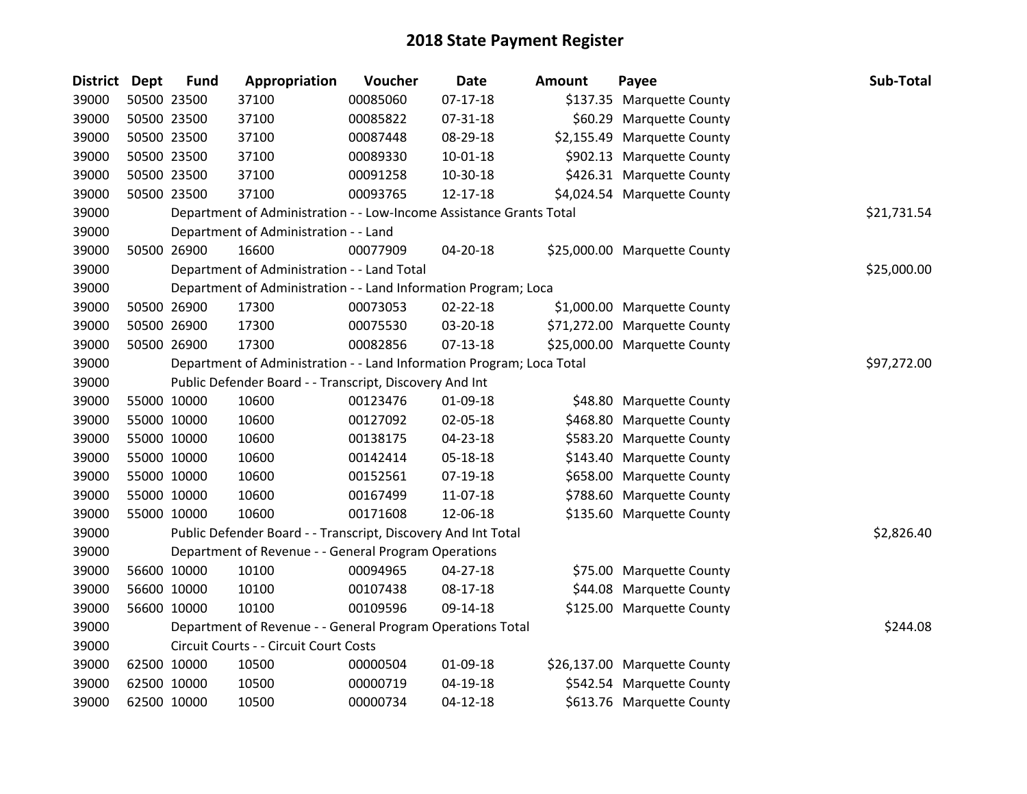# 2018 State Payment Register

| District | Dept | Fund | Appropriation | Voucher | Date | Amount | Payee | Sub-Total |
|---|---|---|---|---|---|---|---|---|
| 39000 | 50500 | 23500 | 37100 | 00085060 | 07-17-18 | $137.35 | Marquette County | |
| 39000 | 50500 | 23500 | 37100 | 00085822 | 07-31-18 | $60.29 | Marquette County | |
| 39000 | 50500 | 23500 | 37100 | 00087448 | 08-29-18 | $2,155.49 | Marquette County | |
| 39000 | 50500 | 23500 | 37100 | 00089330 | 10-01-18 | $902.13 | Marquette County | |
| 39000 | 50500 | 23500 | 37100 | 00091258 | 10-30-18 | $426.31 | Marquette County | |
| 39000 | 50500 | 23500 | 37100 | 00093765 | 12-17-18 | $4,024.54 | Marquette County | |
| 39000 | | Department of Administration - - Low-Income Assistance Grants Total | | | | | | $21,731.54 |
| 39000 | | Department of Administration - - Land | | | | | | |
| 39000 | 50500 | 26900 | 16600 | 00077909 | 04-20-18 | $25,000.00 | Marquette County | |
| 39000 | | Department of Administration - - Land Total | | | | | | $25,000.00 |
| 39000 | | Department of Administration - - Land Information Program; Loca | | | | | | |
| 39000 | 50500 | 26900 | 17300 | 00073053 | 02-22-18 | $1,000.00 | Marquette County | |
| 39000 | 50500 | 26900 | 17300 | 00075530 | 03-20-18 | $71,272.00 | Marquette County | |
| 39000 | 50500 | 26900 | 17300 | 00082856 | 07-13-18 | $25,000.00 | Marquette County | |
| 39000 | | Department of Administration - - Land Information Program; Loca Total | | | | | | $97,272.00 |
| 39000 | | Public Defender Board - - Transcript, Discovery And Int | | | | | | |
| 39000 | 55000 | 10000 | 10600 | 00123476 | 01-09-18 | $48.80 | Marquette County | |
| 39000 | 55000 | 10000 | 10600 | 00127092 | 02-05-18 | $468.80 | Marquette County | |
| 39000 | 55000 | 10000 | 10600 | 00138175 | 04-23-18 | $583.20 | Marquette County | |
| 39000 | 55000 | 10000 | 10600 | 00142414 | 05-18-18 | $143.40 | Marquette County | |
| 39000 | 55000 | 10000 | 10600 | 00152561 | 07-19-18 | $658.00 | Marquette County | |
| 39000 | 55000 | 10000 | 10600 | 00167499 | 11-07-18 | $788.60 | Marquette County | |
| 39000 | 55000 | 10000 | 10600 | 00171608 | 12-06-18 | $135.60 | Marquette County | |
| 39000 | | Public Defender Board - - Transcript, Discovery And Int Total | | | | | | $2,826.40 |
| 39000 | | Department of Revenue - - General Program Operations | | | | | | |
| 39000 | 56600 | 10000 | 10100 | 00094965 | 04-27-18 | $75.00 | Marquette County | |
| 39000 | 56600 | 10000 | 10100 | 00107438 | 08-17-18 | $44.08 | Marquette County | |
| 39000 | 56600 | 10000 | 10100 | 00109596 | 09-14-18 | $125.00 | Marquette County | |
| 39000 | | Department of Revenue - - General Program Operations Total | | | | | | $244.08 |
| 39000 | | Circuit Courts - - Circuit Court Costs | | | | | | |
| 39000 | 62500 | 10000 | 10500 | 00000504 | 01-09-18 | $26,137.00 | Marquette County | |
| 39000 | 62500 | 10000 | 10500 | 00000719 | 04-19-18 | $542.54 | Marquette County | |
| 39000 | 62500 | 10000 | 10500 | 00000734 | 04-12-18 | $613.76 | Marquette County | |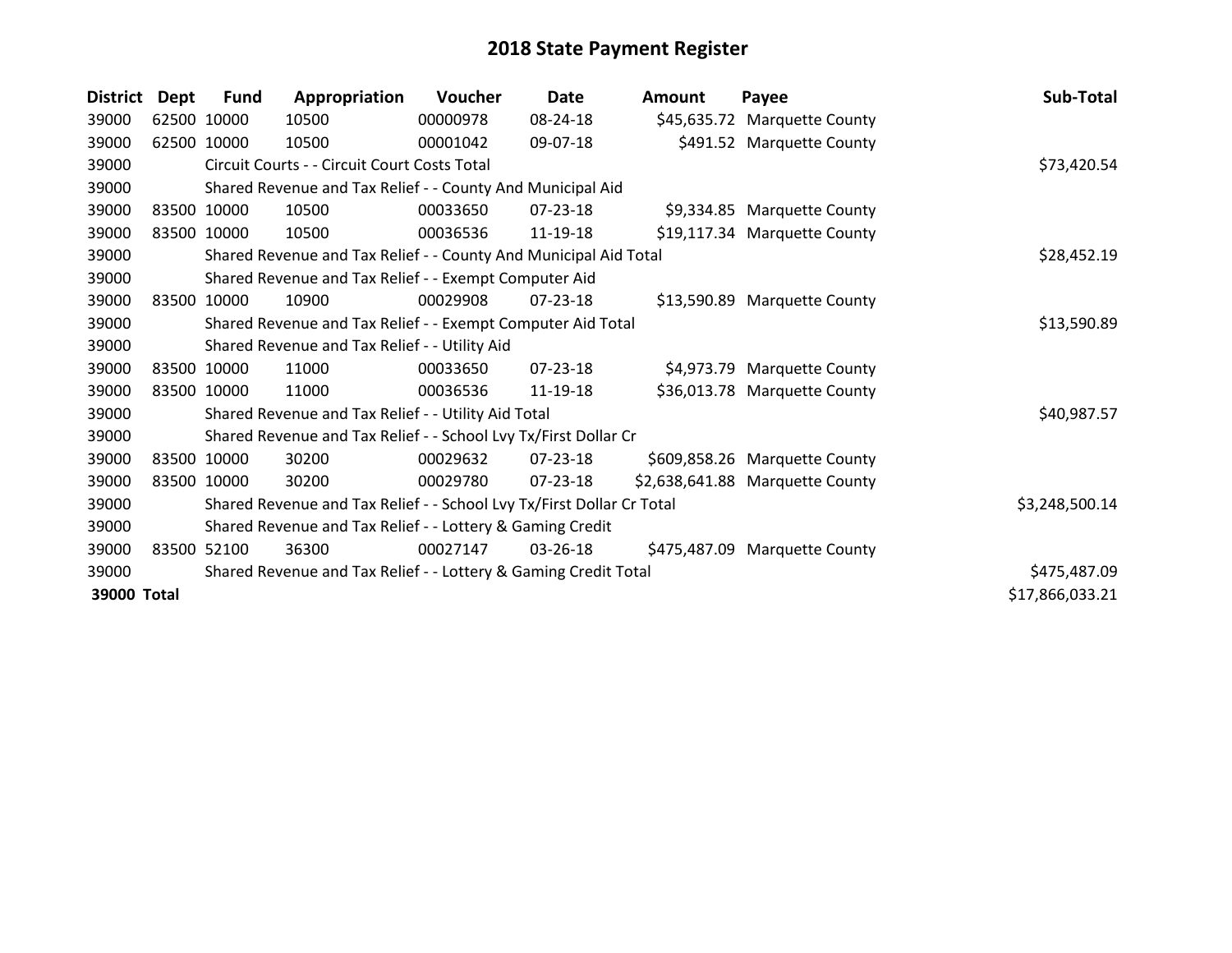# 2018 State Payment Register

| District | Dept | Fund | Appropriation | Voucher | Date | Amount | Payee | Sub-Total |
|---|---|---|---|---|---|---|---|---|
| 39000 | 62500 | 10000 | 10500 | 00000978 | 08-24-18 | $45,635.72 | Marquette County | |
| 39000 | 62500 | 10000 | 10500 | 00001042 | 09-07-18 | $491.52 | Marquette County | |
| 39000 | | Circuit Courts - - Circuit Court Costs Total | | | | | | $73,420.54 |
| 39000 | | Shared Revenue and Tax Relief - - County And Municipal Aid | | | | | | |
| 39000 | 83500 | 10000 | 10500 | 00033650 | 07-23-18 | $9,334.85 | Marquette County | |
| 39000 | 83500 | 10000 | 10500 | 00036536 | 11-19-18 | $19,117.34 | Marquette County | |
| 39000 | | Shared Revenue and Tax Relief - - County And Municipal Aid Total | | | | | | $28,452.19 |
| 39000 | | Shared Revenue and Tax Relief - - Exempt Computer Aid | | | | | | |
| 39000 | 83500 | 10000 | 10900 | 00029908 | 07-23-18 | $13,590.89 | Marquette County | |
| 39000 | | Shared Revenue and Tax Relief - - Exempt Computer Aid Total | | | | | | $13,590.89 |
| 39000 | | Shared Revenue and Tax Relief - - Utility Aid | | | | | | |
| 39000 | 83500 | 10000 | 11000 | 00033650 | 07-23-18 | $4,973.79 | Marquette County | |
| 39000 | 83500 | 10000 | 11000 | 00036536 | 11-19-18 | $36,013.78 | Marquette County | |
| 39000 | | Shared Revenue and Tax Relief - - Utility Aid Total | | | | | | $40,987.57 |
| 39000 | | Shared Revenue and Tax Relief - - School Lvy Tx/First Dollar Cr | | | | | | |
| 39000 | 83500 | 10000 | 30200 | 00029632 | 07-23-18 | $609,858.26 | Marquette County | |
| 39000 | 83500 | 10000 | 30200 | 00029780 | 07-23-18 | $2,638,641.88 | Marquette County | |
| 39000 | | Shared Revenue and Tax Relief - - School Lvy Tx/First Dollar Cr Total | | | | | | $3,248,500.14 |
| 39000 | | Shared Revenue and Tax Relief - - Lottery & Gaming Credit | | | | | | |
| 39000 | 83500 | 52100 | 36300 | 00027147 | 03-26-18 | $475,487.09 | Marquette County | |
| 39000 | | Shared Revenue and Tax Relief - - Lottery & Gaming Credit Total | | | | | | $475,487.09 |
| **39000 Total** | | | | | | | | $17,866,033.21 |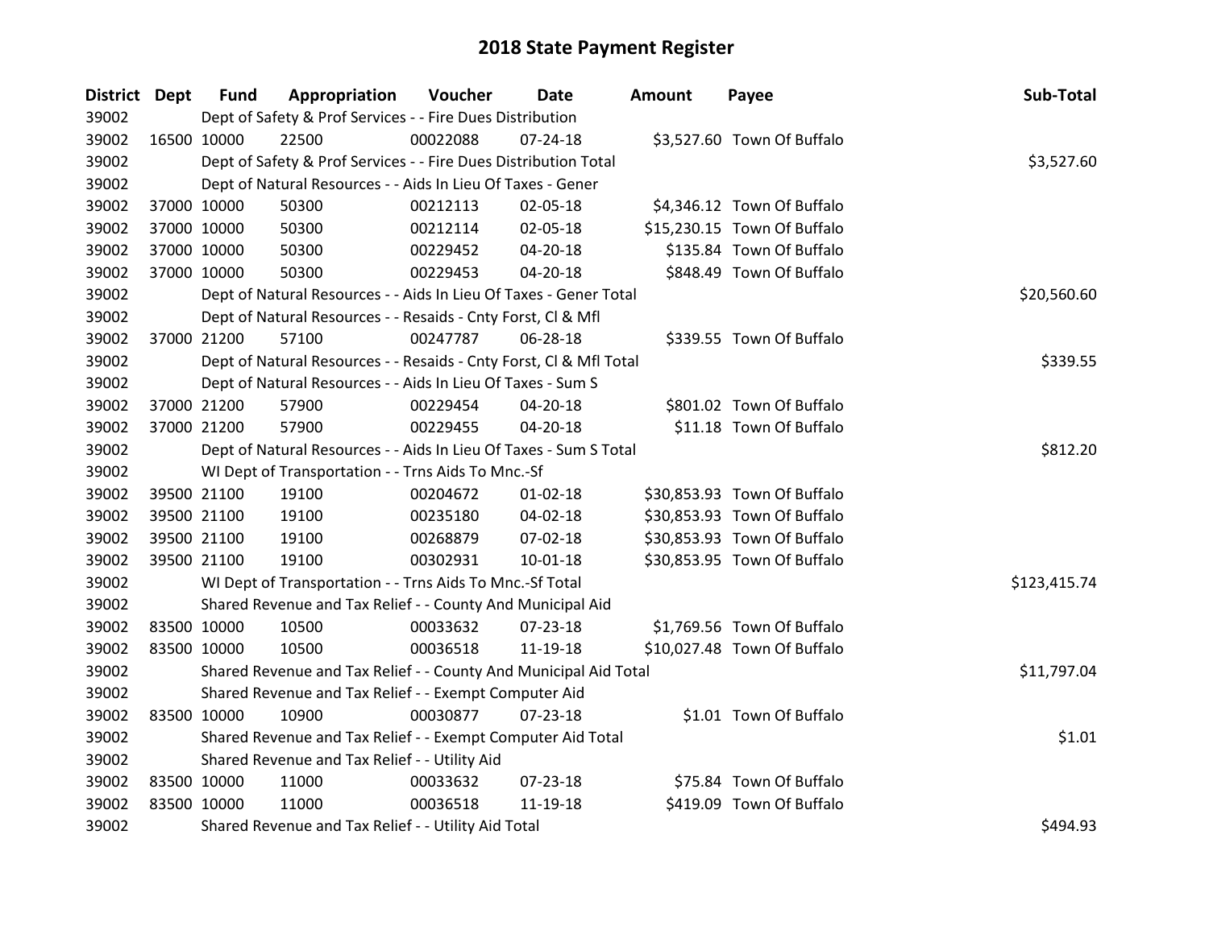# 2018 State Payment Register

| District | Dept | Fund | Appropriation | Voucher | Date | Amount | Payee | Sub-Total |
|---|---|---|---|---|---|---|---|---|
| 39002 | | Dept of Safety & Prof Services - - Fire Dues Distribution | | | | | | |
| 39002 | 16500 | 10000 | 22500 | 00022088 | 07-24-18 | $3,527.60 | Town Of Buffalo | |
| 39002 | | Dept of Safety & Prof Services - - Fire Dues Distribution Total | | | | | | $3,527.60 |
| 39002 | | Dept of Natural Resources - - Aids In Lieu Of Taxes - Gener | | | | | | |
| 39002 | 37000 | 10000 | 50300 | 00212113 | 02-05-18 | $4,346.12 | Town Of Buffalo | |
| 39002 | 37000 | 10000 | 50300 | 00212114 | 02-05-18 | $15,230.15 | Town Of Buffalo | |
| 39002 | 37000 | 10000 | 50300 | 00229452 | 04-20-18 | $135.84 | Town Of Buffalo | |
| 39002 | 37000 | 10000 | 50300 | 00229453 | 04-20-18 | $848.49 | Town Of Buffalo | |
| 39002 | | Dept of Natural Resources - - Aids In Lieu Of Taxes - Gener Total | | | | | | $20,560.60 |
| 39002 | | Dept of Natural Resources - - Resaids - Cnty Forst, Cl & Mfl | | | | | | |
| 39002 | 37000 | 21200 | 57100 | 00247787 | 06-28-18 | $339.55 | Town Of Buffalo | |
| 39002 | | Dept of Natural Resources - - Resaids - Cnty Forst, Cl & Mfl Total | | | | | | $339.55 |
| 39002 | | Dept of Natural Resources - - Aids In Lieu Of Taxes - Sum S | | | | | | |
| 39002 | 37000 | 21200 | 57900 | 00229454 | 04-20-18 | $801.02 | Town Of Buffalo | |
| 39002 | 37000 | 21200 | 57900 | 00229455 | 04-20-18 | $11.18 | Town Of Buffalo | |
| 39002 | | Dept of Natural Resources - - Aids In Lieu Of Taxes - Sum S Total | | | | | | $812.20 |
| 39002 | | WI Dept of Transportation - - Trns Aids To Mnc.-Sf | | | | | | |
| 39002 | 39500 | 21100 | 19100 | 00204672 | 01-02-18 | $30,853.93 | Town Of Buffalo | |
| 39002 | 39500 | 21100 | 19100 | 00235180 | 04-02-18 | $30,853.93 | Town Of Buffalo | |
| 39002 | 39500 | 21100 | 19100 | 00268879 | 07-02-18 | $30,853.93 | Town Of Buffalo | |
| 39002 | 39500 | 21100 | 19100 | 00302931 | 10-01-18 | $30,853.95 | Town Of Buffalo | |
| 39002 | | WI Dept of Transportation - - Trns Aids To Mnc.-Sf Total | | | | | | $123,415.74 |
| 39002 | | Shared Revenue and Tax Relief - - County And Municipal Aid | | | | | | |
| 39002 | 83500 | 10000 | 10500 | 00033632 | 07-23-18 | $1,769.56 | Town Of Buffalo | |
| 39002 | 83500 | 10000 | 10500 | 00036518 | 11-19-18 | $10,027.48 | Town Of Buffalo | |
| 39002 | | Shared Revenue and Tax Relief - - County And Municipal Aid Total | | | | | | $11,797.04 |
| 39002 | | Shared Revenue and Tax Relief - - Exempt Computer Aid | | | | | | |
| 39002 | 83500 | 10000 | 10900 | 00030877 | 07-23-18 | $1.01 | Town Of Buffalo | |
| 39002 | | Shared Revenue and Tax Relief - - Exempt Computer Aid Total | | | | | | $1.01 |
| 39002 | | Shared Revenue and Tax Relief - - Utility Aid | | | | | | |
| 39002 | 83500 | 10000 | 11000 | 00033632 | 07-23-18 | $75.84 | Town Of Buffalo | |
| 39002 | 83500 | 10000 | 11000 | 00036518 | 11-19-18 | $419.09 | Town Of Buffalo | |
| 39002 | | Shared Revenue and Tax Relief - - Utility Aid Total | | | | | | $494.93 |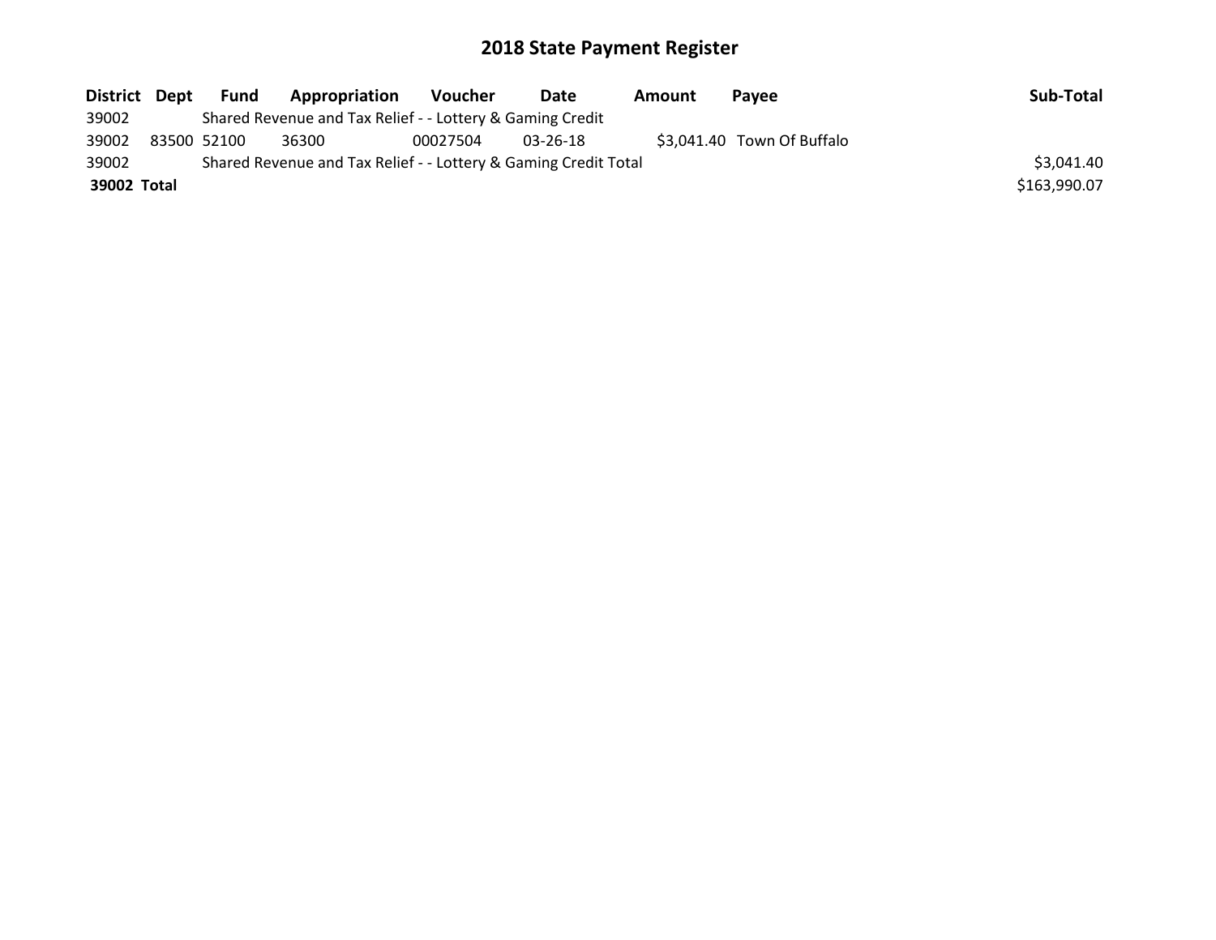## 2018 State Payment Register

| District | Dept | Fund | Appropriation | Voucher | Date | Amount | Payee | Sub-Total |
|---|---|---|---|---|---|---|---|---|
| 39002 | | Shared Revenue and Tax Relief - - Lottery & Gaming Credit | | | | | | |
| 39002 | 83500 | 52100 | 36300 | 00027504 | 03-26-18 | $3,041.40 | Town Of Buffalo | |
| 39002 | | Shared Revenue and Tax Relief - - Lottery & Gaming Credit Total | | | | | | $3,041.40 |
| **39002** | **Total** | | | | | | | $163,990.07 |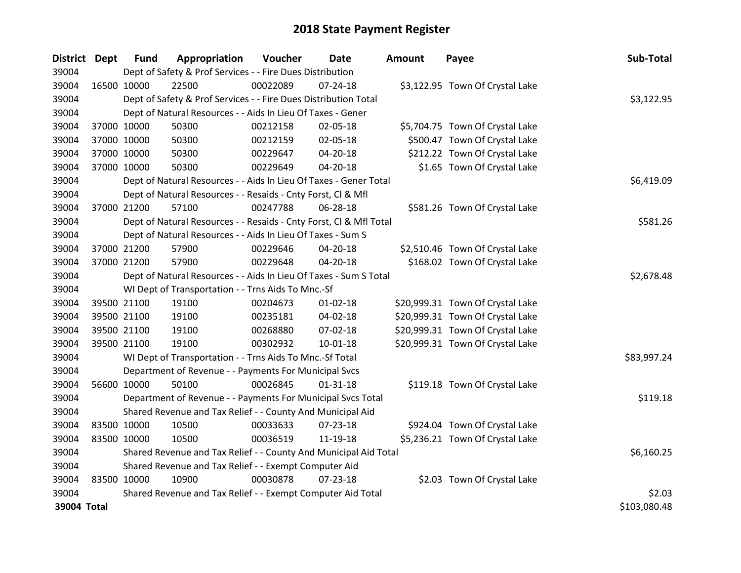# 2018 State Payment Register

| District | Dept | Fund | Appropriation | Voucher | Date | Amount | Payee | Sub-Total |
|---|---|---|---|---|---|---|---|---|
| 39004 | | Dept of Safety & Prof Services - - Fire Dues Distribution | | | | | | |
| 39004 | 16500 | 10000 | 22500 | 00022089 | 07-24-18 | $3,122.95 | Town Of Crystal Lake | |
| 39004 | | Dept of Safety & Prof Services - - Fire Dues Distribution Total | | | | | | $3,122.95 |
| 39004 | | Dept of Natural Resources - - Aids In Lieu Of Taxes - Gener | | | | | | |
| 39004 | 37000 | 10000 | 50300 | 00212158 | 02-05-18 | $5,704.75 | Town Of Crystal Lake | |
| 39004 | 37000 | 10000 | 50300 | 00212159 | 02-05-18 | $500.47 | Town Of Crystal Lake | |
| 39004 | 37000 | 10000 | 50300 | 00229647 | 04-20-18 | $212.22 | Town Of Crystal Lake | |
| 39004 | 37000 | 10000 | 50300 | 00229649 | 04-20-18 | $1.65 | Town Of Crystal Lake | |
| 39004 | | Dept of Natural Resources - - Aids In Lieu Of Taxes - Gener Total | | | | | | $6,419.09 |
| 39004 | | Dept of Natural Resources - - Resaids - Cnty Forst, Cl & Mfl | | | | | | |
| 39004 | 37000 | 21200 | 57100 | 00247788 | 06-28-18 | $581.26 | Town Of Crystal Lake | |
| 39004 | | Dept of Natural Resources - - Resaids - Cnty Forst, Cl & Mfl Total | | | | | | $581.26 |
| 39004 | | Dept of Natural Resources - - Aids In Lieu Of Taxes - Sum S | | | | | | |
| 39004 | 37000 | 21200 | 57900 | 00229646 | 04-20-18 | $2,510.46 | Town Of Crystal Lake | |
| 39004 | 37000 | 21200 | 57900 | 00229648 | 04-20-18 | $168.02 | Town Of Crystal Lake | |
| 39004 | | Dept of Natural Resources - - Aids In Lieu Of Taxes - Sum S Total | | | | | | $2,678.48 |
| 39004 | | WI Dept of Transportation - - Trns Aids To Mnc.-Sf | | | | | | |
| 39004 | 39500 | 21100 | 19100 | 00204673 | 01-02-18 | $20,999.31 | Town Of Crystal Lake | |
| 39004 | 39500 | 21100 | 19100 | 00235181 | 04-02-18 | $20,999.31 | Town Of Crystal Lake | |
| 39004 | 39500 | 21100 | 19100 | 00268880 | 07-02-18 | $20,999.31 | Town Of Crystal Lake | |
| 39004 | 39500 | 21100 | 19100 | 00302932 | 10-01-18 | $20,999.31 | Town Of Crystal Lake | |
| 39004 | | WI Dept of Transportation - - Trns Aids To Mnc.-Sf Total | | | | | | $83,997.24 |
| 39004 | | Department of Revenue - - Payments For Municipal Svcs | | | | | | |
| 39004 | 56600 | 10000 | 50100 | 00026845 | 01-31-18 | $119.18 | Town Of Crystal Lake | |
| 39004 | | Department of Revenue - - Payments For Municipal Svcs Total | | | | | | $119.18 |
| 39004 | | Shared Revenue and Tax Relief - - County And Municipal Aid | | | | | | |
| 39004 | 83500 | 10000 | 10500 | 00033633 | 07-23-18 | $924.04 | Town Of Crystal Lake | |
| 39004 | 83500 | 10000 | 10500 | 00036519 | 11-19-18 | $5,236.21 | Town Of Crystal Lake | |
| 39004 | | Shared Revenue and Tax Relief - - County And Municipal Aid Total | | | | | | $6,160.25 |
| 39004 | | Shared Revenue and Tax Relief - - Exempt Computer Aid | | | | | | |
| 39004 | 83500 | 10000 | 10900 | 00030878 | 07-23-18 | $2.03 | Town Of Crystal Lake | |
| 39004 | | Shared Revenue and Tax Relief - - Exempt Computer Aid Total | | | | | | $2.03 |
| **39004 Total** | | | | | | | | $103,080.48 |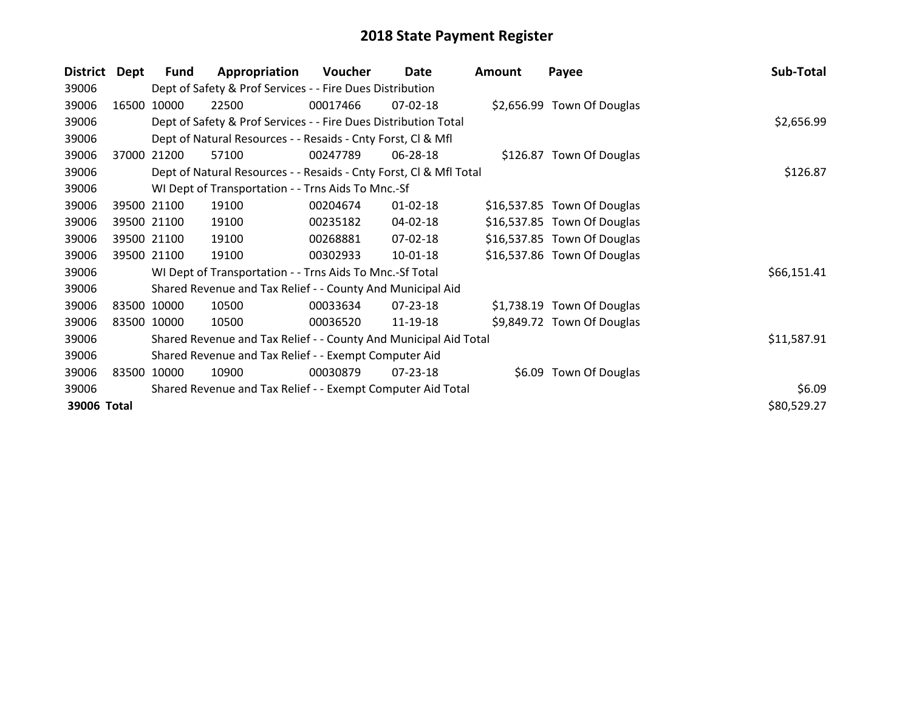# 2018 State Payment Register

| District | Dept | Fund | Appropriation | Voucher | Date | Amount | Payee | Sub-Total |
|---|---|---|---|---|---|---|---|---|
| 39006 | Dept of Safety & Prof Services - - Fire Dues Distribution | | | | | | | |
| 39006 | 16500 | 10000 | 22500 | 00017466 | 07-02-18 | $2,656.99 | Town Of Douglas | |
| 39006 | Dept of Safety & Prof Services - - Fire Dues Distribution Total | | | | | | | $2,656.99 |
| 39006 | Dept of Natural Resources - - Resaids - Cnty Forst, Cl & Mfl | | | | | | | |
| 39006 | 37000 | 21200 | 57100 | 00247789 | 06-28-18 | $126.87 | Town Of Douglas | |
| 39006 | Dept of Natural Resources - - Resaids - Cnty Forst, Cl & Mfl Total | | | | | | | $126.87 |
| 39006 | WI Dept of Transportation - - Trns Aids To Mnc.-Sf | | | | | | | |
| 39006 | 39500 | 21100 | 19100 | 00204674 | 01-02-18 | $16,537.85 | Town Of Douglas | |
| 39006 | 39500 | 21100 | 19100 | 00235182 | 04-02-18 | $16,537.85 | Town Of Douglas | |
| 39006 | 39500 | 21100 | 19100 | 00268881 | 07-02-18 | $16,537.85 | Town Of Douglas | |
| 39006 | 39500 | 21100 | 19100 | 00302933 | 10-01-18 | $16,537.86 | Town Of Douglas | |
| 39006 | WI Dept of Transportation - - Trns Aids To Mnc.-Sf Total | | | | | | | $66,151.41 |
| 39006 | Shared Revenue and Tax Relief - - County And Municipal Aid | | | | | | | |
| 39006 | 83500 | 10000 | 10500 | 00033634 | 07-23-18 | $1,738.19 | Town Of Douglas | |
| 39006 | 83500 | 10000 | 10500 | 00036520 | 11-19-18 | $9,849.72 | Town Of Douglas | |
| 39006 | Shared Revenue and Tax Relief - - County And Municipal Aid Total | | | | | | | $11,587.91 |
| 39006 | Shared Revenue and Tax Relief - - Exempt Computer Aid | | | | | | | |
| 39006 | 83500 | 10000 | 10900 | 00030879 | 07-23-18 | $6.09 | Town Of Douglas | |
| 39006 | Shared Revenue and Tax Relief - - Exempt Computer Aid Total | | | | | | | $6.09 |
| **39006 Total** | | | | | | | | $80,529.27 |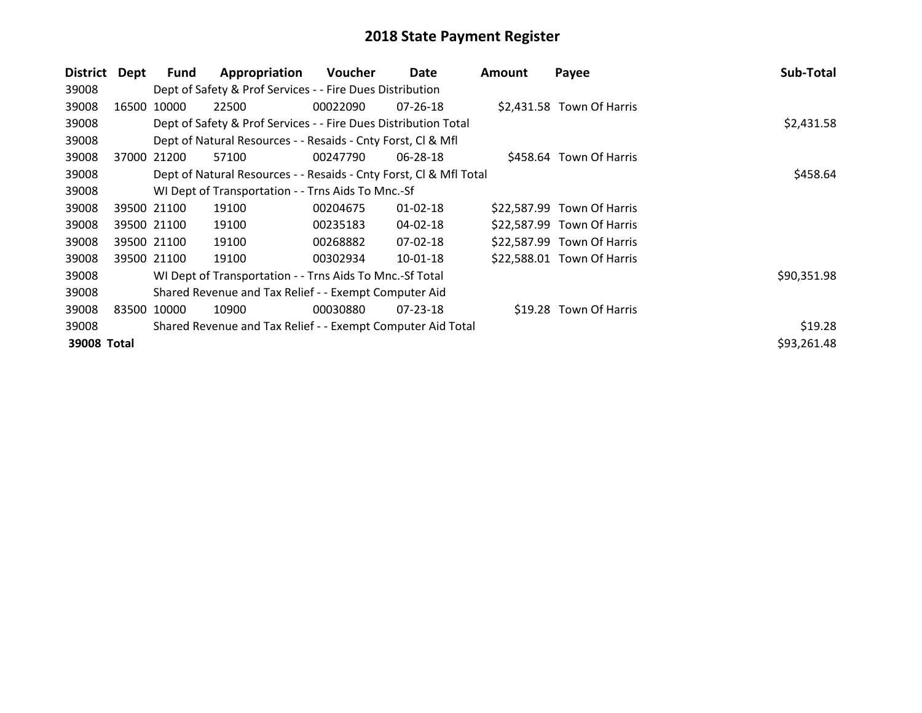# 2018 State Payment Register

| District | Dept | Fund | Appropriation | Voucher | Date | Amount | Payee | Sub-Total |
|---|---|---|---|---|---|---|---|---|
| 39008 | | Dept of Safety & Prof Services - - Fire Dues Distribution | | | | | | |
| 39008 | 16500 | 10000 | 22500 | 00022090 | 07-26-18 | $2,431.58 | Town Of Harris | |
| 39008 | | Dept of Safety & Prof Services - - Fire Dues Distribution Total | | | | | | $2,431.58 |
| 39008 | | Dept of Natural Resources - - Resaids - Cnty Forst, Cl & Mfl | | | | | | |
| 39008 | 37000 | 21200 | 57100 | 00247790 | 06-28-18 | $458.64 | Town Of Harris | |
| 39008 | | Dept of Natural Resources - - Resaids - Cnty Forst, Cl & Mfl Total | | | | | | $458.64 |
| 39008 | | WI Dept of Transportation - - Trns Aids To Mnc.-Sf | | | | | | |
| 39008 | 39500 | 21100 | 19100 | 00204675 | 01-02-18 | $22,587.99 | Town Of Harris | |
| 39008 | 39500 | 21100 | 19100 | 00235183 | 04-02-18 | $22,587.99 | Town Of Harris | |
| 39008 | 39500 | 21100 | 19100 | 00268882 | 07-02-18 | $22,587.99 | Town Of Harris | |
| 39008 | 39500 | 21100 | 19100 | 00302934 | 10-01-18 | $22,588.01 | Town Of Harris | |
| 39008 | | WI Dept of Transportation - - Trns Aids To Mnc.-Sf Total | | | | | | $90,351.98 |
| 39008 | | Shared Revenue and Tax Relief - - Exempt Computer Aid | | | | | | |
| 39008 | 83500 | 10000 | 10900 | 00030880 | 07-23-18 | $19.28 | Town Of Harris | |
| 39008 | | Shared Revenue and Tax Relief - - Exempt Computer Aid Total | | | | | | $19.28 |
| **39008 Total** | | | | | | | | $93,261.48 |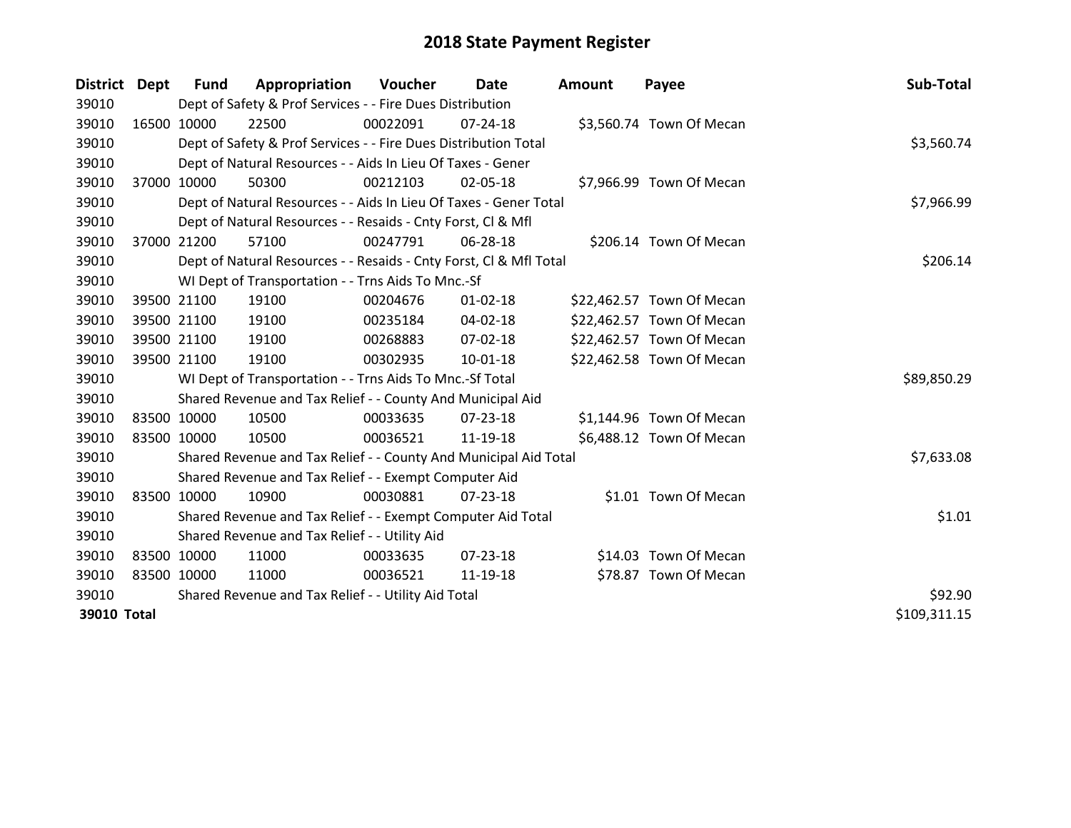# 2018 State Payment Register

| District | Dept | Fund | Appropriation | Voucher | Date | Amount | Payee | Sub-Total |
|---|---|---|---|---|---|---|---|---|
| 39010 | | Dept of Safety & Prof Services - - Fire Dues Distribution | | | | | | |
| 39010 | 16500 | 10000 | 22500 | 00022091 | 07-24-18 | $3,560.74 | Town Of Mecan | |
| 39010 | | Dept of Safety & Prof Services - - Fire Dues Distribution Total | | | | | | $3,560.74 |
| 39010 | | Dept of Natural Resources - - Aids In Lieu Of Taxes - Gener | | | | | | |
| 39010 | 37000 | 10000 | 50300 | 00212103 | 02-05-18 | $7,966.99 | Town Of Mecan | |
| 39010 | | Dept of Natural Resources - - Aids In Lieu Of Taxes - Gener Total | | | | | | $7,966.99 |
| 39010 | | Dept of Natural Resources - - Resaids - Cnty Forst, Cl & Mfl | | | | | | |
| 39010 | 37000 | 21200 | 57100 | 00247791 | 06-28-18 | $206.14 | Town Of Mecan | |
| 39010 | | Dept of Natural Resources - - Resaids - Cnty Forst, Cl & Mfl Total | | | | | | $206.14 |
| 39010 | | WI Dept of Transportation - - Trns Aids To Mnc.-Sf | | | | | | |
| 39010 | 39500 | 21100 | 19100 | 00204676 | 01-02-18 | $22,462.57 | Town Of Mecan | |
| 39010 | 39500 | 21100 | 19100 | 00235184 | 04-02-18 | $22,462.57 | Town Of Mecan | |
| 39010 | 39500 | 21100 | 19100 | 00268883 | 07-02-18 | $22,462.57 | Town Of Mecan | |
| 39010 | 39500 | 21100 | 19100 | 00302935 | 10-01-18 | $22,462.58 | Town Of Mecan | |
| 39010 | | WI Dept of Transportation - - Trns Aids To Mnc.-Sf Total | | | | | | $89,850.29 |
| 39010 | | Shared Revenue and Tax Relief - - County And Municipal Aid | | | | | | |
| 39010 | 83500 | 10000 | 10500 | 00033635 | 07-23-18 | $1,144.96 | Town Of Mecan | |
| 39010 | 83500 | 10000 | 10500 | 00036521 | 11-19-18 | $6,488.12 | Town Of Mecan | |
| 39010 | | Shared Revenue and Tax Relief - - County And Municipal Aid Total | | | | | | $7,633.08 |
| 39010 | | Shared Revenue and Tax Relief - - Exempt Computer Aid | | | | | | |
| 39010 | 83500 | 10000 | 10900 | 00030881 | 07-23-18 | $1.01 | Town Of Mecan | |
| 39010 | | Shared Revenue and Tax Relief - - Exempt Computer Aid Total | | | | | | $1.01 |
| 39010 | | Shared Revenue and Tax Relief - - Utility Aid | | | | | | |
| 39010 | 83500 | 10000 | 11000 | 00033635 | 07-23-18 | $14.03 | Town Of Mecan | |
| 39010 | 83500 | 10000 | 11000 | 00036521 | 11-19-18 | $78.87 | Town Of Mecan | |
| 39010 | | Shared Revenue and Tax Relief - - Utility Aid Total | | | | | | $92.90 |
| **39010 Total** | | | | | | | | $109,311.15 |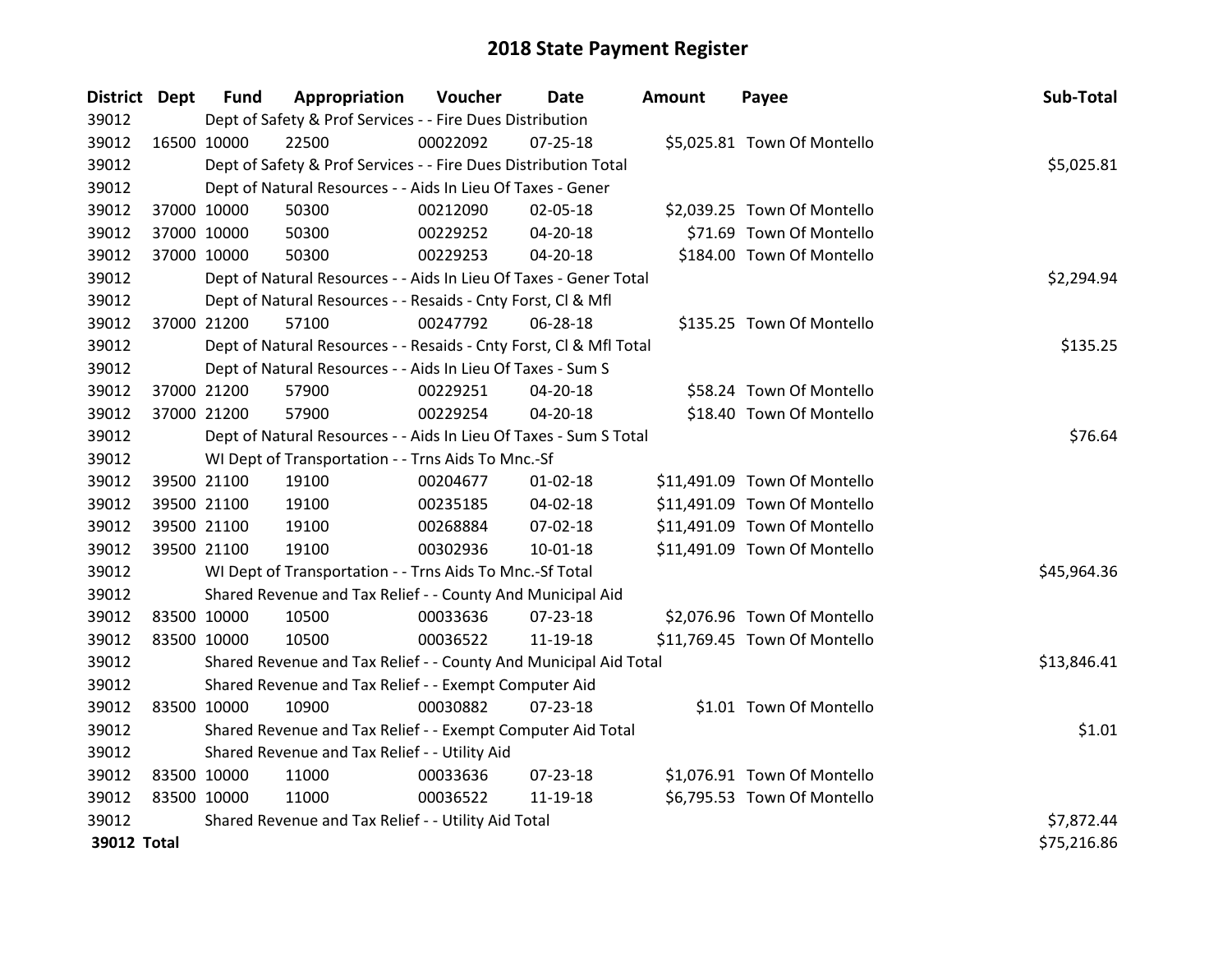# 2018 State Payment Register

| District | Dept | Fund | Appropriation | Voucher | Date | Amount | Payee | Sub-Total |
|---|---|---|---|---|---|---|---|---|
| 39012 | | Dept of Safety & Prof Services - - Fire Dues Distribution | | | | | | |
| 39012 | 16500 | 10000 | 22500 | 00022092 | 07-25-18 | $5,025.81 | Town Of Montello | |
| 39012 | | Dept of Safety & Prof Services - - Fire Dues Distribution Total | | | | | | $5,025.81 |
| 39012 | | Dept of Natural Resources - - Aids In Lieu Of Taxes - Gener | | | | | | |
| 39012 | 37000 | 10000 | 50300 | 00212090 | 02-05-18 | $2,039.25 | Town Of Montello | |
| 39012 | 37000 | 10000 | 50300 | 00229252 | 04-20-18 | $71.69 | Town Of Montello | |
| 39012 | 37000 | 10000 | 50300 | 00229253 | 04-20-18 | $184.00 | Town Of Montello | |
| 39012 | | Dept of Natural Resources - - Aids In Lieu Of Taxes - Gener Total | | | | | | $2,294.94 |
| 39012 | | Dept of Natural Resources - - Resaids - Cnty Forst, Cl & Mfl | | | | | | |
| 39012 | 37000 | 21200 | 57100 | 00247792 | 06-28-18 | $135.25 | Town Of Montello | |
| 39012 | | Dept of Natural Resources - - Resaids - Cnty Forst, Cl & Mfl Total | | | | | | $135.25 |
| 39012 | | Dept of Natural Resources - - Aids In Lieu Of Taxes - Sum S | | | | | | |
| 39012 | 37000 | 21200 | 57900 | 00229251 | 04-20-18 | $58.24 | Town Of Montello | |
| 39012 | 37000 | 21200 | 57900 | 00229254 | 04-20-18 | $18.40 | Town Of Montello | |
| 39012 | | Dept of Natural Resources - - Aids In Lieu Of Taxes - Sum S Total | | | | | | $76.64 |
| 39012 | | WI Dept of Transportation - - Trns Aids To Mnc.-Sf | | | | | | |
| 39012 | 39500 | 21100 | 19100 | 00204677 | 01-02-18 | $11,491.09 | Town Of Montello | |
| 39012 | 39500 | 21100 | 19100 | 00235185 | 04-02-18 | $11,491.09 | Town Of Montello | |
| 39012 | 39500 | 21100 | 19100 | 00268884 | 07-02-18 | $11,491.09 | Town Of Montello | |
| 39012 | 39500 | 21100 | 19100 | 00302936 | 10-01-18 | $11,491.09 | Town Of Montello | |
| 39012 | | WI Dept of Transportation - - Trns Aids To Mnc.-Sf Total | | | | | | $45,964.36 |
| 39012 | | Shared Revenue and Tax Relief - - County And Municipal Aid | | | | | | |
| 39012 | 83500 | 10000 | 10500 | 00033636 | 07-23-18 | $2,076.96 | Town Of Montello | |
| 39012 | 83500 | 10000 | 10500 | 00036522 | 11-19-18 | $11,769.45 | Town Of Montello | |
| 39012 | | Shared Revenue and Tax Relief - - County And Municipal Aid Total | | | | | | $13,846.41 |
| 39012 | | Shared Revenue and Tax Relief - - Exempt Computer Aid | | | | | | |
| 39012 | 83500 | 10000 | 10900 | 00030882 | 07-23-18 | $1.01 | Town Of Montello | |
| 39012 | | Shared Revenue and Tax Relief - - Exempt Computer Aid Total | | | | | | $1.01 |
| 39012 | | Shared Revenue and Tax Relief - - Utility Aid | | | | | | |
| 39012 | 83500 | 10000 | 11000 | 00033636 | 07-23-18 | $1,076.91 | Town Of Montello | |
| 39012 | 83500 | 10000 | 11000 | 00036522 | 11-19-18 | $6,795.53 | Town Of Montello | |
| 39012 | | Shared Revenue and Tax Relief - - Utility Aid Total | | | | | | $7,872.44 |
| **39012 Total** | | | | | | | | $75,216.86 |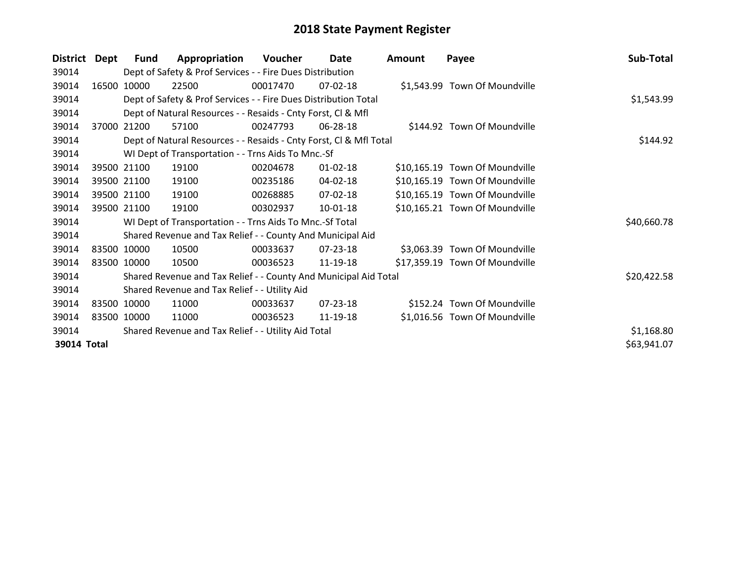# 2018 State Payment Register

| District | Dept | Fund | Appropriation | Voucher | Date | Amount | Payee | Sub-Total |
|---|---|---|---|---|---|---|---|---|
| 39014 | | Dept of Safety & Prof Services - - Fire Dues Distribution | | | | | | |
| 39014 | 16500 | 10000 | 22500 | 00017470 | 07-02-18 | $1,543.99 | Town Of Moundville | |
| 39014 | | Dept of Safety & Prof Services - - Fire Dues Distribution Total | | | | | | $1,543.99 |
| 39014 | | Dept of Natural Resources - - Resaids - Cnty Forst, Cl & Mfl | | | | | | |
| 39014 | 37000 | 21200 | 57100 | 00247793 | 06-28-18 | $144.92 | Town Of Moundville | |
| 39014 | | Dept of Natural Resources - - Resaids - Cnty Forst, Cl & Mfl Total | | | | | | $144.92 |
| 39014 | | WI Dept of Transportation - - Trns Aids To Mnc.-Sf | | | | | | |
| 39014 | 39500 | 21100 | 19100 | 00204678 | 01-02-18 | $10,165.19 | Town Of Moundville | |
| 39014 | 39500 | 21100 | 19100 | 00235186 | 04-02-18 | $10,165.19 | Town Of Moundville | |
| 39014 | 39500 | 21100 | 19100 | 00268885 | 07-02-18 | $10,165.19 | Town Of Moundville | |
| 39014 | 39500 | 21100 | 19100 | 00302937 | 10-01-18 | $10,165.21 | Town Of Moundville | |
| 39014 | | WI Dept of Transportation - - Trns Aids To Mnc.-Sf Total | | | | | | $40,660.78 |
| 39014 | | Shared Revenue and Tax Relief - - County And Municipal Aid | | | | | | |
| 39014 | 83500 | 10000 | 10500 | 00033637 | 07-23-18 | $3,063.39 | Town Of Moundville | |
| 39014 | 83500 | 10000 | 10500 | 00036523 | 11-19-18 | $17,359.19 | Town Of Moundville | |
| 39014 | | Shared Revenue and Tax Relief - - County And Municipal Aid Total | | | | | | $20,422.58 |
| 39014 | | Shared Revenue and Tax Relief - - Utility Aid | | | | | | |
| 39014 | 83500 | 10000 | 11000 | 00033637 | 07-23-18 | $152.24 | Town Of Moundville | |
| 39014 | 83500 | 10000 | 11000 | 00036523 | 11-19-18 | $1,016.56 | Town Of Moundville | |
| 39014 | | Shared Revenue and Tax Relief - - Utility Aid Total | | | | | | $1,168.80 |
| **39014 Total** | | | | | | | | $63,941.07 |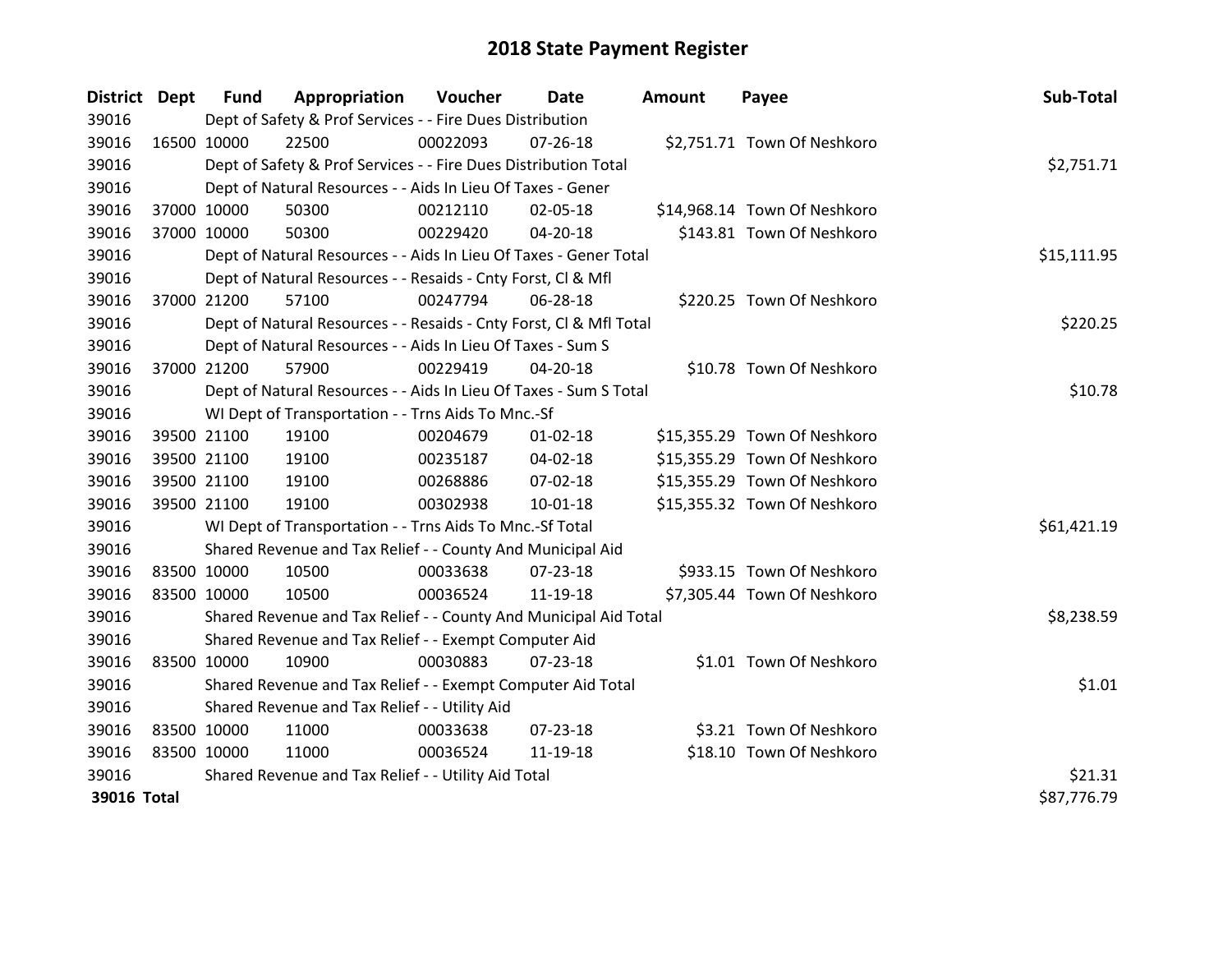# 2018 State Payment Register

| District | Dept | Fund | Appropriation | Voucher | Date | Amount | Payee | Sub-Total |
|---|---|---|---|---|---|---|---|---|
| 39016 | | Dept of Safety & Prof Services - - Fire Dues Distribution | | | | | | |
| 39016 | 16500 | 10000 | 22500 | 00022093 | 07-26-18 | $2,751.71 | Town Of Neshkoro | |
| 39016 | | Dept of Safety & Prof Services - - Fire Dues Distribution Total | | | | | | $2,751.71 |
| 39016 | | Dept of Natural Resources - - Aids In Lieu Of Taxes - Gener | | | | | | |
| 39016 | 37000 | 10000 | 50300 | 00212110 | 02-05-18 | $14,968.14 | Town Of Neshkoro | |
| 39016 | 37000 | 10000 | 50300 | 00229420 | 04-20-18 | $143.81 | Town Of Neshkoro | |
| 39016 | | Dept of Natural Resources - - Aids In Lieu Of Taxes - Gener Total | | | | | | $15,111.95 |
| 39016 | | Dept of Natural Resources - - Resaids - Cnty Forst, Cl & Mfl | | | | | | |
| 39016 | 37000 | 21200 | 57100 | 00247794 | 06-28-18 | $220.25 | Town Of Neshkoro | |
| 39016 | | Dept of Natural Resources - - Resaids - Cnty Forst, Cl & Mfl Total | | | | | | $220.25 |
| 39016 | | Dept of Natural Resources - - Aids In Lieu Of Taxes - Sum S | | | | | | |
| 39016 | 37000 | 21200 | 57900 | 00229419 | 04-20-18 | $10.78 | Town Of Neshkoro | |
| 39016 | | Dept of Natural Resources - - Aids In Lieu Of Taxes - Sum S Total | | | | | | $10.78 |
| 39016 | | WI Dept of Transportation - - Trns Aids To Mnc.-Sf | | | | | | |
| 39016 | 39500 | 21100 | 19100 | 00204679 | 01-02-18 | $15,355.29 | Town Of Neshkoro | |
| 39016 | 39500 | 21100 | 19100 | 00235187 | 04-02-18 | $15,355.29 | Town Of Neshkoro | |
| 39016 | 39500 | 21100 | 19100 | 00268886 | 07-02-18 | $15,355.29 | Town Of Neshkoro | |
| 39016 | 39500 | 21100 | 19100 | 00302938 | 10-01-18 | $15,355.32 | Town Of Neshkoro | |
| 39016 | | WI Dept of Transportation - - Trns Aids To Mnc.-Sf Total | | | | | | $61,421.19 |
| 39016 | | Shared Revenue and Tax Relief - - County And Municipal Aid | | | | | | |
| 39016 | 83500 | 10000 | 10500 | 00033638 | 07-23-18 | $933.15 | Town Of Neshkoro | |
| 39016 | 83500 | 10000 | 10500 | 00036524 | 11-19-18 | $7,305.44 | Town Of Neshkoro | |
| 39016 | | Shared Revenue and Tax Relief - - County And Municipal Aid Total | | | | | | $8,238.59 |
| 39016 | | Shared Revenue and Tax Relief - - Exempt Computer Aid | | | | | | |
| 39016 | 83500 | 10000 | 10900 | 00030883 | 07-23-18 | $1.01 | Town Of Neshkoro | |
| 39016 | | Shared Revenue and Tax Relief - - Exempt Computer Aid Total | | | | | | $1.01 |
| 39016 | | Shared Revenue and Tax Relief - - Utility Aid | | | | | | |
| 39016 | 83500 | 10000 | 11000 | 00033638 | 07-23-18 | $3.21 | Town Of Neshkoro | |
| 39016 | 83500 | 10000 | 11000 | 00036524 | 11-19-18 | $18.10 | Town Of Neshkoro | |
| 39016 | | Shared Revenue and Tax Relief - - Utility Aid Total | | | | | | $21.31 |
| **39016 Total** | | | | | | | | $87,776.79 |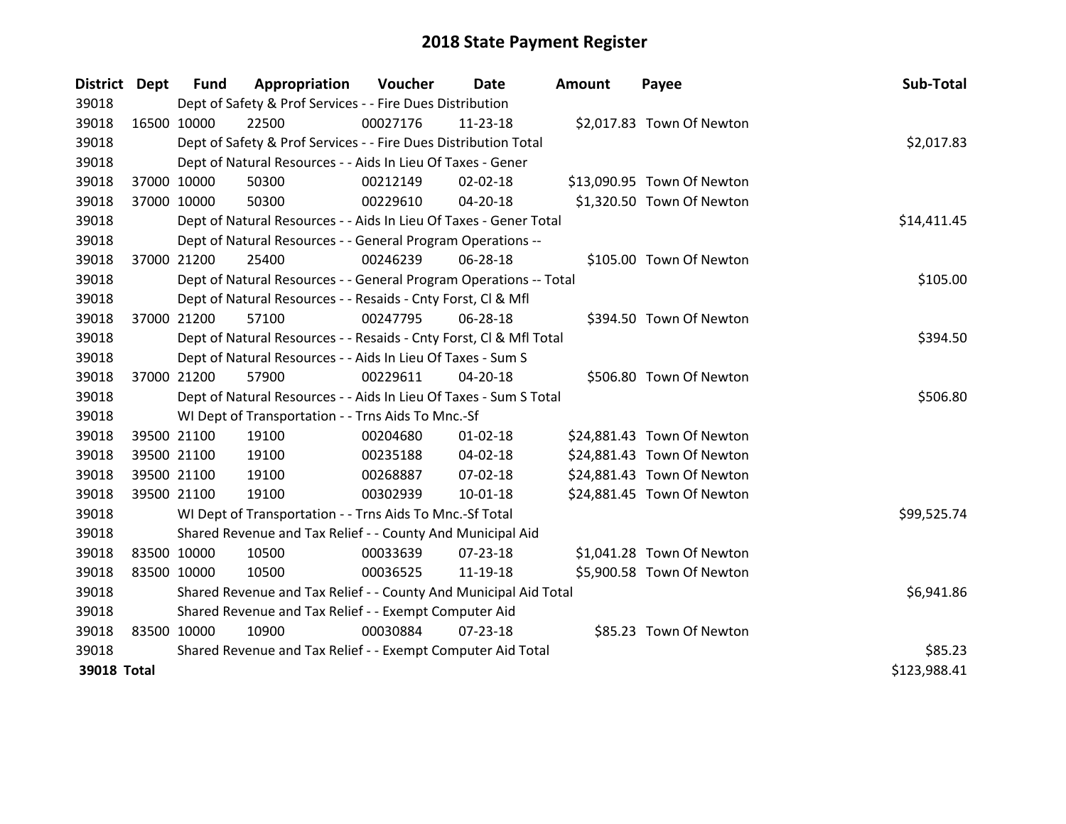# 2018 State Payment Register

| District | Dept | Fund | Appropriation | Voucher | Date | Amount | Payee | Sub-Total |
|---|---|---|---|---|---|---|---|---|
| 39018 | | Dept of Safety & Prof Services - - Fire Dues Distribution | | | | | | |
| 39018 | 16500 | 10000 | 22500 | 00027176 | 11-23-18 | $2,017.83 | Town Of Newton | |
| 39018 | | Dept of Safety & Prof Services - - Fire Dues Distribution Total | | | | | | $2,017.83 |
| 39018 | | Dept of Natural Resources - - Aids In Lieu Of Taxes - Gener | | | | | | |
| 39018 | 37000 | 10000 | 50300 | 00212149 | 02-02-18 | $13,090.95 | Town Of Newton | |
| 39018 | 37000 | 10000 | 50300 | 00229610 | 04-20-18 | $1,320.50 | Town Of Newton | |
| 39018 | | Dept of Natural Resources - - Aids In Lieu Of Taxes - Gener Total | | | | | | $14,411.45 |
| 39018 | | Dept of Natural Resources - - General Program Operations -- | | | | | | |
| 39018 | 37000 | 21200 | 25400 | 00246239 | 06-28-18 | $105.00 | Town Of Newton | |
| 39018 | | Dept of Natural Resources - - General Program Operations -- Total | | | | | | $105.00 |
| 39018 | | Dept of Natural Resources - - Resaids - Cnty Forst, Cl & Mfl | | | | | | |
| 39018 | 37000 | 21200 | 57100 | 00247795 | 06-28-18 | $394.50 | Town Of Newton | |
| 39018 | | Dept of Natural Resources - - Resaids - Cnty Forst, Cl & Mfl Total | | | | | | $394.50 |
| 39018 | | Dept of Natural Resources - - Aids In Lieu Of Taxes - Sum S | | | | | | |
| 39018 | 37000 | 21200 | 57900 | 00229611 | 04-20-18 | $506.80 | Town Of Newton | |
| 39018 | | Dept of Natural Resources - - Aids In Lieu Of Taxes - Sum S Total | | | | | | $506.80 |
| 39018 | | WI Dept of Transportation - - Trns Aids To Mnc.-Sf | | | | | | |
| 39018 | 39500 | 21100 | 19100 | 00204680 | 01-02-18 | $24,881.43 | Town Of Newton | |
| 39018 | 39500 | 21100 | 19100 | 00235188 | 04-02-18 | $24,881.43 | Town Of Newton | |
| 39018 | 39500 | 21100 | 19100 | 00268887 | 07-02-18 | $24,881.43 | Town Of Newton | |
| 39018 | 39500 | 21100 | 19100 | 00302939 | 10-01-18 | $24,881.45 | Town Of Newton | |
| 39018 | | WI Dept of Transportation - - Trns Aids To Mnc.-Sf Total | | | | | | $99,525.74 |
| 39018 | | Shared Revenue and Tax Relief - - County And Municipal Aid | | | | | | |
| 39018 | 83500 | 10000 | 10500 | 00033639 | 07-23-18 | $1,041.28 | Town Of Newton | |
| 39018 | 83500 | 10000 | 10500 | 00036525 | 11-19-18 | $5,900.58 | Town Of Newton | |
| 39018 | | Shared Revenue and Tax Relief - - County And Municipal Aid Total | | | | | | $6,941.86 |
| 39018 | | Shared Revenue and Tax Relief - - Exempt Computer Aid | | | | | | |
| 39018 | 83500 | 10000 | 10900 | 00030884 | 07-23-18 | $85.23 | Town Of Newton | |
| 39018 | | Shared Revenue and Tax Relief - - Exempt Computer Aid Total | | | | | | $85.23 |
| **39018 Total** | | | | | | | | $123,988.41 |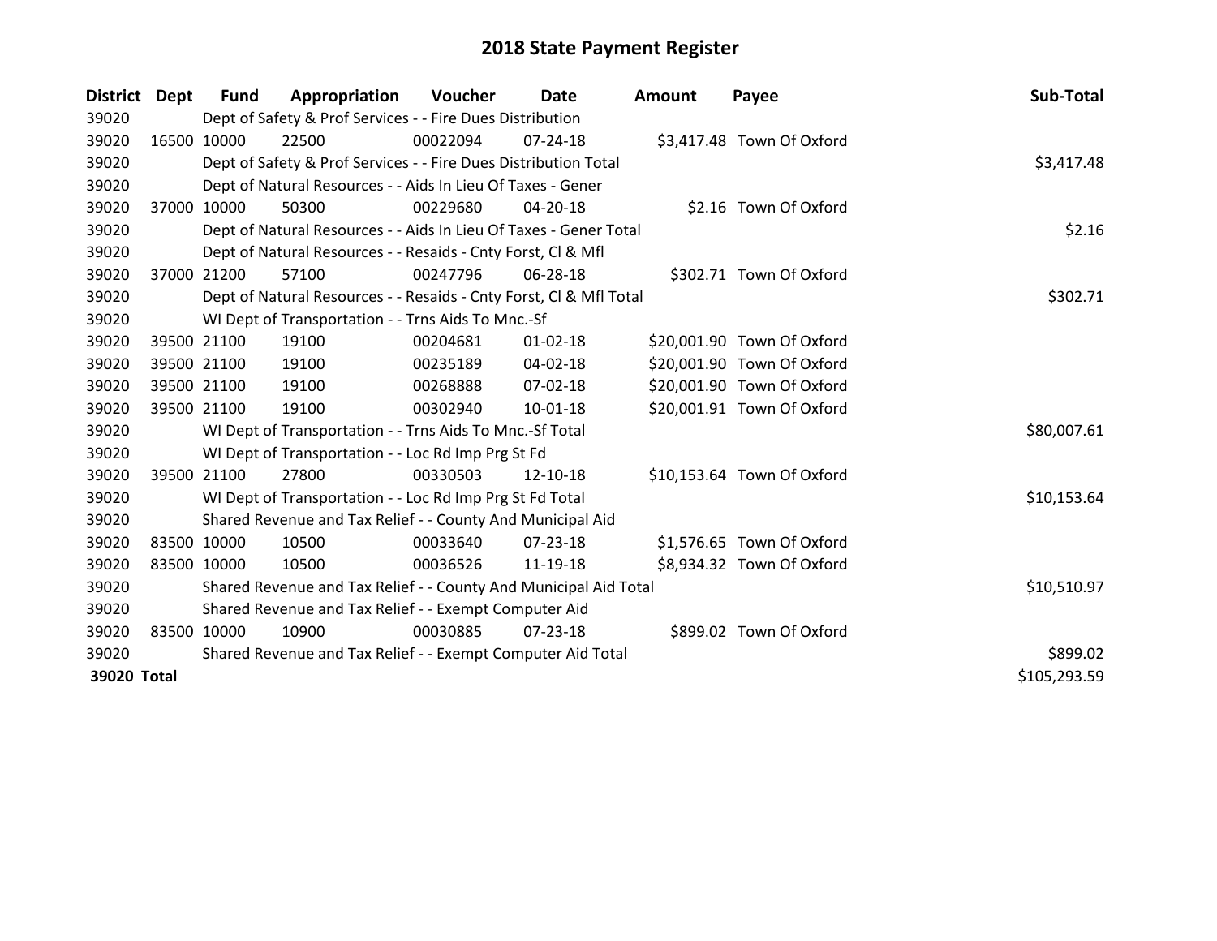# 2018 State Payment Register

| District | Dept | Fund | Appropriation | Voucher | Date | Amount | Payee | Sub-Total |
|---|---|---|---|---|---|---|---|---|
| 39020 | | Dept of Safety & Prof Services - - Fire Dues Distribution | | | | | | |
| 39020 | 16500 | 10000 | 22500 | 00022094 | 07-24-18 | $3,417.48 | Town Of Oxford | |
| 39020 | | Dept of Safety & Prof Services - - Fire Dues Distribution Total | | | | | | $3,417.48 |
| 39020 | | Dept of Natural Resources - - Aids In Lieu Of Taxes - Gener | | | | | | |
| 39020 | 37000 | 10000 | 50300 | 00229680 | 04-20-18 | $2.16 | Town Of Oxford | |
| 39020 | | Dept of Natural Resources - - Aids In Lieu Of Taxes - Gener Total | | | | | | $2.16 |
| 39020 | | Dept of Natural Resources - - Resaids - Cnty Forst, Cl & Mfl | | | | | | |
| 39020 | 37000 | 21200 | 57100 | 00247796 | 06-28-18 | $302.71 | Town Of Oxford | |
| 39020 | | Dept of Natural Resources - - Resaids - Cnty Forst, Cl & Mfl Total | | | | | | $302.71 |
| 39020 | | WI Dept of Transportation - - Trns Aids To Mnc.-Sf | | | | | | |
| 39020 | 39500 | 21100 | 19100 | 00204681 | 01-02-18 | $20,001.90 | Town Of Oxford | |
| 39020 | 39500 | 21100 | 19100 | 00235189 | 04-02-18 | $20,001.90 | Town Of Oxford | |
| 39020 | 39500 | 21100 | 19100 | 00268888 | 07-02-18 | $20,001.90 | Town Of Oxford | |
| 39020 | 39500 | 21100 | 19100 | 00302940 | 10-01-18 | $20,001.91 | Town Of Oxford | |
| 39020 | | WI Dept of Transportation - - Trns Aids To Mnc.-Sf Total | | | | | | $80,007.61 |
| 39020 | | WI Dept of Transportation - - Loc Rd Imp Prg St Fd | | | | | | |
| 39020 | 39500 | 21100 | 27800 | 00330503 | 12-10-18 | $10,153.64 | Town Of Oxford | |
| 39020 | | WI Dept of Transportation - - Loc Rd Imp Prg St Fd Total | | | | | | $10,153.64 |
| 39020 | | Shared Revenue and Tax Relief - - County And Municipal Aid | | | | | | |
| 39020 | 83500 | 10000 | 10500 | 00033640 | 07-23-18 | $1,576.65 | Town Of Oxford | |
| 39020 | 83500 | 10000 | 10500 | 00036526 | 11-19-18 | $8,934.32 | Town Of Oxford | |
| 39020 | | Shared Revenue and Tax Relief - - County And Municipal Aid Total | | | | | | $10,510.97 |
| 39020 | | Shared Revenue and Tax Relief - - Exempt Computer Aid | | | | | | |
| 39020 | 83500 | 10000 | 10900 | 00030885 | 07-23-18 | $899.02 | Town Of Oxford | |
| 39020 | | Shared Revenue and Tax Relief - - Exempt Computer Aid Total | | | | | | $899.02 |
| **39020** | **Total** | | | | | | | $105,293.59 |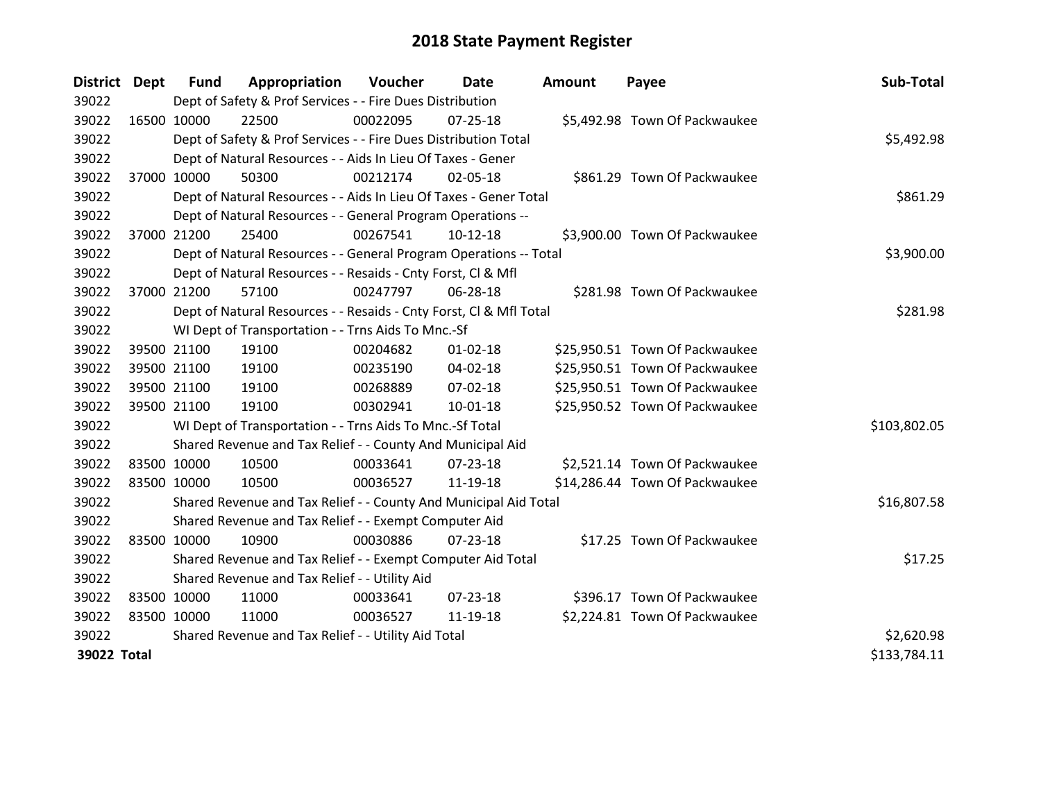# 2018 State Payment Register

| District | Dept | Fund | Appropriation | Voucher | Date | Amount | Payee | Sub-Total |
|---|---|---|---|---|---|---|---|---|
| 39022 | | Dept of Safety & Prof Services - - Fire Dues Distribution | | | | | | |
| 39022 | 16500 | 10000 | 22500 | 00022095 | 07-25-18 | $5,492.98 | Town Of Packwaukee | |
| 39022 | | Dept of Safety & Prof Services - - Fire Dues Distribution Total | | | | | | $5,492.98 |
| 39022 | | Dept of Natural Resources - - Aids In Lieu Of Taxes - Gener | | | | | | |
| 39022 | 37000 | 10000 | 50300 | 00212174 | 02-05-18 | $861.29 | Town Of Packwaukee | |
| 39022 | | Dept of Natural Resources - - Aids In Lieu Of Taxes - Gener Total | | | | | | $861.29 |
| 39022 | | Dept of Natural Resources - - General Program Operations -- | | | | | | |
| 39022 | 37000 | 21200 | 25400 | 00267541 | 10-12-18 | $3,900.00 | Town Of Packwaukee | |
| 39022 | | Dept of Natural Resources - - General Program Operations -- Total | | | | | | $3,900.00 |
| 39022 | | Dept of Natural Resources - - Resaids - Cnty Forst, Cl & Mfl | | | | | | |
| 39022 | 37000 | 21200 | 57100 | 00247797 | 06-28-18 | $281.98 | Town Of Packwaukee | |
| 39022 | | Dept of Natural Resources - - Resaids - Cnty Forst, Cl & Mfl Total | | | | | | $281.98 |
| 39022 | | WI Dept of Transportation - - Trns Aids To Mnc.-Sf | | | | | | |
| 39022 | 39500 | 21100 | 19100 | 00204682 | 01-02-18 | $25,950.51 | Town Of Packwaukee | |
| 39022 | 39500 | 21100 | 19100 | 00235190 | 04-02-18 | $25,950.51 | Town Of Packwaukee | |
| 39022 | 39500 | 21100 | 19100 | 00268889 | 07-02-18 | $25,950.51 | Town Of Packwaukee | |
| 39022 | 39500 | 21100 | 19100 | 00302941 | 10-01-18 | $25,950.52 | Town Of Packwaukee | |
| 39022 | | WI Dept of Transportation - - Trns Aids To Mnc.-Sf Total | | | | | | $103,802.05 |
| 39022 | | Shared Revenue and Tax Relief - - County And Municipal Aid | | | | | | |
| 39022 | 83500 | 10000 | 10500 | 00033641 | 07-23-18 | $2,521.14 | Town Of Packwaukee | |
| 39022 | 83500 | 10000 | 10500 | 00036527 | 11-19-18 | $14,286.44 | Town Of Packwaukee | |
| 39022 | | Shared Revenue and Tax Relief - - County And Municipal Aid Total | | | | | | $16,807.58 |
| 39022 | | Shared Revenue and Tax Relief - - Exempt Computer Aid | | | | | | |
| 39022 | 83500 | 10000 | 10900 | 00030886 | 07-23-18 | $17.25 | Town Of Packwaukee | |
| 39022 | | Shared Revenue and Tax Relief - - Exempt Computer Aid Total | | | | | | $17.25 |
| 39022 | | Shared Revenue and Tax Relief - - Utility Aid | | | | | | |
| 39022 | 83500 | 10000 | 11000 | 00033641 | 07-23-18 | $396.17 | Town Of Packwaukee | |
| 39022 | 83500 | 10000 | 11000 | 00036527 | 11-19-18 | $2,224.81 | Town Of Packwaukee | |
| 39022 | | Shared Revenue and Tax Relief - - Utility Aid Total | | | | | | $2,620.98 |
| **39022 Total** | | | | | | | | $133,784.11 |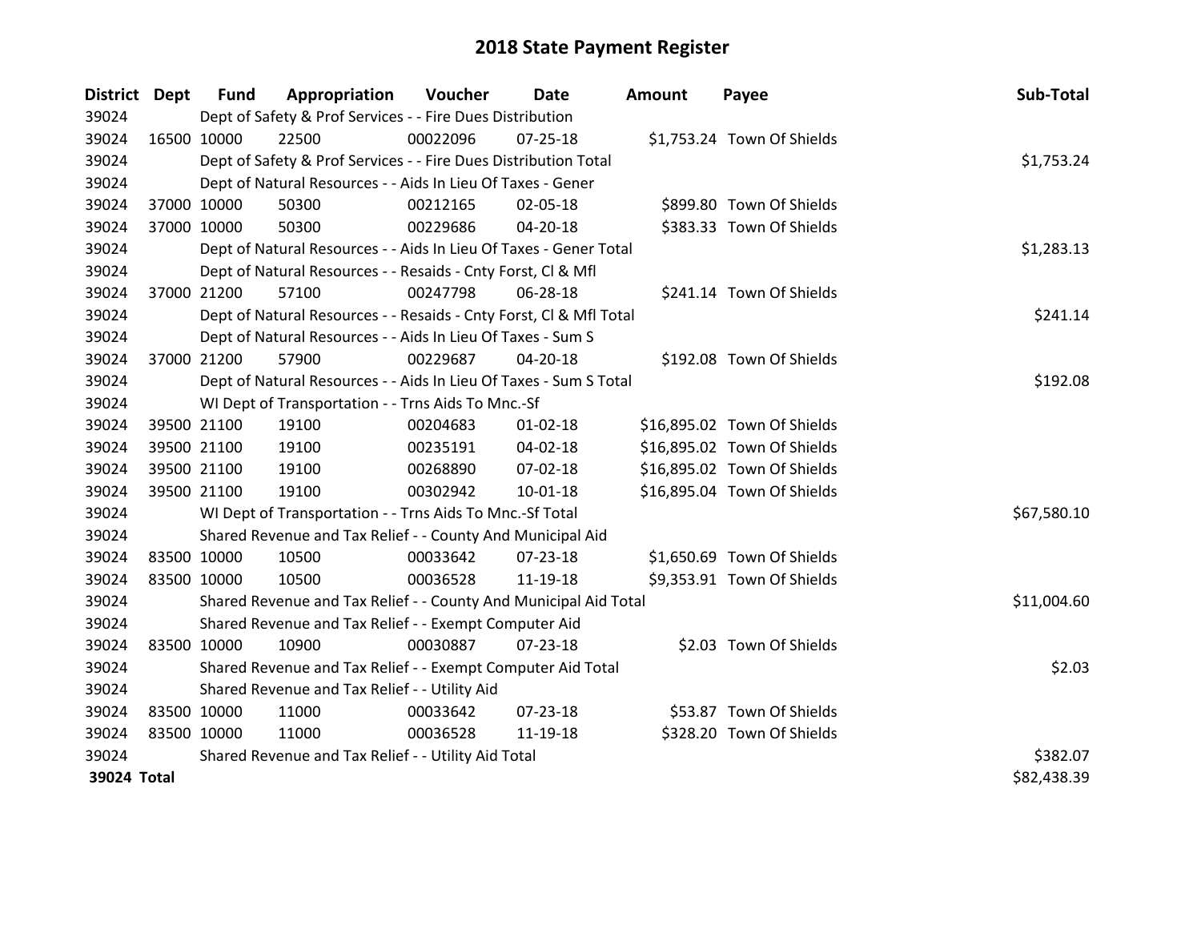# 2018 State Payment Register

| District | Dept | Fund | Appropriation | Voucher | Date | Amount | Payee | Sub-Total |
|---|---|---|---|---|---|---|---|---|
| 39024 | | Dept of Safety & Prof Services - - Fire Dues Distribution | | | | | | |
| 39024 | 16500 | 10000 | 22500 | 00022096 | 07-25-18 | $1,753.24 | Town Of Shields | |
| 39024 | | Dept of Safety & Prof Services - - Fire Dues Distribution Total | | | | | | $1,753.24 |
| 39024 | | Dept of Natural Resources - - Aids In Lieu Of Taxes - Gener | | | | | | |
| 39024 | 37000 | 10000 | 50300 | 00212165 | 02-05-18 | $899.80 | Town Of Shields | |
| 39024 | 37000 | 10000 | 50300 | 00229686 | 04-20-18 | $383.33 | Town Of Shields | |
| 39024 | | Dept of Natural Resources - - Aids In Lieu Of Taxes - Gener Total | | | | | | $1,283.13 |
| 39024 | | Dept of Natural Resources - - Resaids - Cnty Forst, Cl & Mfl | | | | | | |
| 39024 | 37000 | 21200 | 57100 | 00247798 | 06-28-18 | $241.14 | Town Of Shields | |
| 39024 | | Dept of Natural Resources - - Resaids - Cnty Forst, Cl & Mfl Total | | | | | | $241.14 |
| 39024 | | Dept of Natural Resources - - Aids In Lieu Of Taxes - Sum S | | | | | | |
| 39024 | 37000 | 21200 | 57900 | 00229687 | 04-20-18 | $192.08 | Town Of Shields | |
| 39024 | | Dept of Natural Resources - - Aids In Lieu Of Taxes - Sum S Total | | | | | | $192.08 |
| 39024 | | WI Dept of Transportation - - Trns Aids To Mnc.-Sf | | | | | | |
| 39024 | 39500 | 21100 | 19100 | 00204683 | 01-02-18 | $16,895.02 | Town Of Shields | |
| 39024 | 39500 | 21100 | 19100 | 00235191 | 04-02-18 | $16,895.02 | Town Of Shields | |
| 39024 | 39500 | 21100 | 19100 | 00268890 | 07-02-18 | $16,895.02 | Town Of Shields | |
| 39024 | 39500 | 21100 | 19100 | 00302942 | 10-01-18 | $16,895.04 | Town Of Shields | |
| 39024 | | WI Dept of Transportation - - Trns Aids To Mnc.-Sf Total | | | | | | $67,580.10 |
| 39024 | | Shared Revenue and Tax Relief - - County And Municipal Aid | | | | | | |
| 39024 | 83500 | 10000 | 10500 | 00033642 | 07-23-18 | $1,650.69 | Town Of Shields | |
| 39024 | 83500 | 10000 | 10500 | 00036528 | 11-19-18 | $9,353.91 | Town Of Shields | |
| 39024 | | Shared Revenue and Tax Relief - - County And Municipal Aid Total | | | | | | $11,004.60 |
| 39024 | | Shared Revenue and Tax Relief - - Exempt Computer Aid | | | | | | |
| 39024 | 83500 | 10000 | 10900 | 00030887 | 07-23-18 | $2.03 | Town Of Shields | |
| 39024 | | Shared Revenue and Tax Relief - - Exempt Computer Aid Total | | | | | | $2.03 |
| 39024 | | Shared Revenue and Tax Relief - - Utility Aid | | | | | | |
| 39024 | 83500 | 10000 | 11000 | 00033642 | 07-23-18 | $53.87 | Town Of Shields | |
| 39024 | 83500 | 10000 | 11000 | 00036528 | 11-19-18 | $328.20 | Town Of Shields | |
| 39024 | | Shared Revenue and Tax Relief - - Utility Aid Total | | | | | | $382.07 |
| **39024 Total** | | | | | | | | $82,438.39 |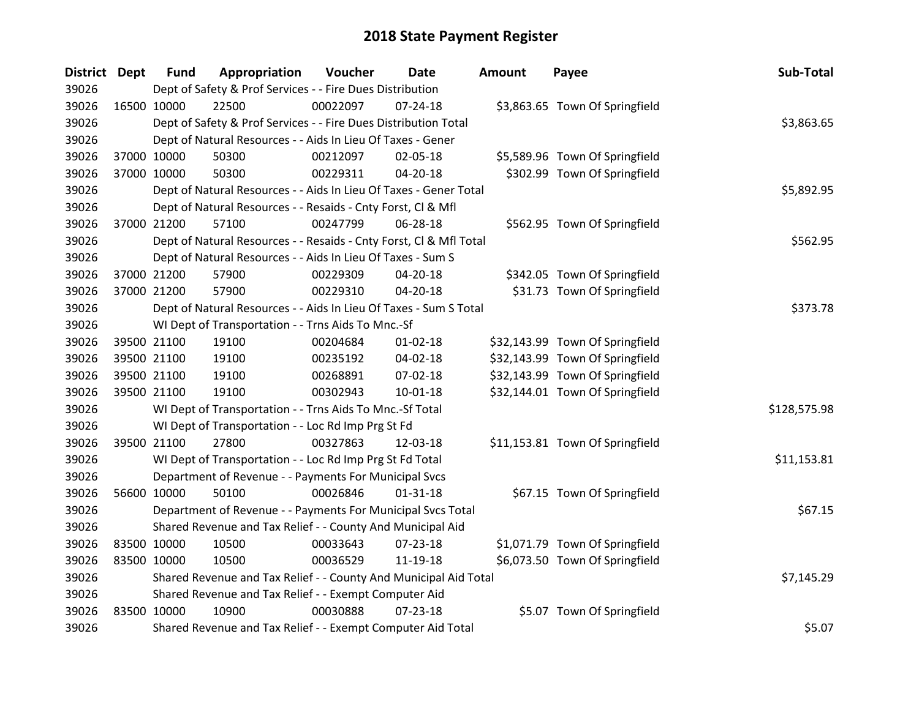# 2018 State Payment Register

| District | Dept | Fund | Appropriation | Voucher | Date | Amount | Payee | Sub-Total |
|---|---|---|---|---|---|---|---|---|
| 39026 | | Dept of Safety & Prof Services - - Fire Dues Distribution | | | | | | |
| 39026 | 16500 | 10000 | 22500 | 00022097 | 07-24-18 | $3,863.65 | Town Of Springfield | |
| 39026 | | Dept of Safety & Prof Services - - Fire Dues Distribution Total | | | | | | $3,863.65 |
| 39026 | | Dept of Natural Resources - - Aids In Lieu Of Taxes - Gener | | | | | | |
| 39026 | 37000 | 10000 | 50300 | 00212097 | 02-05-18 | $5,589.96 | Town Of Springfield | |
| 39026 | 37000 | 10000 | 50300 | 00229311 | 04-20-18 | $302.99 | Town Of Springfield | |
| 39026 | | Dept of Natural Resources - - Aids In Lieu Of Taxes - Gener Total | | | | | | $5,892.95 |
| 39026 | | Dept of Natural Resources - - Resaids - Cnty Forst, Cl & Mfl | | | | | | |
| 39026 | 37000 | 21200 | 57100 | 00247799 | 06-28-18 | $562.95 | Town Of Springfield | |
| 39026 | | Dept of Natural Resources - - Resaids - Cnty Forst, Cl & Mfl Total | | | | | | $562.95 |
| 39026 | | Dept of Natural Resources - - Aids In Lieu Of Taxes - Sum S | | | | | | |
| 39026 | 37000 | 21200 | 57900 | 00229309 | 04-20-18 | $342.05 | Town Of Springfield | |
| 39026 | 37000 | 21200 | 57900 | 00229310 | 04-20-18 | $31.73 | Town Of Springfield | |
| 39026 | | Dept of Natural Resources - - Aids In Lieu Of Taxes - Sum S Total | | | | | | $373.78 |
| 39026 | | WI Dept of Transportation - - Trns Aids To Mnc.-Sf | | | | | | |
| 39026 | 39500 | 21100 | 19100 | 00204684 | 01-02-18 | $32,143.99 | Town Of Springfield | |
| 39026 | 39500 | 21100 | 19100 | 00235192 | 04-02-18 | $32,143.99 | Town Of Springfield | |
| 39026 | 39500 | 21100 | 19100 | 00268891 | 07-02-18 | $32,143.99 | Town Of Springfield | |
| 39026 | 39500 | 21100 | 19100 | 00302943 | 10-01-18 | $32,144.01 | Town Of Springfield | |
| 39026 | | WI Dept of Transportation - - Trns Aids To Mnc.-Sf Total | | | | | | $128,575.98 |
| 39026 | | WI Dept of Transportation - - Loc Rd Imp Prg St Fd | | | | | | |
| 39026 | 39500 | 21100 | 27800 | 00327863 | 12-03-18 | $11,153.81 | Town Of Springfield | |
| 39026 | | WI Dept of Transportation - - Loc Rd Imp Prg St Fd Total | | | | | | $11,153.81 |
| 39026 | | Department of Revenue - - Payments For Municipal Svcs | | | | | | |
| 39026 | 56600 | 10000 | 50100 | 00026846 | 01-31-18 | $67.15 | Town Of Springfield | |
| 39026 | | Department of Revenue - - Payments For Municipal Svcs Total | | | | | | $67.15 |
| 39026 | | Shared Revenue and Tax Relief - - County And Municipal Aid | | | | | | |
| 39026 | 83500 | 10000 | 10500 | 00033643 | 07-23-18 | $1,071.79 | Town Of Springfield | |
| 39026 | 83500 | 10000 | 10500 | 00036529 | 11-19-18 | $6,073.50 | Town Of Springfield | |
| 39026 | | Shared Revenue and Tax Relief - - County And Municipal Aid Total | | | | | | $7,145.29 |
| 39026 | | Shared Revenue and Tax Relief - - Exempt Computer Aid | | | | | | |
| 39026 | 83500 | 10000 | 10900 | 00030888 | 07-23-18 | $5.07 | Town Of Springfield | |
| 39026 | | Shared Revenue and Tax Relief - - Exempt Computer Aid Total | | | | | | $5.07 |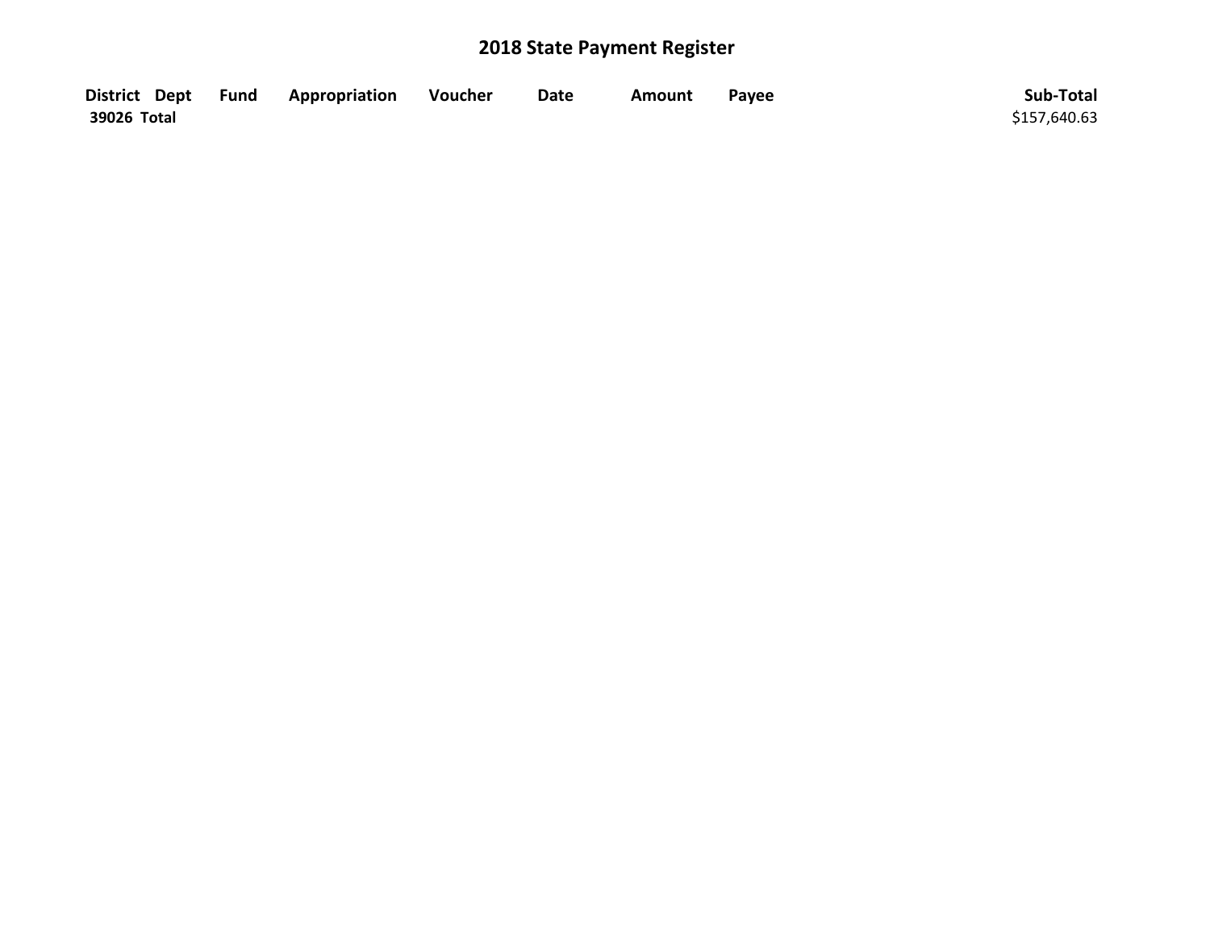# 2018 State Payment Register

| District | Dept | Fund | Appropriation | Voucher | Date | Amount | Payee | Sub-Total |
|---|---|---|---|---|---|---|---|---|
| **39026 Total** | | | | | | | | $157,640.63 |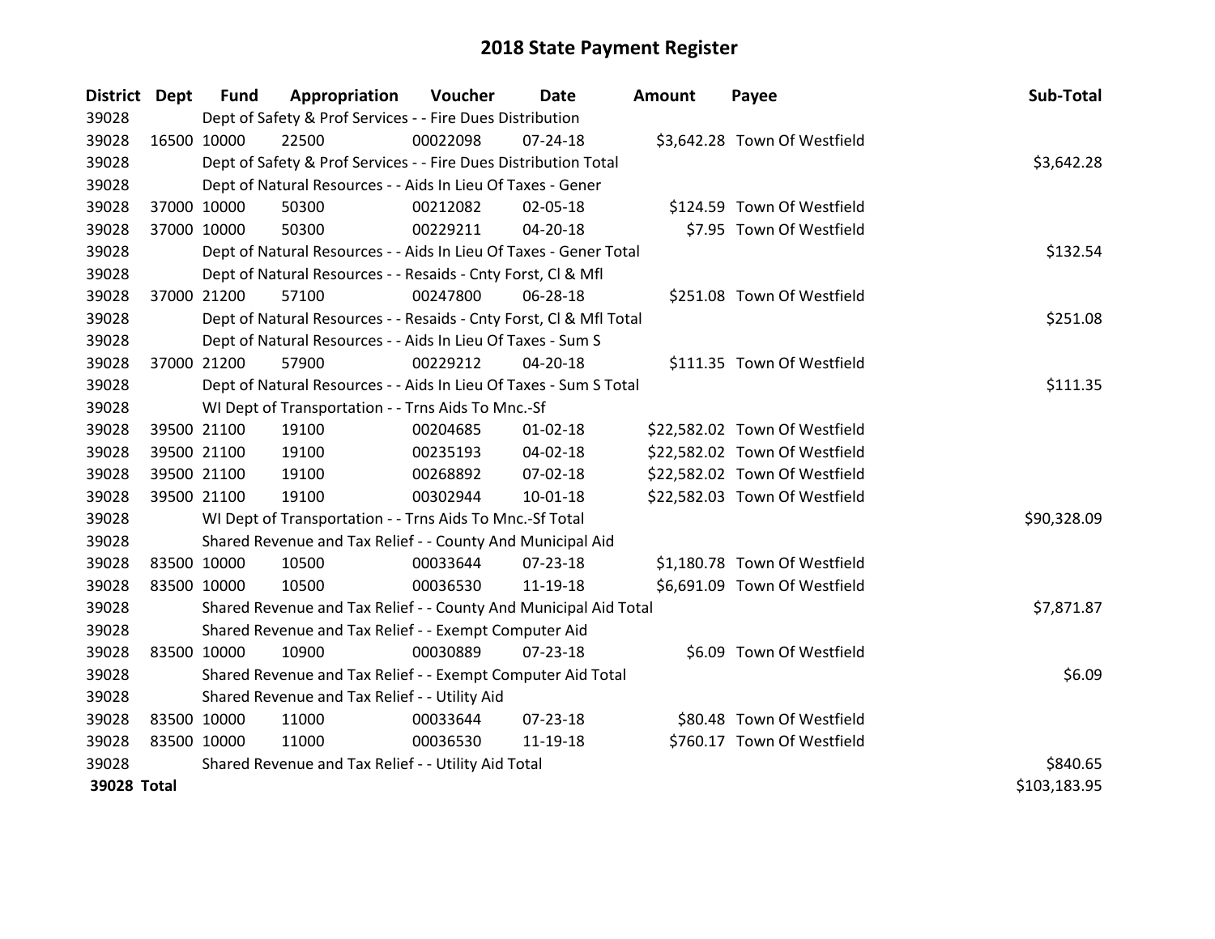# 2018 State Payment Register

| District | Dept | Fund | Appropriation | Voucher | Date | Amount | Payee | Sub-Total |
|---|---|---|---|---|---|---|---|---|
| 39028 | | Dept of Safety & Prof Services - - Fire Dues Distribution | | | | | | |
| 39028 | 16500 | 10000 | 22500 | 00022098 | 07-24-18 | $3,642.28 | Town Of Westfield | |
| 39028 | | Dept of Safety & Prof Services - - Fire Dues Distribution Total | | | | | | $3,642.28 |
| 39028 | | Dept of Natural Resources - - Aids In Lieu Of Taxes - Gener | | | | | | |
| 39028 | 37000 | 10000 | 50300 | 00212082 | 02-05-18 | $124.59 | Town Of Westfield | |
| 39028 | 37000 | 10000 | 50300 | 00229211 | 04-20-18 | $7.95 | Town Of Westfield | |
| 39028 | | Dept of Natural Resources - - Aids In Lieu Of Taxes - Gener Total | | | | | | $132.54 |
| 39028 | | Dept of Natural Resources - - Resaids - Cnty Forst, Cl & Mfl | | | | | | |
| 39028 | 37000 | 21200 | 57100 | 00247800 | 06-28-18 | $251.08 | Town Of Westfield | |
| 39028 | | Dept of Natural Resources - - Resaids - Cnty Forst, Cl & Mfl Total | | | | | | $251.08 |
| 39028 | | Dept of Natural Resources - - Aids In Lieu Of Taxes - Sum S | | | | | | |
| 39028 | 37000 | 21200 | 57900 | 00229212 | 04-20-18 | $111.35 | Town Of Westfield | |
| 39028 | | Dept of Natural Resources - - Aids In Lieu Of Taxes - Sum S Total | | | | | | $111.35 |
| 39028 | | WI Dept of Transportation - - Trns Aids To Mnc.-Sf | | | | | | |
| 39028 | 39500 | 21100 | 19100 | 00204685 | 01-02-18 | $22,582.02 | Town Of Westfield | |
| 39028 | 39500 | 21100 | 19100 | 00235193 | 04-02-18 | $22,582.02 | Town Of Westfield | |
| 39028 | 39500 | 21100 | 19100 | 00268892 | 07-02-18 | $22,582.02 | Town Of Westfield | |
| 39028 | 39500 | 21100 | 19100 | 00302944 | 10-01-18 | $22,582.03 | Town Of Westfield | |
| 39028 | | WI Dept of Transportation - - Trns Aids To Mnc.-Sf Total | | | | | | $90,328.09 |
| 39028 | | Shared Revenue and Tax Relief - - County And Municipal Aid | | | | | | |
| 39028 | 83500 | 10000 | 10500 | 00033644 | 07-23-18 | $1,180.78 | Town Of Westfield | |
| 39028 | 83500 | 10000 | 10500 | 00036530 | 11-19-18 | $6,691.09 | Town Of Westfield | |
| 39028 | | Shared Revenue and Tax Relief - - County And Municipal Aid Total | | | | | | $7,871.87 |
| 39028 | | Shared Revenue and Tax Relief - - Exempt Computer Aid | | | | | | |
| 39028 | 83500 | 10000 | 10900 | 00030889 | 07-23-18 | $6.09 | Town Of Westfield | |
| 39028 | | Shared Revenue and Tax Relief - - Exempt Computer Aid Total | | | | | | $6.09 |
| 39028 | | Shared Revenue and Tax Relief - - Utility Aid | | | | | | |
| 39028 | 83500 | 10000 | 11000 | 00033644 | 07-23-18 | $80.48 | Town Of Westfield | |
| 39028 | 83500 | 10000 | 11000 | 00036530 | 11-19-18 | $760.17 | Town Of Westfield | |
| 39028 | | Shared Revenue and Tax Relief - - Utility Aid Total | | | | | | $840.65 |
| **39028 Total** | | | | | | | | $103,183.95 |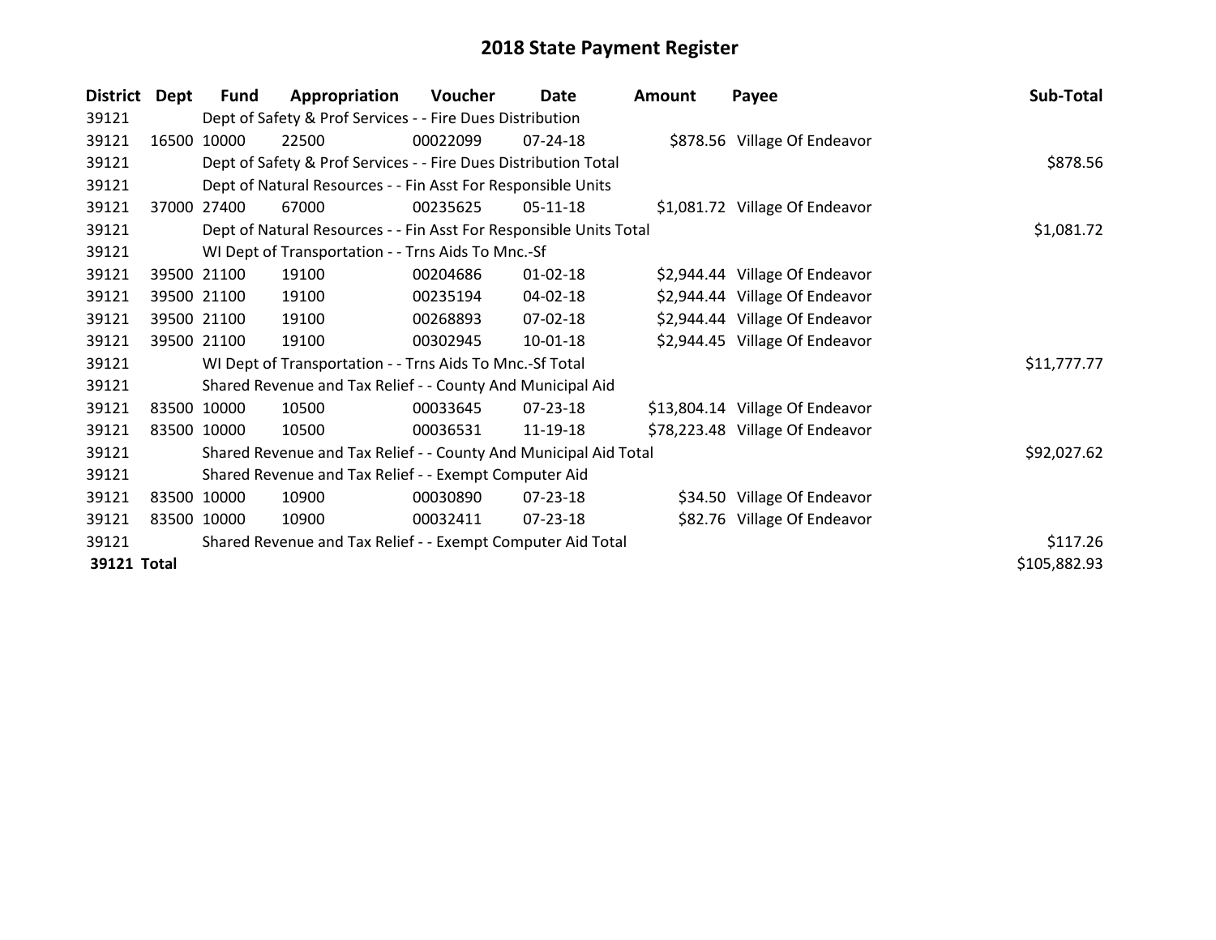# 2018 State Payment Register

| District | Dept | Fund | Appropriation | Voucher | Date | Amount | Payee | Sub-Total |
|---|---|---|---|---|---|---|---|---|
| 39121 | | Dept of Safety & Prof Services - - Fire Dues Distribution | | | | | | |
| 39121 | 16500 | 10000 | 22500 | 00022099 | 07-24-18 | $878.56 | Village Of Endeavor | |
| 39121 | | Dept of Safety & Prof Services - - Fire Dues Distribution Total | | | | | | $878.56 |
| 39121 | | Dept of Natural Resources - - Fin Asst For Responsible Units | | | | | | |
| 39121 | 37000 | 27400 | 67000 | 00235625 | 05-11-18 | $1,081.72 | Village Of Endeavor | |
| 39121 | | Dept of Natural Resources - - Fin Asst For Responsible Units Total | | | | | | $1,081.72 |
| 39121 | | WI Dept of Transportation - - Trns Aids To Mnc.-Sf | | | | | | |
| 39121 | 39500 | 21100 | 19100 | 00204686 | 01-02-18 | $2,944.44 | Village Of Endeavor | |
| 39121 | 39500 | 21100 | 19100 | 00235194 | 04-02-18 | $2,944.44 | Village Of Endeavor | |
| 39121 | 39500 | 21100 | 19100 | 00268893 | 07-02-18 | $2,944.44 | Village Of Endeavor | |
| 39121 | 39500 | 21100 | 19100 | 00302945 | 10-01-18 | $2,944.45 | Village Of Endeavor | |
| 39121 | | WI Dept of Transportation - - Trns Aids To Mnc.-Sf Total | | | | | | $11,777.77 |
| 39121 | | Shared Revenue and Tax Relief - - County And Municipal Aid | | | | | | |
| 39121 | 83500 | 10000 | 10500 | 00033645 | 07-23-18 | $13,804.14 | Village Of Endeavor | |
| 39121 | 83500 | 10000 | 10500 | 00036531 | 11-19-18 | $78,223.48 | Village Of Endeavor | |
| 39121 | | Shared Revenue and Tax Relief - - County And Municipal Aid Total | | | | | | $92,027.62 |
| 39121 | | Shared Revenue and Tax Relief - - Exempt Computer Aid | | | | | | |
| 39121 | 83500 | 10000 | 10900 | 00030890 | 07-23-18 | $34.50 | Village Of Endeavor | |
| 39121 | 83500 | 10000 | 10900 | 00032411 | 07-23-18 | $82.76 | Village Of Endeavor | |
| 39121 | | Shared Revenue and Tax Relief - - Exempt Computer Aid Total | | | | | | $117.26 |
| **39121 Total** | | | | | | | | $105,882.93 |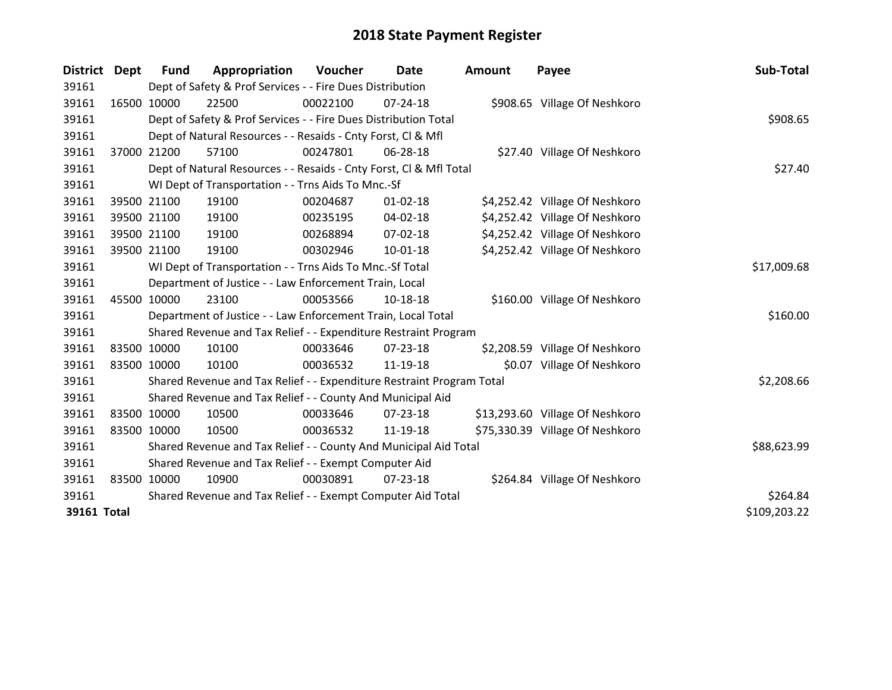# 2018 State Payment Register

| District | Dept | Fund | Appropriation | Voucher | Date | Amount | Payee | Sub-Total |
|---|---|---|---|---|---|---|---|---|
| 39161 | | Dept of Safety & Prof Services - - Fire Dues Distribution | | | | | | |
| 39161 | 16500 | 10000 | 22500 | 00022100 | 07-24-18 | $908.65 | Village Of Neshkoro | |
| 39161 | | Dept of Safety & Prof Services - - Fire Dues Distribution Total | | | | | | $908.65 |
| 39161 | | Dept of Natural Resources - - Resaids - Cnty Forst, Cl & Mfl | | | | | | |
| 39161 | 37000 | 21200 | 57100 | 00247801 | 06-28-18 | $27.40 | Village Of Neshkoro | |
| 39161 | | Dept of Natural Resources - - Resaids - Cnty Forst, Cl & Mfl Total | | | | | | $27.40 |
| 39161 | | WI Dept of Transportation - - Trns Aids To Mnc.-Sf | | | | | | |
| 39161 | 39500 | 21100 | 19100 | 00204687 | 01-02-18 | $4,252.42 | Village Of Neshkoro | |
| 39161 | 39500 | 21100 | 19100 | 00235195 | 04-02-18 | $4,252.42 | Village Of Neshkoro | |
| 39161 | 39500 | 21100 | 19100 | 00268894 | 07-02-18 | $4,252.42 | Village Of Neshkoro | |
| 39161 | 39500 | 21100 | 19100 | 00302946 | 10-01-18 | $4,252.42 | Village Of Neshkoro | |
| 39161 | | WI Dept of Transportation - - Trns Aids To Mnc.-Sf Total | | | | | | $17,009.68 |
| 39161 | | Department of Justice - - Law Enforcement Train, Local | | | | | | |
| 39161 | 45500 | 10000 | 23100 | 00053566 | 10-18-18 | $160.00 | Village Of Neshkoro | |
| 39161 | | Department of Justice - - Law Enforcement Train, Local Total | | | | | | $160.00 |
| 39161 | | Shared Revenue and Tax Relief - - Expenditure Restraint Program | | | | | | |
| 39161 | 83500 | 10000 | 10100 | 00033646 | 07-23-18 | $2,208.59 | Village Of Neshkoro | |
| 39161 | 83500 | 10000 | 10100 | 00036532 | 11-19-18 | $0.07 | Village Of Neshkoro | |
| 39161 | | Shared Revenue and Tax Relief - - Expenditure Restraint Program Total | | | | | | $2,208.66 |
| 39161 | | Shared Revenue and Tax Relief - - County And Municipal Aid | | | | | | |
| 39161 | 83500 | 10000 | 10500 | 00033646 | 07-23-18 | $13,293.60 | Village Of Neshkoro | |
| 39161 | 83500 | 10000 | 10500 | 00036532 | 11-19-18 | $75,330.39 | Village Of Neshkoro | |
| 39161 | | Shared Revenue and Tax Relief - - County And Municipal Aid Total | | | | | | $88,623.99 |
| 39161 | | Shared Revenue and Tax Relief - - Exempt Computer Aid | | | | | | |
| 39161 | 83500 | 10000 | 10900 | 00030891 | 07-23-18 | $264.84 | Village Of Neshkoro | |
| 39161 | | Shared Revenue and Tax Relief - - Exempt Computer Aid Total | | | | | | $264.84 |
| **39161 Total** | | | | | | | | $109,203.22 |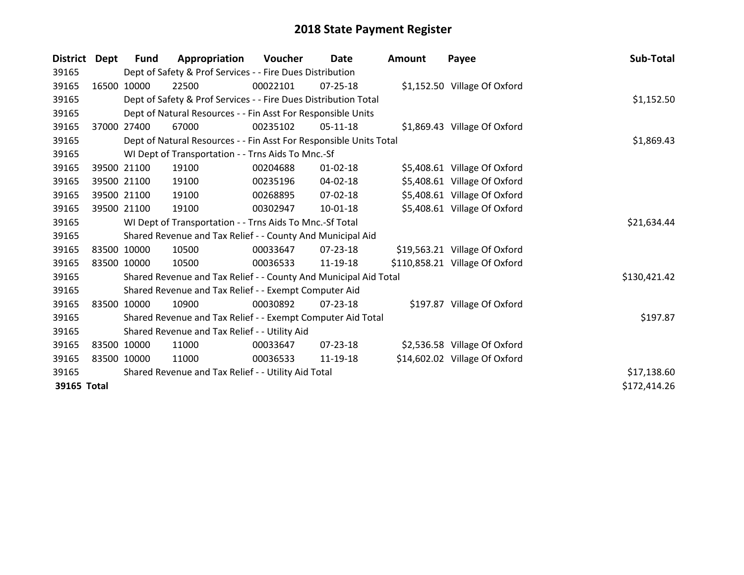# 2018 State Payment Register

| District | Dept | Fund | Appropriation | Voucher | Date | Amount | Payee | Sub-Total |
|---|---|---|---|---|---|---|---|---|
| 39165 | | Dept of Safety & Prof Services - - Fire Dues Distribution | | | | | | |
| 39165 | 16500 | 10000 | 22500 | 00022101 | 07-25-18 | $1,152.50 | Village Of Oxford | |
| 39165 | | Dept of Safety & Prof Services - - Fire Dues Distribution Total | | | | | | $1,152.50 |
| 39165 | | Dept of Natural Resources - - Fin Asst For Responsible Units | | | | | | |
| 39165 | 37000 | 27400 | 67000 | 00235102 | 05-11-18 | $1,869.43 | Village Of Oxford | |
| 39165 | | Dept of Natural Resources - - Fin Asst For Responsible Units Total | | | | | | $1,869.43 |
| 39165 | | WI Dept of Transportation - - Trns Aids To Mnc.-Sf | | | | | | |
| 39165 | 39500 | 21100 | 19100 | 00204688 | 01-02-18 | $5,408.61 | Village Of Oxford | |
| 39165 | 39500 | 21100 | 19100 | 00235196 | 04-02-18 | $5,408.61 | Village Of Oxford | |
| 39165 | 39500 | 21100 | 19100 | 00268895 | 07-02-18 | $5,408.61 | Village Of Oxford | |
| 39165 | 39500 | 21100 | 19100 | 00302947 | 10-01-18 | $5,408.61 | Village Of Oxford | |
| 39165 | | WI Dept of Transportation - - Trns Aids To Mnc.-Sf Total | | | | | | $21,634.44 |
| 39165 | | Shared Revenue and Tax Relief - - County And Municipal Aid | | | | | | |
| 39165 | 83500 | 10000 | 10500 | 00033647 | 07-23-18 | $19,563.21 | Village Of Oxford | |
| 39165 | 83500 | 10000 | 10500 | 00036533 | 11-19-18 | $110,858.21 | Village Of Oxford | |
| 39165 | | Shared Revenue and Tax Relief - - County And Municipal Aid Total | | | | | | $130,421.42 |
| 39165 | | Shared Revenue and Tax Relief - - Exempt Computer Aid | | | | | | |
| 39165 | 83500 | 10000 | 10900 | 00030892 | 07-23-18 | $197.87 | Village Of Oxford | |
| 39165 | | Shared Revenue and Tax Relief - - Exempt Computer Aid Total | | | | | | $197.87 |
| 39165 | | Shared Revenue and Tax Relief - - Utility Aid | | | | | | |
| 39165 | 83500 | 10000 | 11000 | 00033647 | 07-23-18 | $2,536.58 | Village Of Oxford | |
| 39165 | 83500 | 10000 | 11000 | 00036533 | 11-19-18 | $14,602.02 | Village Of Oxford | |
| 39165 | | Shared Revenue and Tax Relief - - Utility Aid Total | | | | | | $17,138.60 |
| **39165 Total** | | | | | | | | $172,414.26 |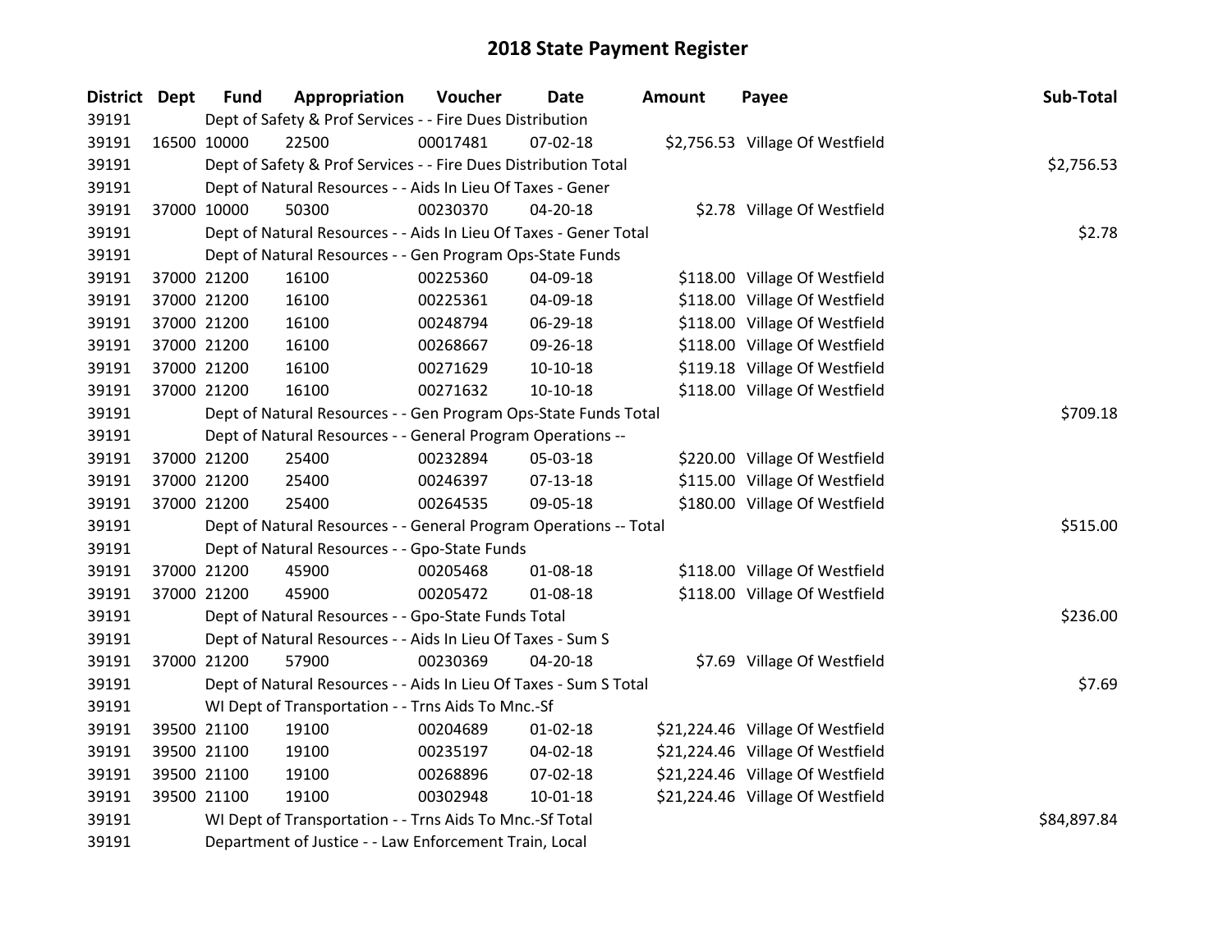# 2018 State Payment Register

| District | Dept | Fund | Appropriation | Voucher | Date | Amount | Payee | Sub-Total |
|---|---|---|---|---|---|---|---|---|
| 39191 | | Dept of Safety & Prof Services - - Fire Dues Distribution | | | | | | |
| 39191 | 16500 | 10000 | 22500 | 00017481 | 07-02-18 | $2,756.53 | Village Of Westfield | |
| 39191 | | Dept of Safety & Prof Services - - Fire Dues Distribution Total | | | | | | $2,756.53 |
| 39191 | | Dept of Natural Resources - - Aids In Lieu Of Taxes - Gener | | | | | | |
| 39191 | 37000 | 10000 | 50300 | 00230370 | 04-20-18 | $2.78 | Village Of Westfield | |
| 39191 | | Dept of Natural Resources - - Aids In Lieu Of Taxes - Gener Total | | | | | | $2.78 |
| 39191 | | Dept of Natural Resources - - Gen Program Ops-State Funds | | | | | | |
| 39191 | 37000 | 21200 | 16100 | 00225360 | 04-09-18 | $118.00 | Village Of Westfield | |
| 39191 | 37000 | 21200 | 16100 | 00225361 | 04-09-18 | $118.00 | Village Of Westfield | |
| 39191 | 37000 | 21200 | 16100 | 00248794 | 06-29-18 | $118.00 | Village Of Westfield | |
| 39191 | 37000 | 21200 | 16100 | 00268667 | 09-26-18 | $118.00 | Village Of Westfield | |
| 39191 | 37000 | 21200 | 16100 | 00271629 | 10-10-18 | $119.18 | Village Of Westfield | |
| 39191 | 37000 | 21200 | 16100 | 00271632 | 10-10-18 | $118.00 | Village Of Westfield | |
| 39191 | | Dept of Natural Resources - - Gen Program Ops-State Funds Total | | | | | | $709.18 |
| 39191 | | Dept of Natural Resources - - General Program Operations -- | | | | | | |
| 39191 | 37000 | 21200 | 25400 | 00232894 | 05-03-18 | $220.00 | Village Of Westfield | |
| 39191 | 37000 | 21200 | 25400 | 00246397 | 07-13-18 | $115.00 | Village Of Westfield | |
| 39191 | 37000 | 21200 | 25400 | 00264535 | 09-05-18 | $180.00 | Village Of Westfield | |
| 39191 | | Dept of Natural Resources - - General Program Operations -- Total | | | | | | $515.00 |
| 39191 | | Dept of Natural Resources - - Gpo-State Funds | | | | | | |
| 39191 | 37000 | 21200 | 45900 | 00205468 | 01-08-18 | $118.00 | Village Of Westfield | |
| 39191 | 37000 | 21200 | 45900 | 00205472 | 01-08-18 | $118.00 | Village Of Westfield | |
| 39191 | | Dept of Natural Resources - - Gpo-State Funds Total | | | | | | $236.00 |
| 39191 | | Dept of Natural Resources - - Aids In Lieu Of Taxes - Sum S | | | | | | |
| 39191 | 37000 | 21200 | 57900 | 00230369 | 04-20-18 | $7.69 | Village Of Westfield | |
| 39191 | | Dept of Natural Resources - - Aids In Lieu Of Taxes - Sum S Total | | | | | | $7.69 |
| 39191 | | WI Dept of Transportation - - Trns Aids To Mnc.-Sf | | | | | | |
| 39191 | 39500 | 21100 | 19100 | 00204689 | 01-02-18 | $21,224.46 | Village Of Westfield | |
| 39191 | 39500 | 21100 | 19100 | 00235197 | 04-02-18 | $21,224.46 | Village Of Westfield | |
| 39191 | 39500 | 21100 | 19100 | 00268896 | 07-02-18 | $21,224.46 | Village Of Westfield | |
| 39191 | 39500 | 21100 | 19100 | 00302948 | 10-01-18 | $21,224.46 | Village Of Westfield | |
| 39191 | | WI Dept of Transportation - - Trns Aids To Mnc.-Sf Total | | | | | | $84,897.84 |
| 39191 | | Department of Justice - - Law Enforcement Train, Local | | | | | | |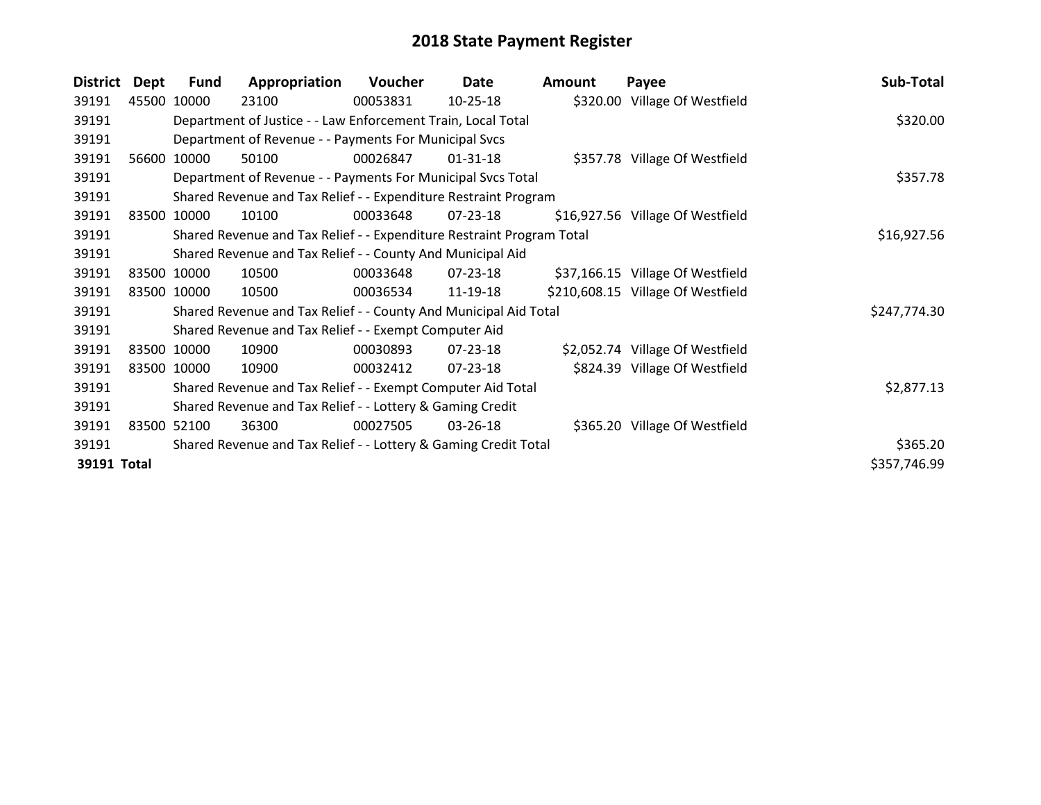# 2018 State Payment Register

| District | Dept | Fund | Appropriation | Voucher | Date | Amount | Payee | Sub-Total |
|---|---|---|---|---|---|---|---|---|
| 39191 | 45500 | 10000 | 23100 | 00053831 | 10-25-18 | $320.00 | Village Of Westfield | |
| 39191 | | Department of Justice - - Law Enforcement Train, Local Total | | | | | | $320.00 |
| 39191 | | Department of Revenue - - Payments For Municipal Svcs | | | | | | |
| 39191 | 56600 | 10000 | 50100 | 00026847 | 01-31-18 | $357.78 | Village Of Westfield | |
| 39191 | | Department of Revenue - - Payments For Municipal Svcs Total | | | | | | $357.78 |
| 39191 | | Shared Revenue and Tax Relief - - Expenditure Restraint Program | | | | | | |
| 39191 | 83500 | 10000 | 10100 | 00033648 | 07-23-18 | $16,927.56 | Village Of Westfield | |
| 39191 | | Shared Revenue and Tax Relief - - Expenditure Restraint Program Total | | | | | | $16,927.56 |
| 39191 | | Shared Revenue and Tax Relief - - County And Municipal Aid | | | | | | |
| 39191 | 83500 | 10000 | 10500 | 00033648 | 07-23-18 | $37,166.15 | Village Of Westfield | |
| 39191 | 83500 | 10000 | 10500 | 00036534 | 11-19-18 | $210,608.15 | Village Of Westfield | |
| 39191 | | Shared Revenue and Tax Relief - - County And Municipal Aid Total | | | | | | $247,774.30 |
| 39191 | | Shared Revenue and Tax Relief - - Exempt Computer Aid | | | | | | |
| 39191 | 83500 | 10000 | 10900 | 00030893 | 07-23-18 | $2,052.74 | Village Of Westfield | |
| 39191 | 83500 | 10000 | 10900 | 00032412 | 07-23-18 | $824.39 | Village Of Westfield | |
| 39191 | | Shared Revenue and Tax Relief - - Exempt Computer Aid Total | | | | | | $2,877.13 |
| 39191 | | Shared Revenue and Tax Relief - - Lottery & Gaming Credit | | | | | | |
| 39191 | 83500 | 52100 | 36300 | 00027505 | 03-26-18 | $365.20 | Village Of Westfield | |
| 39191 | | Shared Revenue and Tax Relief - - Lottery & Gaming Credit Total | | | | | | $365.20 |
| **39191 Total** | | | | | | | | $357,746.99 |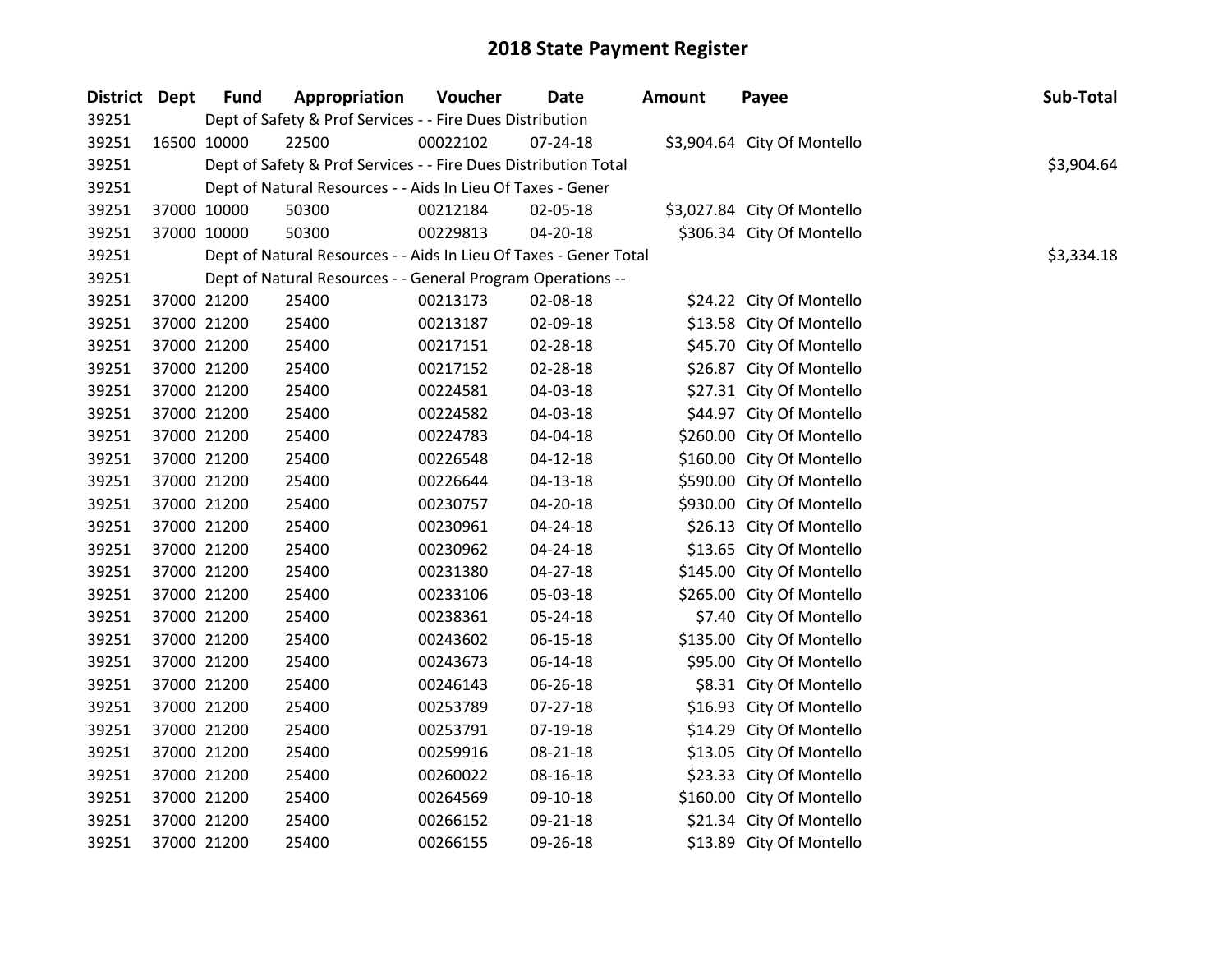# 2018 State Payment Register

| District | Dept | Fund | Appropriation | Voucher | Date | Amount | Payee | Sub-Total |
|---|---|---|---|---|---|---|---|---|
| 39251 | | Dept of Safety & Prof Services - - Fire Dues Distribution | | | | | | |
| 39251 | 16500 | 10000 | 22500 | 00022102 | 07-24-18 | $3,904.64 | City Of Montello | |
| 39251 | | Dept of Safety & Prof Services - - Fire Dues Distribution Total | | | | | | $3,904.64 |
| 39251 | | Dept of Natural Resources - - Aids In Lieu Of Taxes - Gener | | | | | | |
| 39251 | 37000 | 10000 | 50300 | 00212184 | 02-05-18 | $3,027.84 | City Of Montello | |
| 39251 | 37000 | 10000 | 50300 | 00229813 | 04-20-18 | $306.34 | City Of Montello | |
| 39251 | | Dept of Natural Resources - - Aids In Lieu Of Taxes - Gener Total | | | | | | $3,334.18 |
| 39251 | | Dept of Natural Resources - - General Program Operations -- | | | | | | |
| 39251 | 37000 | 21200 | 25400 | 00213173 | 02-08-18 | $24.22 | City Of Montello | |
| 39251 | 37000 | 21200 | 25400 | 00213187 | 02-09-18 | $13.58 | City Of Montello | |
| 39251 | 37000 | 21200 | 25400 | 00217151 | 02-28-18 | $45.70 | City Of Montello | |
| 39251 | 37000 | 21200 | 25400 | 00217152 | 02-28-18 | $26.87 | City Of Montello | |
| 39251 | 37000 | 21200 | 25400 | 00224581 | 04-03-18 | $27.31 | City Of Montello | |
| 39251 | 37000 | 21200 | 25400 | 00224582 | 04-03-18 | $44.97 | City Of Montello | |
| 39251 | 37000 | 21200 | 25400 | 00224783 | 04-04-18 | $260.00 | City Of Montello | |
| 39251 | 37000 | 21200 | 25400 | 00226548 | 04-12-18 | $160.00 | City Of Montello | |
| 39251 | 37000 | 21200 | 25400 | 00226644 | 04-13-18 | $590.00 | City Of Montello | |
| 39251 | 37000 | 21200 | 25400 | 00230757 | 04-20-18 | $930.00 | City Of Montello | |
| 39251 | 37000 | 21200 | 25400 | 00230961 | 04-24-18 | $26.13 | City Of Montello | |
| 39251 | 37000 | 21200 | 25400 | 00230962 | 04-24-18 | $13.65 | City Of Montello | |
| 39251 | 37000 | 21200 | 25400 | 00231380 | 04-27-18 | $145.00 | City Of Montello | |
| 39251 | 37000 | 21200 | 25400 | 00233106 | 05-03-18 | $265.00 | City Of Montello | |
| 39251 | 37000 | 21200 | 25400 | 00238361 | 05-24-18 | $7.40 | City Of Montello | |
| 39251 | 37000 | 21200 | 25400 | 00243602 | 06-15-18 | $135.00 | City Of Montello | |
| 39251 | 37000 | 21200 | 25400 | 00243673 | 06-14-18 | $95.00 | City Of Montello | |
| 39251 | 37000 | 21200 | 25400 | 00246143 | 06-26-18 | $8.31 | City Of Montello | |
| 39251 | 37000 | 21200 | 25400 | 00253789 | 07-27-18 | $16.93 | City Of Montello | |
| 39251 | 37000 | 21200 | 25400 | 00253791 | 07-19-18 | $14.29 | City Of Montello | |
| 39251 | 37000 | 21200 | 25400 | 00259916 | 08-21-18 | $13.05 | City Of Montello | |
| 39251 | 37000 | 21200 | 25400 | 00260022 | 08-16-18 | $23.33 | City Of Montello | |
| 39251 | 37000 | 21200 | 25400 | 00264569 | 09-10-18 | $160.00 | City Of Montello | |
| 39251 | 37000 | 21200 | 25400 | 00266152 | 09-21-18 | $21.34 | City Of Montello | |
| 39251 | 37000 | 21200 | 25400 | 00266155 | 09-26-18 | $13.89 | City Of Montello | |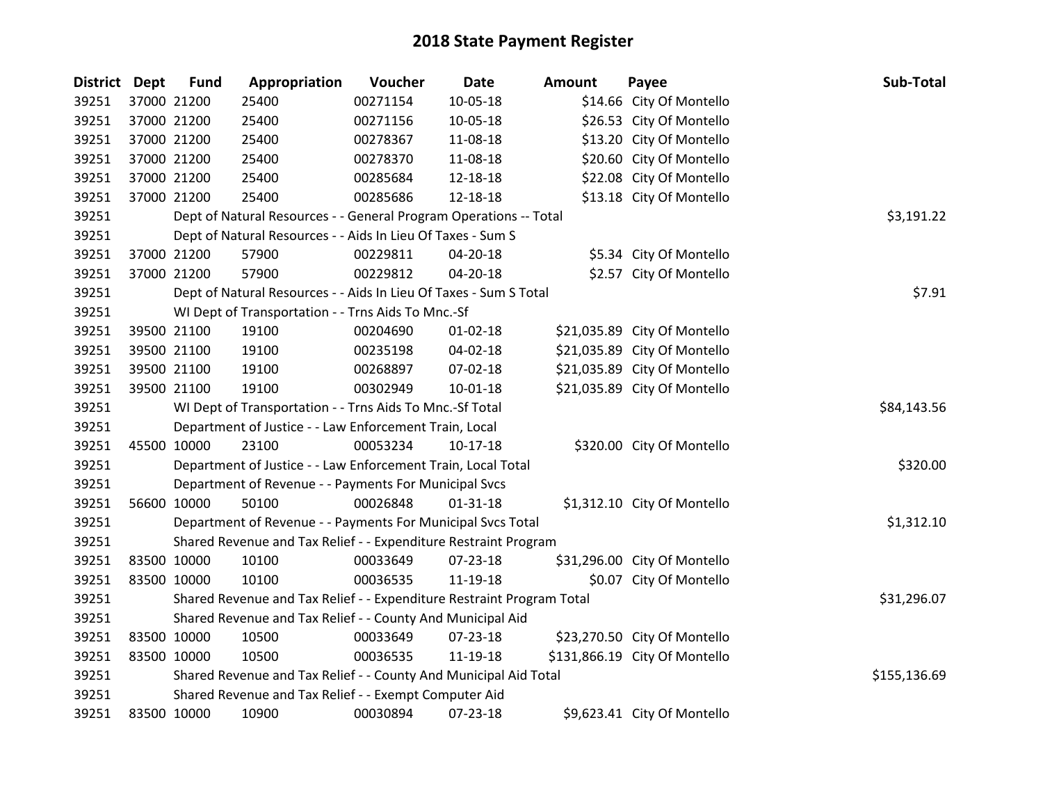# 2018 State Payment Register

| District | Dept | Fund | Appropriation | Voucher | Date | Amount | Payee | Sub-Total |
|---|---|---|---|---|---|---|---|---|
| 39251 | 37000 | 21200 | 25400 | 00271154 | 10-05-18 | $14.66 | City Of Montello | |
| 39251 | 37000 | 21200 | 25400 | 00271156 | 10-05-18 | $26.53 | City Of Montello | |
| 39251 | 37000 | 21200 | 25400 | 00278367 | 11-08-18 | $13.20 | City Of Montello | |
| 39251 | 37000 | 21200 | 25400 | 00278370 | 11-08-18 | $20.60 | City Of Montello | |
| 39251 | 37000 | 21200 | 25400 | 00285684 | 12-18-18 | $22.08 | City Of Montello | |
| 39251 | 37000 | 21200 | 25400 | 00285686 | 12-18-18 | $13.18 | City Of Montello | |
| 39251 | | Dept of Natural Resources - - General Program Operations -- Total | | | | | | $3,191.22 |
| 39251 | | Dept of Natural Resources - - Aids In Lieu Of Taxes - Sum S | | | | | | |
| 39251 | 37000 | 21200 | 57900 | 00229811 | 04-20-18 | $5.34 | City Of Montello | |
| 39251 | 37000 | 21200 | 57900 | 00229812 | 04-20-18 | $2.57 | City Of Montello | |
| 39251 | | Dept of Natural Resources - - Aids In Lieu Of Taxes - Sum S Total | | | | | | $7.91 |
| 39251 | | WI Dept of Transportation - - Trns Aids To Mnc.-Sf | | | | | | |
| 39251 | 39500 | 21100 | 19100 | 00204690 | 01-02-18 | $21,035.89 | City Of Montello | |
| 39251 | 39500 | 21100 | 19100 | 00235198 | 04-02-18 | $21,035.89 | City Of Montello | |
| 39251 | 39500 | 21100 | 19100 | 00268897 | 07-02-18 | $21,035.89 | City Of Montello | |
| 39251 | 39500 | 21100 | 19100 | 00302949 | 10-01-18 | $21,035.89 | City Of Montello | |
| 39251 | | WI Dept of Transportation - - Trns Aids To Mnc.-Sf Total | | | | | | $84,143.56 |
| 39251 | | Department of Justice - - Law Enforcement Train, Local | | | | | | |
| 39251 | 45500 | 10000 | 23100 | 00053234 | 10-17-18 | $320.00 | City Of Montello | |
| 39251 | | Department of Justice - - Law Enforcement Train, Local Total | | | | | | $320.00 |
| 39251 | | Department of Revenue - - Payments For Municipal Svcs | | | | | | |
| 39251 | 56600 | 10000 | 50100 | 00026848 | 01-31-18 | $1,312.10 | City Of Montello | |
| 39251 | | Department of Revenue - - Payments For Municipal Svcs Total | | | | | | $1,312.10 |
| 39251 | | Shared Revenue and Tax Relief - - Expenditure Restraint Program | | | | | | |
| 39251 | 83500 | 10000 | 10100 | 00033649 | 07-23-18 | $31,296.00 | City Of Montello | |
| 39251 | 83500 | 10000 | 10100 | 00036535 | 11-19-18 | $0.07 | City Of Montello | |
| 39251 | | Shared Revenue and Tax Relief - - Expenditure Restraint Program Total | | | | | | $31,296.07 |
| 39251 | | Shared Revenue and Tax Relief - - County And Municipal Aid | | | | | | |
| 39251 | 83500 | 10000 | 10500 | 00033649 | 07-23-18 | $23,270.50 | City Of Montello | |
| 39251 | 83500 | 10000 | 10500 | 00036535 | 11-19-18 | $131,866.19 | City Of Montello | |
| 39251 | | Shared Revenue and Tax Relief - - County And Municipal Aid Total | | | | | | $155,136.69 |
| 39251 | | Shared Revenue and Tax Relief - - Exempt Computer Aid | | | | | | |
| 39251 | 83500 | 10000 | 10900 | 00030894 | 07-23-18 | $9,623.41 | City Of Montello | |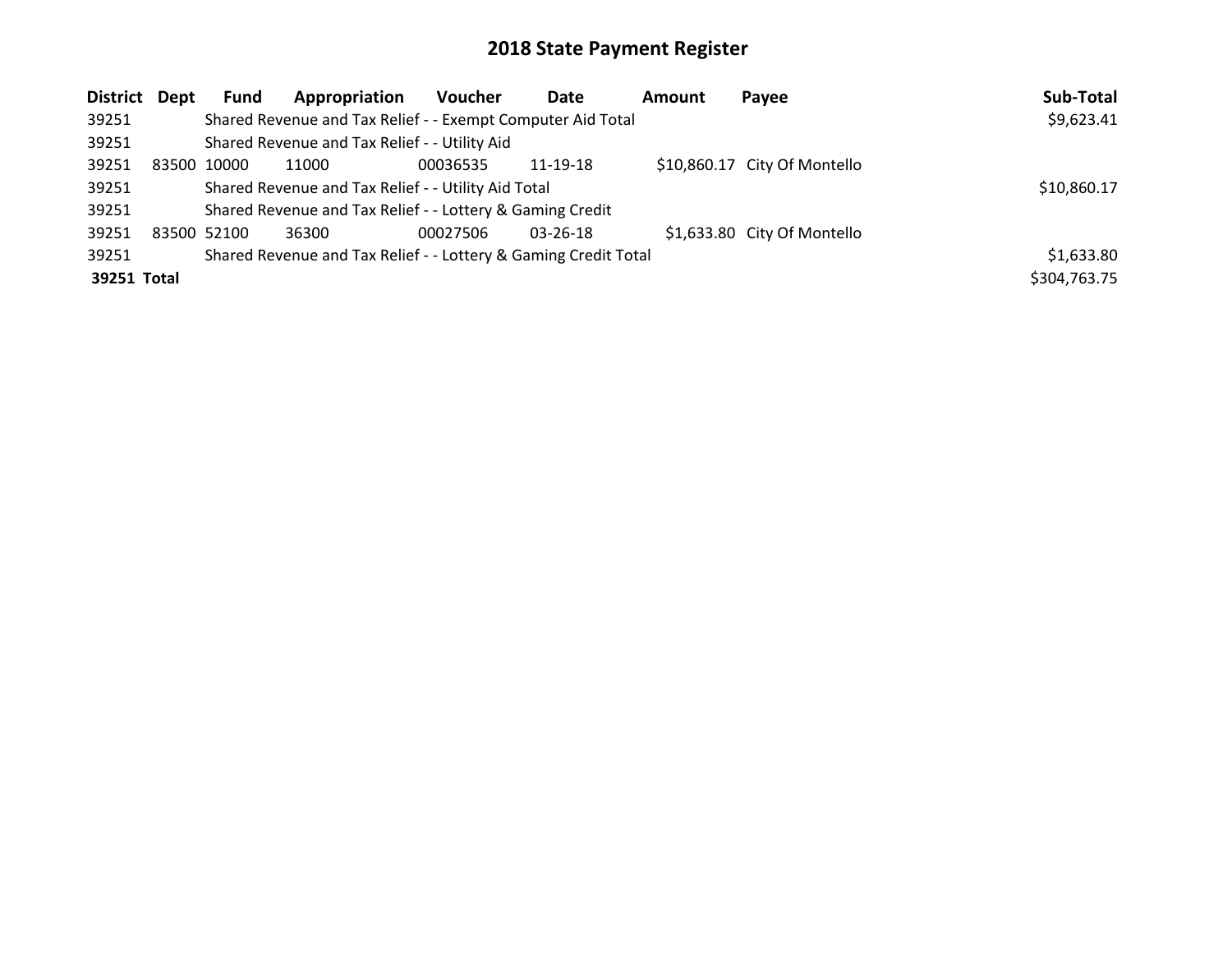# 2018 State Payment Register

| District | Dept | Fund | Appropriation | Voucher | Date | Amount | Payee | Sub-Total |
|---|---|---|---|---|---|---|---|---|
| 39251 | | Shared Revenue and Tax Relief - - Exempt Computer Aid Total | | | | | | $9,623.41 |
| 39251 | | Shared Revenue and Tax Relief - - Utility Aid | | | | | | |
| 39251 | 83500 | 10000 | 11000 | 00036535 | 11-19-18 | $10,860.17 | City Of Montello | |
| 39251 | | Shared Revenue and Tax Relief - - Utility Aid Total | | | | | | $10,860.17 |
| 39251 | | Shared Revenue and Tax Relief - - Lottery & Gaming Credit | | | | | | |
| 39251 | 83500 | 52100 | 36300 | 00027506 | 03-26-18 | $1,633.80 | City Of Montello | |
| 39251 | | Shared Revenue and Tax Relief - - Lottery & Gaming Credit Total | | | | | | $1,633.80 |
| **39251 Total** | | | | | | | | $304,763.75 |